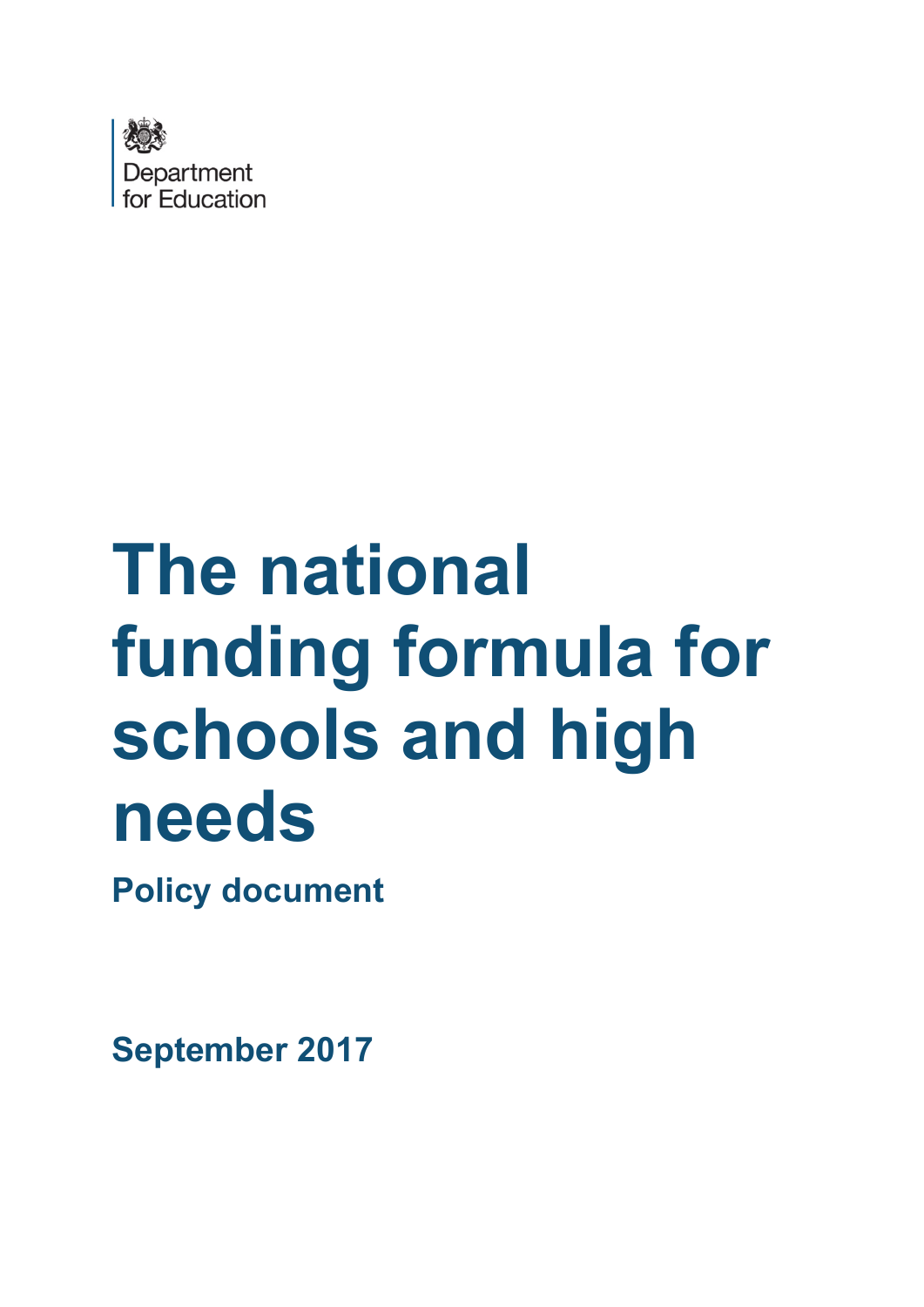Department for Education

# The national funding formula for schools and high needs

## Policy document

**September 2017**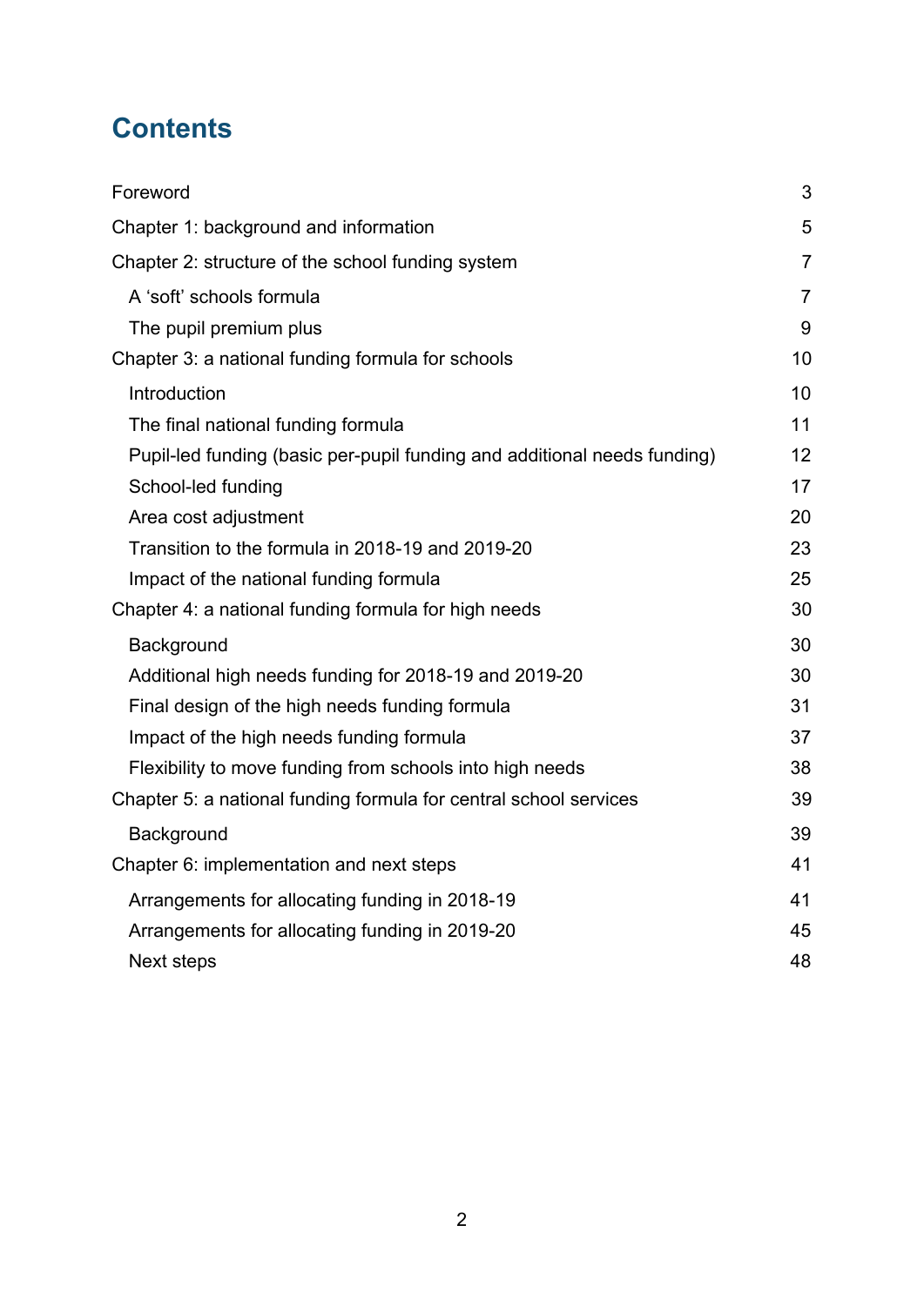# Contents

Foreword 3

Chapter 1: background and information 5

Chapter 2: structure of the school funding system 7

- A 'soft' schools formula 7
- The pupil premium plus 9

Chapter 3: a national funding formula for schools 10

- Introduction 10
- The final national funding formula 11
- Pupil-led funding (basic per-pupil funding and additional needs funding) 12
- School-led funding 17
- Area cost adjustment 20
- Transition to the formula in 2018-19 and 2019-20 23
- Impact of the national funding formula 25

Chapter 4: a national funding formula for high needs 30

- Background 30
- Additional high needs funding for 2018-19 and 2019-20 30
- Final design of the high needs funding formula 31
- Impact of the high needs funding formula 37
- Flexibility to move funding from schools into high needs 38

Chapter 5: a national funding formula for central school services 39

- Background 39

Chapter 6: implementation and next steps 41

- Arrangements for allocating funding in 2018-19 41
- Arrangements for allocating funding in 2019-20 45
- Next steps 48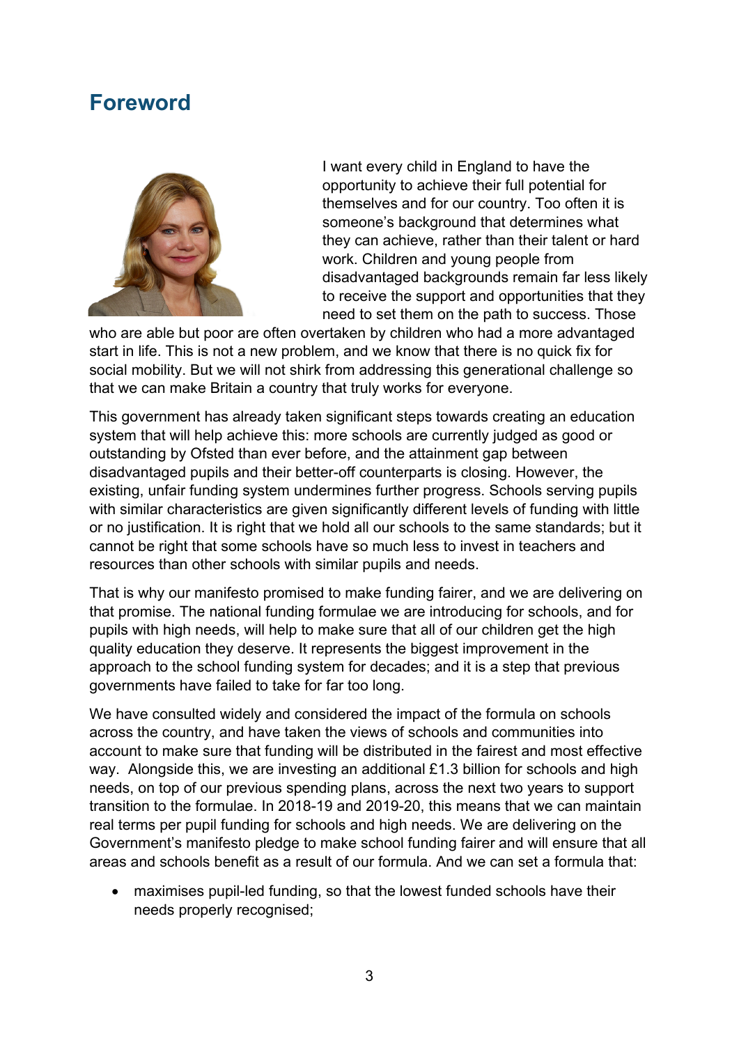## Foreword

I want every child in England to have the opportunity to achieve their full potential for themselves and for our country. Too often it is someone's background that determines what they can achieve, rather than their talent or hard work. Children and young people from disadvantaged backgrounds remain far less likely to receive the support and opportunities that they need to set them on the path to success. Those who are able but poor are often overtaken by children who had a more advantaged start in life. This is not a new problem, and we know that there is no quick fix for social mobility. But we will not shirk from addressing this generational challenge so that we can make Britain a country that truly works for everyone.

This government has already taken significant steps towards creating an education system that will help achieve this: more schools are currently judged as good or outstanding by Ofsted than ever before, and the attainment gap between disadvantaged pupils and their better-off counterparts is closing. However, the existing, unfair funding system undermines further progress. Schools serving pupils with similar characteristics are given significantly different levels of funding with little or no justification. It is right that we hold all our schools to the same standards; but it cannot be right that some schools have so much less to invest in teachers and resources than other schools with similar pupils and needs.

That is why our manifesto promised to make funding fairer, and we are delivering on that promise. The national funding formulae we are introducing for schools, and for pupils with high needs, will help to make sure that all of our children get the high quality education they deserve. It represents the biggest improvement in the approach to the school funding system for decades; and it is a step that previous governments have failed to take for far too long.

We have consulted widely and considered the impact of the formula on schools across the country, and have taken the views of schools and communities into account to make sure that funding will be distributed in the fairest and most effective way. Alongside this, we are investing an additional £1.3 billion for schools and high needs, on top of our previous spending plans, across the next two years to support transition to the formulae. In 2018-19 and 2019-20, this means that we can maintain real terms per pupil funding for schools and high needs. We are delivering on the Government's manifesto pledge to make school funding fairer and will ensure that all areas and schools benefit as a result of our formula. And we can set a formula that:

- maximises pupil-led funding, so that the lowest funded schools have their needs properly recognised;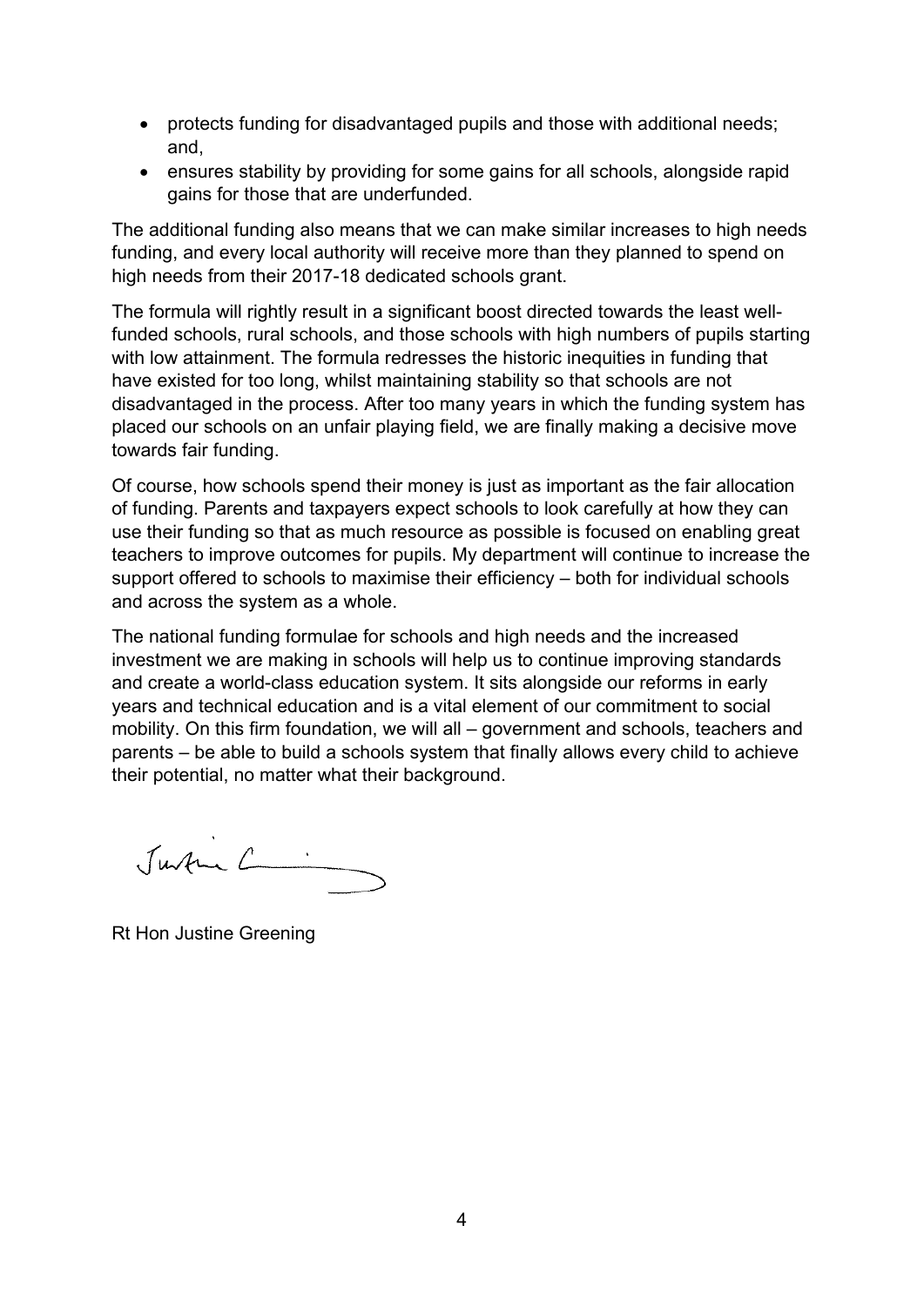- protects funding for disadvantaged pupils and those with additional needs; and,
- ensures stability by providing for some gains for all schools, alongside rapid gains for those that are underfunded.

The additional funding also means that we can make similar increases to high needs funding, and every local authority will receive more than they planned to spend on high needs from their 2017-18 dedicated schools grant.

The formula will rightly result in a significant boost directed towards the least well-funded schools, rural schools, and those schools with high numbers of pupils starting with low attainment. The formula redresses the historic inequities in funding that have existed for too long, whilst maintaining stability so that schools are not disadvantaged in the process. After too many years in which the funding system has placed our schools on an unfair playing field, we are finally making a decisive move towards fair funding.

Of course, how schools spend their money is just as important as the fair allocation of funding. Parents and taxpayers expect schools to look carefully at how they can use their funding so that as much resource as possible is focused on enabling great teachers to improve outcomes for pupils. My department will continue to increase the support offered to schools to maximise their efficiency – both for individual schools and across the system as a whole.

The national funding formulae for schools and high needs and the increased investment we are making in schools will help us to continue improving standards and create a world-class education system. It sits alongside our reforms in early years and technical education and is a vital element of our commitment to social mobility. On this firm foundation, we will all – government and schools, teachers and parents – be able to build a schools system that finally allows every child to achieve their potential, no matter what their background.

Rt Hon Justine Greening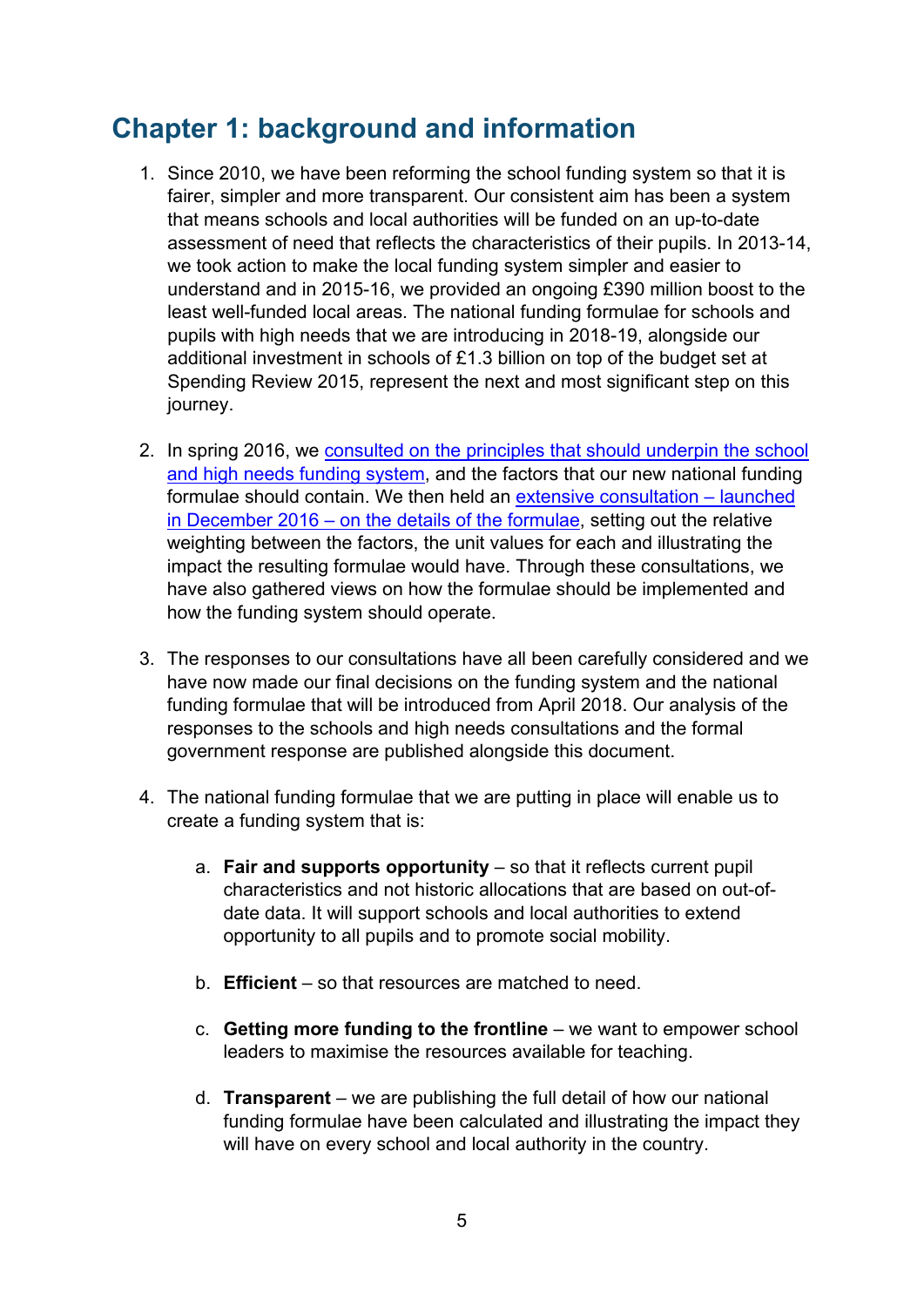## Chapter 1: background and information

1. Since 2010, we have been reforming the school funding system so that it is fairer, simpler and more transparent. Our consistent aim has been a system that means schools and local authorities will be funded on an up-to-date assessment of need that reflects the characteristics of their pupils. In 2013-14, we took action to make the local funding system simpler and easier to understand and in 2015-16, we provided an ongoing £390 million boost to the least well-funded local areas. The national funding formulae for schools and pupils with high needs that we are introducing in 2018-19, alongside our additional investment in schools of £1.3 billion on top of the budget set at Spending Review 2015, represent the next and most significant step on this journey.

2. In spring 2016, we consulted on the principles that should underpin the school and high needs funding system, and the factors that our new national funding formulae should contain. We then held an extensive consultation – launched in December 2016 – on the details of the formulae, setting out the relative weighting between the factors, the unit values for each and illustrating the impact the resulting formulae would have. Through these consultations, we have also gathered views on how the formulae should be implemented and how the funding system should operate.

3. The responses to our consultations have all been carefully considered and we have now made our final decisions on the funding system and the national funding formulae that will be introduced from April 2018. Our analysis of the responses to the schools and high needs consultations and the formal government response are published alongside this document.

4. The national funding formulae that we are putting in place will enable us to create a funding system that is:

    a. **Fair and supports opportunity** – so that it reflects current pupil characteristics and not historic allocations that are based on out-of-date data. It will support schools and local authorities to extend opportunity to all pupils and to promote social mobility.

    b. **Efficient** – so that resources are matched to need.

    c. **Getting more funding to the frontline** – we want to empower school leaders to maximise the resources available for teaching.

    d. **Transparent** – we are publishing the full detail of how our national funding formulae have been calculated and illustrating the impact they will have on every school and local authority in the country.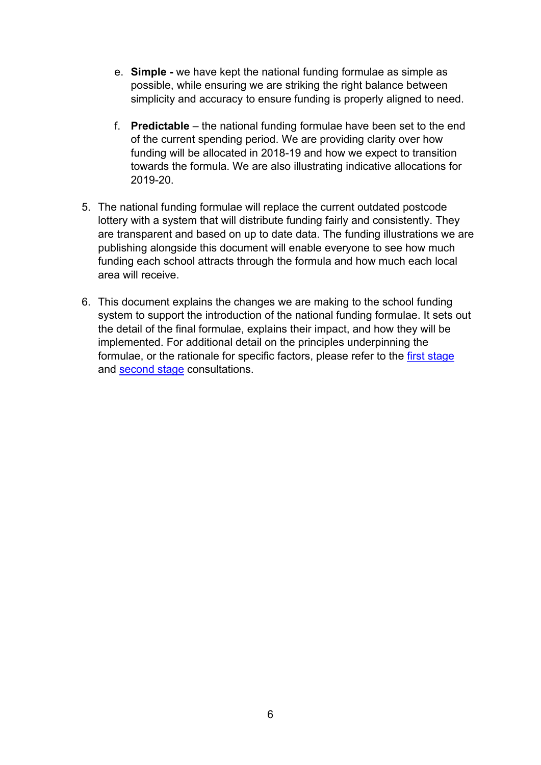e. **Simple -** we have kept the national funding formulae as simple as possible, while ensuring we are striking the right balance between simplicity and accuracy to ensure funding is properly aligned to need.

   f. **Predictable** – the national funding formulae have been set to the end of the current spending period. We are providing clarity over how funding will be allocated in 2018-19 and how we expect to transition towards the formula. We are also illustrating indicative allocations for 2019-20.

5. The national funding formulae will replace the current outdated postcode lottery with a system that will distribute funding fairly and consistently. They are transparent and based on up to date data. The funding illustrations we are publishing alongside this document will enable everyone to see how much funding each school attracts through the formula and how much each local area will receive.

6. This document explains the changes we are making to the school funding system to support the introduction of the national funding formulae. It sets out the detail of the final formulae, explains their impact, and how they will be implemented. For additional detail on the principles underpinning the formulae, or the rationale for specific factors, please refer to the first stage and second stage consultations.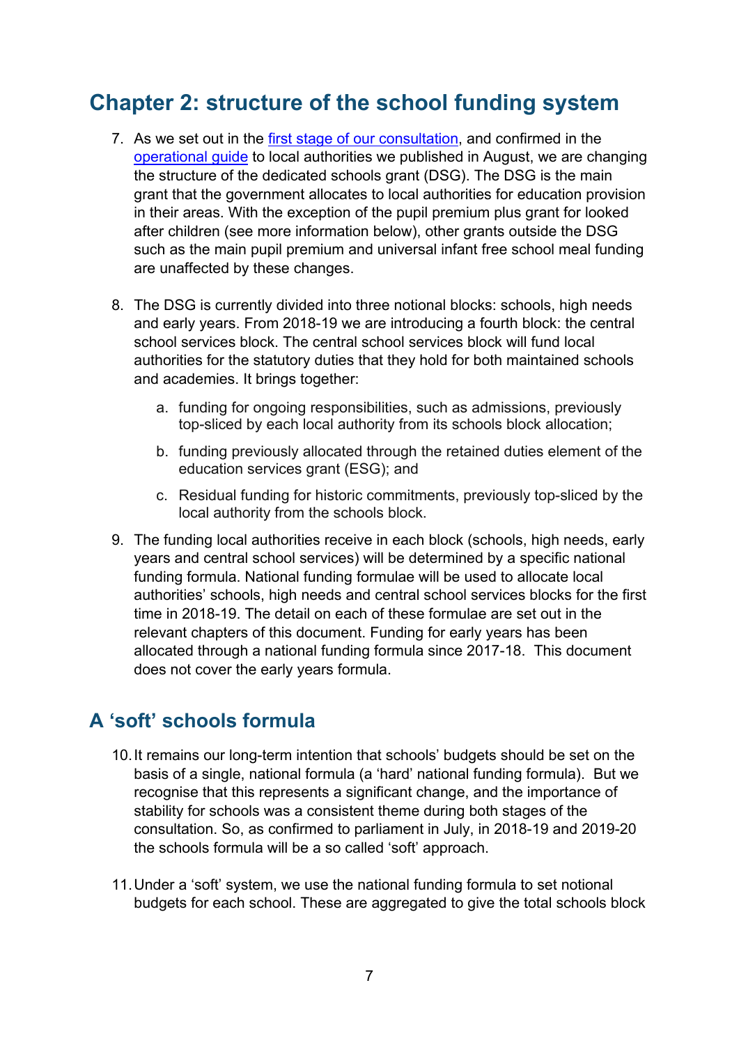## Chapter 2: structure of the school funding system

7. As we set out in the first stage of our consultation, and confirmed in the operational guide to local authorities we published in August, we are changing the structure of the dedicated schools grant (DSG). The DSG is the main grant that the government allocates to local authorities for education provision in their areas. With the exception of the pupil premium plus grant for looked after children (see more information below), other grants outside the DSG such as the main pupil premium and universal infant free school meal funding are unaffected by these changes.

8. The DSG is currently divided into three notional blocks: schools, high needs and early years. From 2018-19 we are introducing a fourth block: the central school services block. The central school services block will fund local authorities for the statutory duties that they hold for both maintained schools and academies. It brings together:

    a. funding for ongoing responsibilities, such as admissions, previously top-sliced by each local authority from its schools block allocation;

    b. funding previously allocated through the retained duties element of the education services grant (ESG); and

    c. Residual funding for historic commitments, previously top-sliced by the local authority from the schools block.

9. The funding local authorities receive in each block (schools, high needs, early years and central school services) will be determined by a specific national funding formula. National funding formulae will be used to allocate local authorities' schools, high needs and central school services blocks for the first time in 2018-19. The detail on each of these formulae are set out in the relevant chapters of this document. Funding for early years has been allocated through a national funding formula since 2017-18. This document does not cover the early years formula.

## A 'soft' schools formula

10. It remains our long-term intention that schools' budgets should be set on the basis of a single, national formula (a 'hard' national funding formula). But we recognise that this represents a significant change, and the importance of stability for schools was a consistent theme during both stages of the consultation. So, as confirmed to parliament in July, in 2018-19 and 2019-20 the schools formula will be a so called 'soft' approach.

11. Under a 'soft' system, we use the national funding formula to set notional budgets for each school. These are aggregated to give the total schools block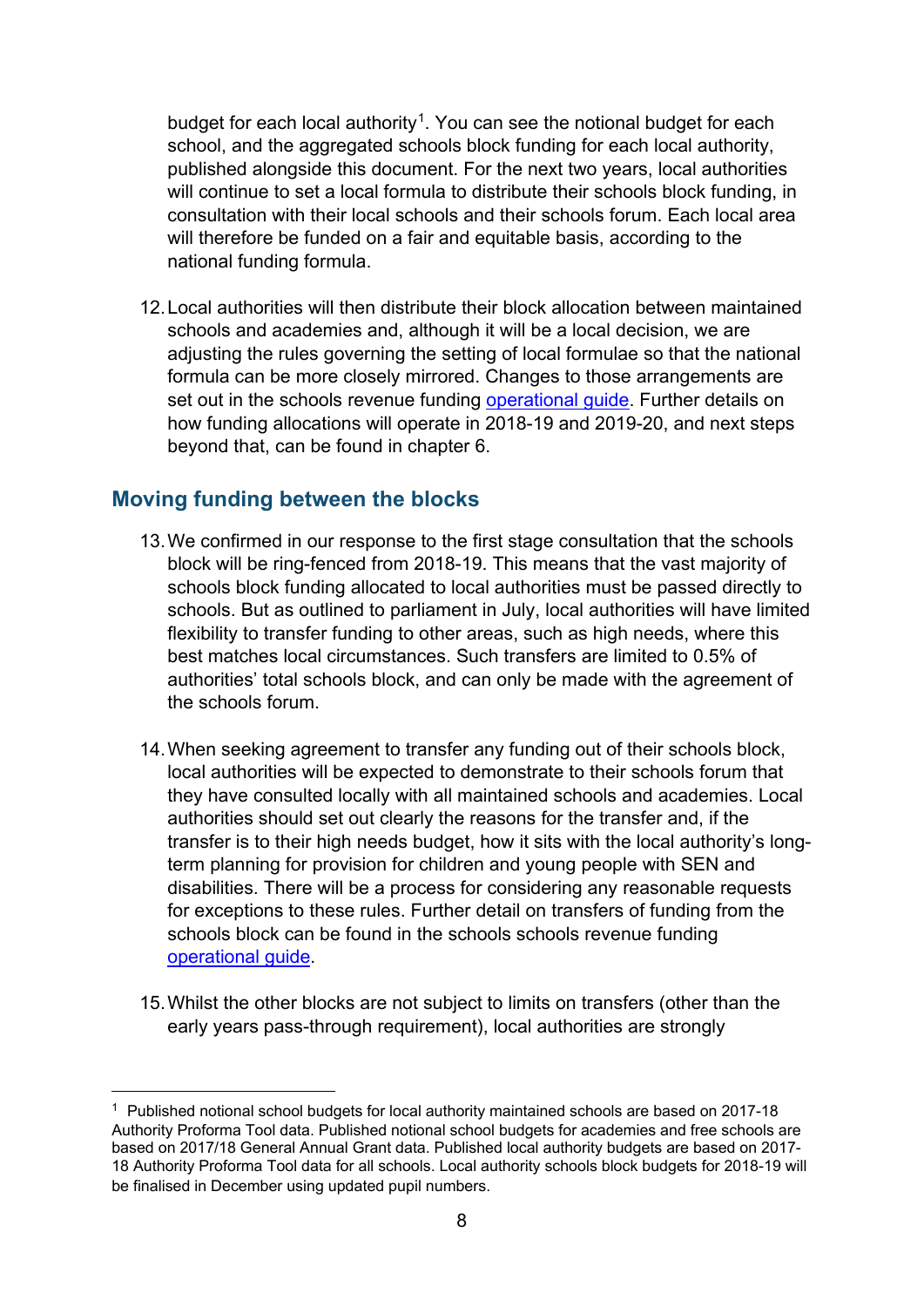budget for each local authority[1]. You can see the notional budget for each school, and the aggregated schools block funding for each local authority, published alongside this document. For the next two years, local authorities will continue to set a local formula to distribute their schools block funding, in consultation with their local schools and their schools forum. Each local area will therefore be funded on a fair and equitable basis, according to the national funding formula.

12. Local authorities will then distribute their block allocation between maintained schools and academies and, although it will be a local decision, we are adjusting the rules governing the setting of local formulae so that the national formula can be more closely mirrored. Changes to those arrangements are set out in the schools revenue funding [operational guide](). Further details on how funding allocations will operate in 2018-19 and 2019-20, and next steps beyond that, can be found in chapter 6.

## Moving funding between the blocks

13. We confirmed in our response to the first stage consultation that the schools block will be ring-fenced from 2018-19. This means that the vast majority of schools block funding allocated to local authorities must be passed directly to schools. But as outlined to parliament in July, local authorities will have limited flexibility to transfer funding to other areas, such as high needs, where this best matches local circumstances. Such transfers are limited to 0.5% of authorities' total schools block, and can only be made with the agreement of the schools forum.

14. When seeking agreement to transfer any funding out of their schools block, local authorities will be expected to demonstrate to their schools forum that they have consulted locally with all maintained schools and academies. Local authorities should set out clearly the reasons for the transfer and, if the transfer is to their high needs budget, how it sits with the local authority's long-term planning for provision for children and young people with SEN and disabilities. There will be a process for considering any reasonable requests for exceptions to these rules. Further detail on transfers of funding from the schools block can be found in the schools schools revenue funding [operational guide]().

15. Whilst the other blocks are not subject to limits on transfers (other than the early years pass-through requirement), local authorities are strongly

---

[1] Published notional school budgets for local authority maintained schools are based on 2017-18 Authority Proforma Tool data. Published notional school budgets for academies and free schools are based on 2017/18 General Annual Grant data. Published local authority budgets are based on 2017-18 Authority Proforma Tool data for all schools. Local authority schools block budgets for 2018-19 will be finalised in December using updated pupil numbers.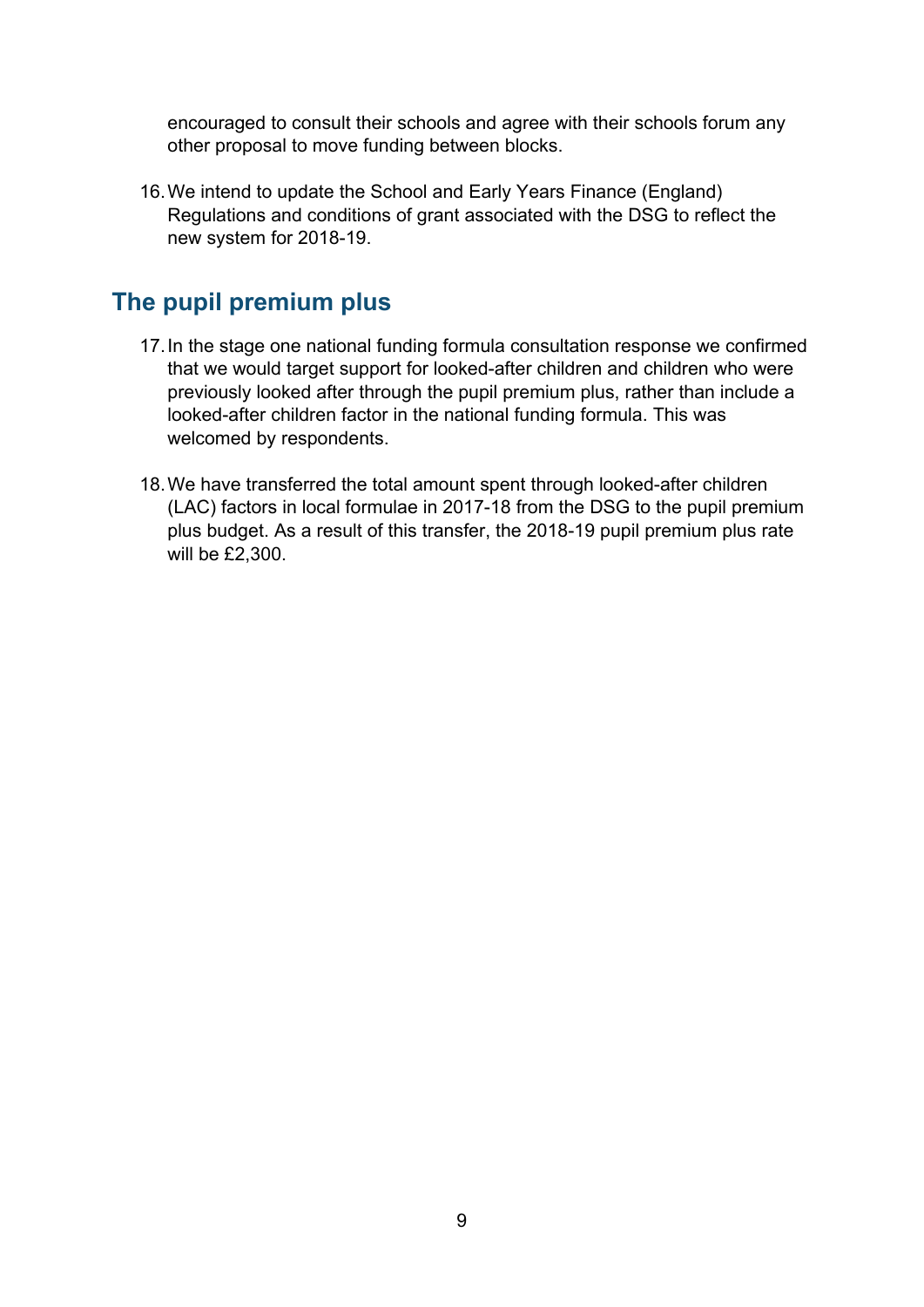encouraged to consult their schools and agree with their schools forum any other proposal to move funding between blocks.

16. We intend to update the School and Early Years Finance (England) Regulations and conditions of grant associated with the DSG to reflect the new system for 2018-19.

## The pupil premium plus

17. In the stage one national funding formula consultation response we confirmed that we would target support for looked-after children and children who were previously looked after through the pupil premium plus, rather than include a looked-after children factor in the national funding formula. This was welcomed by respondents.

18. We have transferred the total amount spent through looked-after children (LAC) factors in local formulae in 2017-18 from the DSG to the pupil premium plus budget. As a result of this transfer, the 2018-19 pupil premium plus rate will be £2,300.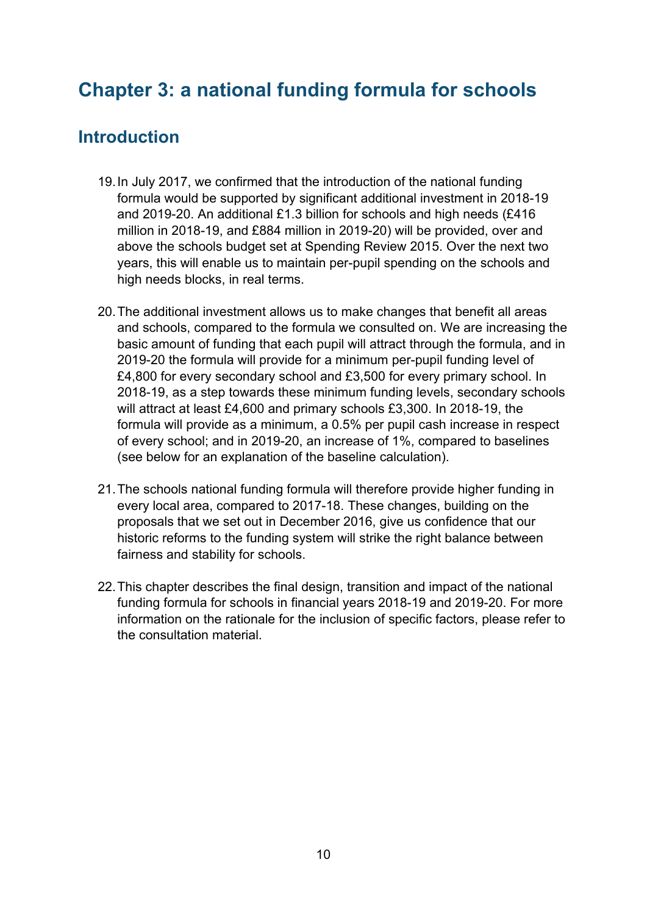# Chapter 3: a national funding formula for schools

## Introduction

19. In July 2017, we confirmed that the introduction of the national funding formula would be supported by significant additional investment in 2018-19 and 2019-20. An additional £1.3 billion for schools and high needs (£416 million in 2018-19, and £884 million in 2019-20) will be provided, over and above the schools budget set at Spending Review 2015. Over the next two years, this will enable us to maintain per-pupil spending on the schools and high needs blocks, in real terms.

20. The additional investment allows us to make changes that benefit all areas and schools, compared to the formula we consulted on. We are increasing the basic amount of funding that each pupil will attract through the formula, and in 2019-20 the formula will provide for a minimum per-pupil funding level of £4,800 for every secondary school and £3,500 for every primary school. In 2018-19, as a step towards these minimum funding levels, secondary schools will attract at least £4,600 and primary schools £3,300. In 2018-19, the formula will provide as a minimum, a 0.5% per pupil cash increase in respect of every school; and in 2019-20, an increase of 1%, compared to baselines (see below for an explanation of the baseline calculation).

21. The schools national funding formula will therefore provide higher funding in every local area, compared to 2017-18. These changes, building on the proposals that we set out in December 2016, give us confidence that our historic reforms to the funding system will strike the right balance between fairness and stability for schools.

22. This chapter describes the final design, transition and impact of the national funding formula for schools in financial years 2018-19 and 2019-20. For more information on the rationale for the inclusion of specific factors, please refer to the consultation material.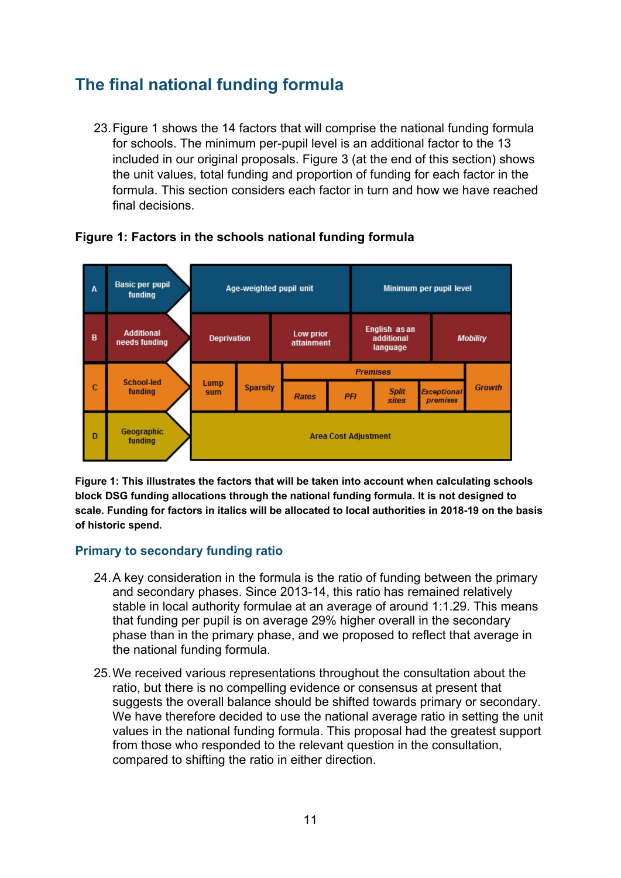## The final national funding formula

23. Figure 1 shows the 14 factors that will comprise the national funding formula for schools. The minimum per-pupil level is an additional factor to the 13 included in our original proposals. Figure 3 (at the end of this section) shows the unit values, total funding and proportion of funding for each factor in the formula. This section considers each factor in turn and how we have reached final decisions.

**Figure 1: Factors in the schools national funding formula**

| | | | | | | | | |
|---|---|---|---|---|---|---|---|---|
| A | Basic per pupil funding | Age-weighted pupil unit | | | | Minimum per pupil level | | |
| B | Additional needs funding | Deprivation | | Low prior attainment | | English as an additional language | *Mobility* | |
| C | School-led funding | Lump sum | Sparsity | *Premises*: *Rates* | *PFI* | *Split sites* | *Exceptional premises* | *Growth* |
| D | Geographic funding | Area Cost Adjustment | | | | | | |

**Figure 1: This illustrates the factors that will be taken into account when calculating schools block DSG funding allocations through the national funding formula. It is not designed to scale. Funding for factors in italics will be allocated to local authorities in 2018-19 on the basis of historic spend.**

### Primary to secondary funding ratio

24. A key consideration in the formula is the ratio of funding between the primary and secondary phases. Since 2013-14, this ratio has remained relatively stable in local authority formulae at an average of around 1:1.29. This means that funding per pupil is on average 29% higher overall in the secondary phase than in the primary phase, and we proposed to reflect that average in the national funding formula.

25. We received various representations throughout the consultation about the ratio, but there is no compelling evidence or consensus at present that suggests the overall balance should be shifted towards primary or secondary. We have therefore decided to use the national average ratio in setting the unit values in the national funding formula. This proposal had the greatest support from those who responded to the relevant question in the consultation, compared to shifting the ratio in either direction.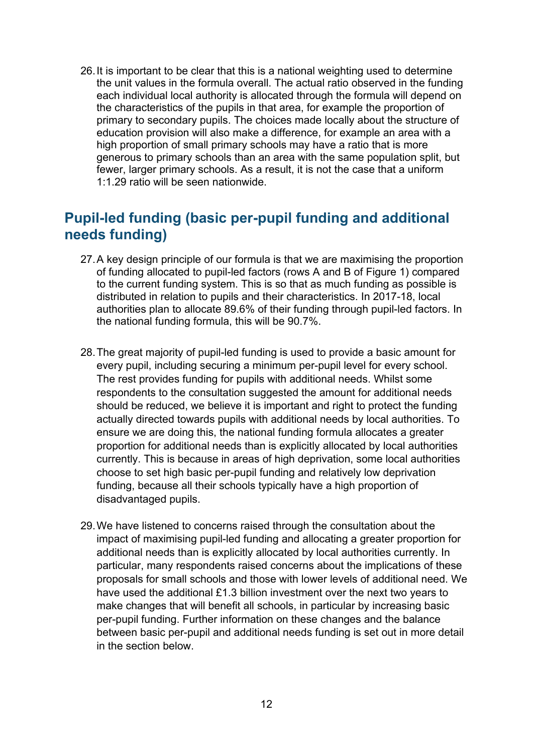26. It is important to be clear that this is a national weighting used to determine the unit values in the formula overall. The actual ratio observed in the funding each individual local authority is allocated through the formula will depend on the characteristics of the pupils in that area, for example the proportion of primary to secondary pupils. The choices made locally about the structure of education provision will also make a difference, for example an area with a high proportion of small primary schools may have a ratio that is more generous to primary schools than an area with the same population split, but fewer, larger primary schools. As a result, it is not the case that a uniform 1:1.29 ratio will be seen nationwide.

## Pupil-led funding (basic per-pupil funding and additional needs funding)

27. A key design principle of our formula is that we are maximising the proportion of funding allocated to pupil-led factors (rows A and B of Figure 1) compared to the current funding system. This is so that as much funding as possible is distributed in relation to pupils and their characteristics. In 2017-18, local authorities plan to allocate 89.6% of their funding through pupil-led factors. In the national funding formula, this will be 90.7%.

28. The great majority of pupil-led funding is used to provide a basic amount for every pupil, including securing a minimum per-pupil level for every school. The rest provides funding for pupils with additional needs. Whilst some respondents to the consultation suggested the amount for additional needs should be reduced, we believe it is important and right to protect the funding actually directed towards pupils with additional needs by local authorities. To ensure we are doing this, the national funding formula allocates a greater proportion for additional needs than is explicitly allocated by local authorities currently. This is because in areas of high deprivation, some local authorities choose to set high basic per-pupil funding and relatively low deprivation funding, because all their schools typically have a high proportion of disadvantaged pupils.

29. We have listened to concerns raised through the consultation about the impact of maximising pupil-led funding and allocating a greater proportion for additional needs than is explicitly allocated by local authorities currently. In particular, many respondents raised concerns about the implications of these proposals for small schools and those with lower levels of additional need. We have used the additional £1.3 billion investment over the next two years to make changes that will benefit all schools, in particular by increasing basic per-pupil funding. Further information on these changes and the balance between basic per-pupil and additional needs funding is set out in more detail in the section below.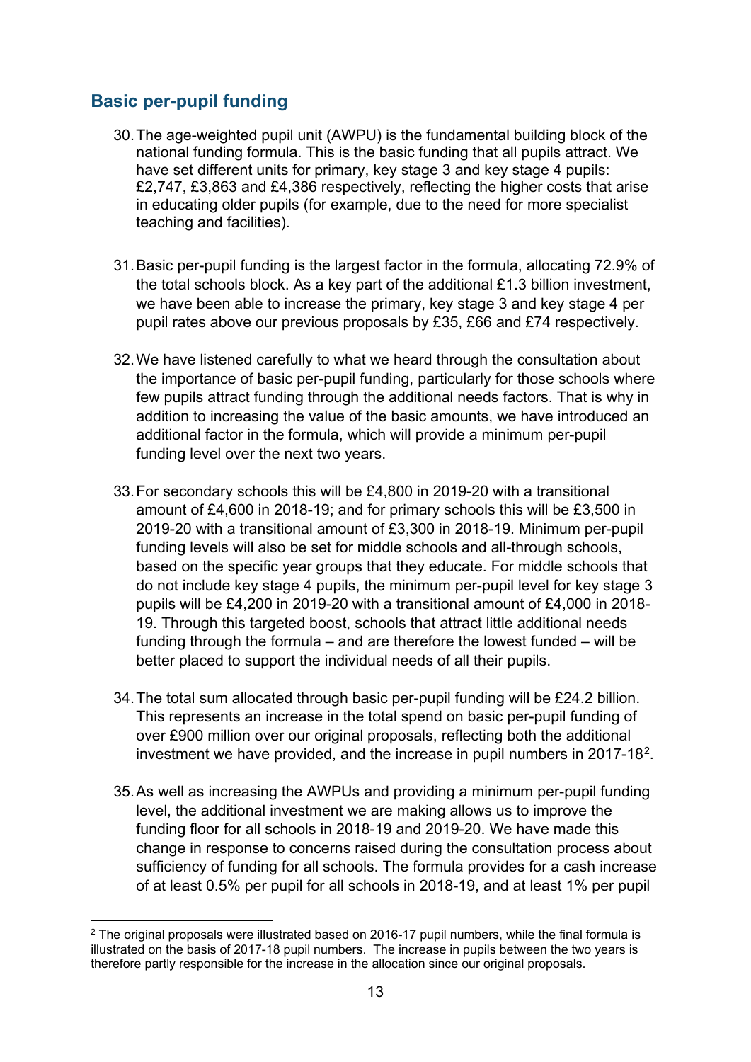## Basic per-pupil funding

30. The age-weighted pupil unit (AWPU) is the fundamental building block of the national funding formula. This is the basic funding that all pupils attract. We have set different units for primary, key stage 3 and key stage 4 pupils: £2,747, £3,863 and £4,386 respectively, reflecting the higher costs that arise in educating older pupils (for example, due to the need for more specialist teaching and facilities).

31. Basic per-pupil funding is the largest factor in the formula, allocating 72.9% of the total schools block. As a key part of the additional £1.3 billion investment, we have been able to increase the primary, key stage 3 and key stage 4 per pupil rates above our previous proposals by £35, £66 and £74 respectively.

32. We have listened carefully to what we heard through the consultation about the importance of basic per-pupil funding, particularly for those schools where few pupils attract funding through the additional needs factors. That is why in addition to increasing the value of the basic amounts, we have introduced an additional factor in the formula, which will provide a minimum per-pupil funding level over the next two years.

33. For secondary schools this will be £4,800 in 2019-20 with a transitional amount of £4,600 in 2018-19; and for primary schools this will be £3,500 in 2019-20 with a transitional amount of £3,300 in 2018-19. Minimum per-pupil funding levels will also be set for middle schools and all-through schools, based on the specific year groups that they educate. For middle schools that do not include key stage 4 pupils, the minimum per-pupil level for key stage 3 pupils will be £4,200 in 2019-20 with a transitional amount of £4,000 in 2018-19. Through this targeted boost, schools that attract little additional needs funding through the formula – and are therefore the lowest funded – will be better placed to support the individual needs of all their pupils.

34. The total sum allocated through basic per-pupil funding will be £24.2 billion. This represents an increase in the total spend on basic per-pupil funding of over £900 million over our original proposals, reflecting both the additional investment we have provided, and the increase in pupil numbers in 2017-18[2].

35. As well as increasing the AWPUs and providing a minimum per-pupil funding level, the additional investment we are making allows us to improve the funding floor for all schools in 2018-19 and 2019-20. We have made this change in response to concerns raised during the consultation process about sufficiency of funding for all schools. The formula provides for a cash increase of at least 0.5% per pupil for all schools in 2018-19, and at least 1% per pupil

[2] The original proposals were illustrated based on 2016-17 pupil numbers, while the final formula is illustrated on the basis of 2017-18 pupil numbers. The increase in pupils between the two years is therefore partly responsible for the increase in the allocation since our original proposals.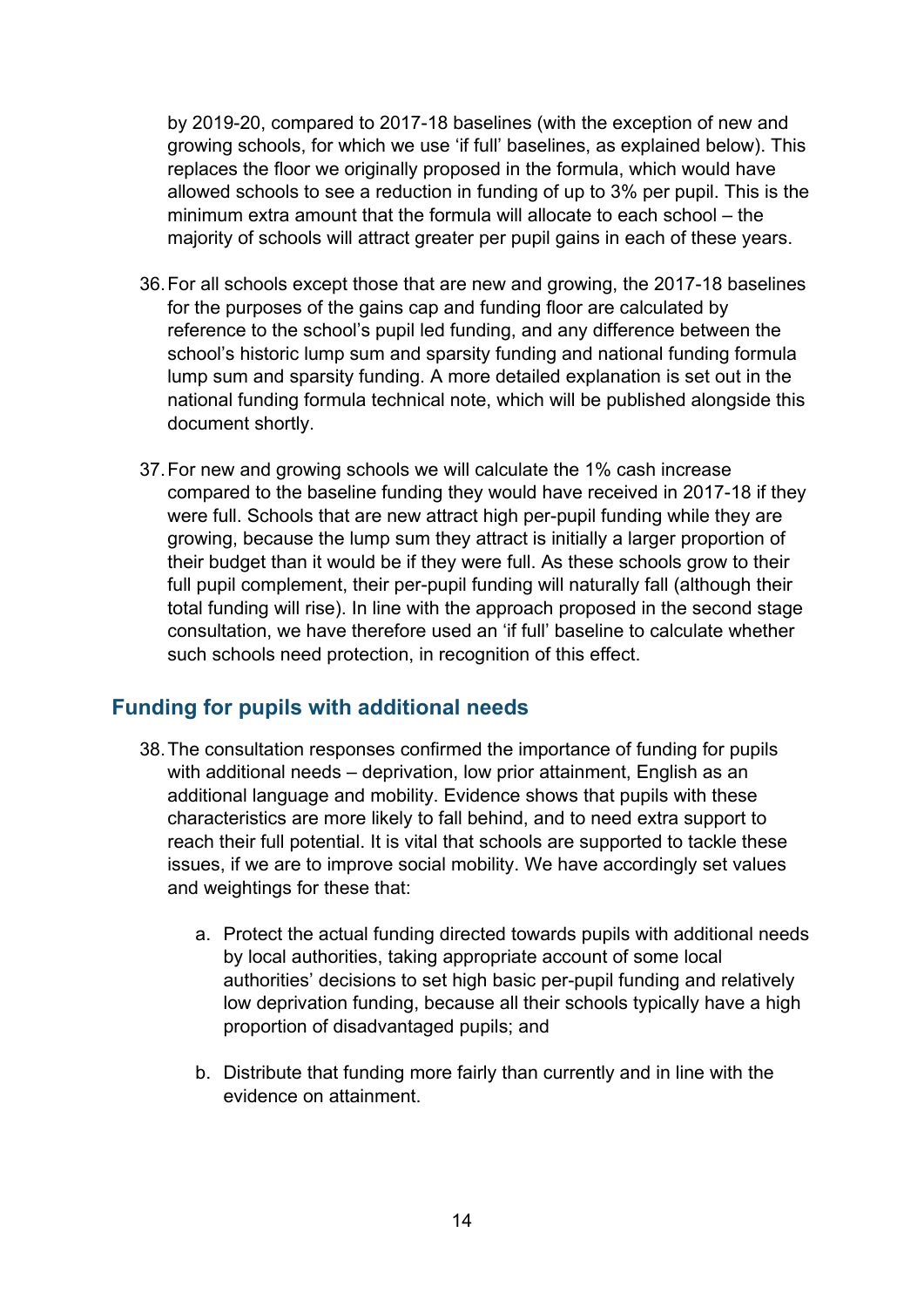by 2019-20, compared to 2017-18 baselines (with the exception of new and growing schools, for which we use 'if full' baselines, as explained below). This replaces the floor we originally proposed in the formula, which would have allowed schools to see a reduction in funding of up to 3% per pupil. This is the minimum extra amount that the formula will allocate to each school – the majority of schools will attract greater per pupil gains in each of these years.

36. For all schools except those that are new and growing, the 2017-18 baselines for the purposes of the gains cap and funding floor are calculated by reference to the school's pupil led funding, and any difference between the school's historic lump sum and sparsity funding and national funding formula lump sum and sparsity funding. A more detailed explanation is set out in the national funding formula technical note, which will be published alongside this document shortly.

37. For new and growing schools we will calculate the 1% cash increase compared to the baseline funding they would have received in 2017-18 if they were full. Schools that are new attract high per-pupil funding while they are growing, because the lump sum they attract is initially a larger proportion of their budget than it would be if they were full. As these schools grow to their full pupil complement, their per-pupil funding will naturally fall (although their total funding will rise). In line with the approach proposed in the second stage consultation, we have therefore used an 'if full' baseline to calculate whether such schools need protection, in recognition of this effect.

## Funding for pupils with additional needs

38. The consultation responses confirmed the importance of funding for pupils with additional needs – deprivation, low prior attainment, English as an additional language and mobility. Evidence shows that pupils with these characteristics are more likely to fall behind, and to need extra support to reach their full potential. It is vital that schools are supported to tackle these issues, if we are to improve social mobility. We have accordingly set values and weightings for these that:

    a. Protect the actual funding directed towards pupils with additional needs by local authorities, taking appropriate account of some local authorities' decisions to set high basic per-pupil funding and relatively low deprivation funding, because all their schools typically have a high proportion of disadvantaged pupils; and

    b. Distribute that funding more fairly than currently and in line with the evidence on attainment.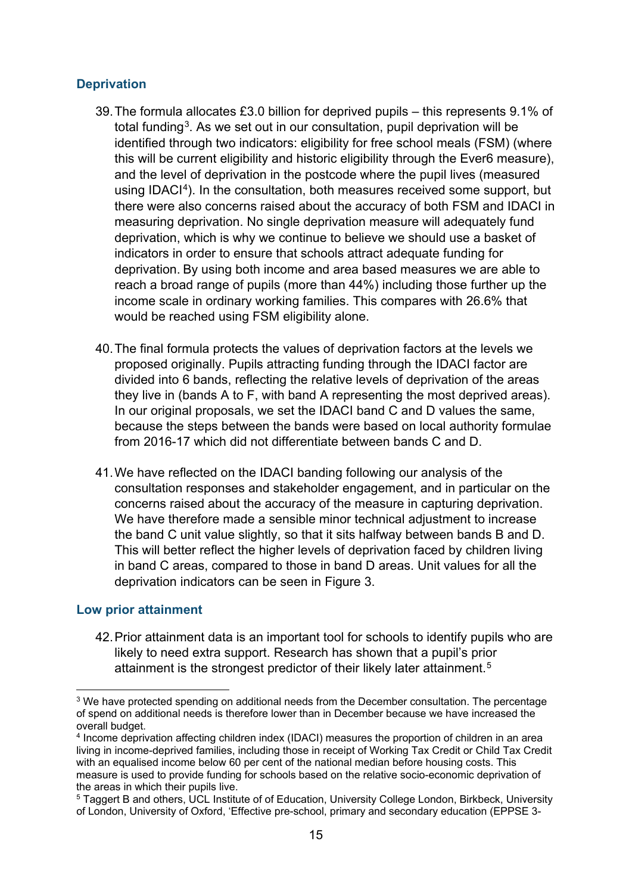### Deprivation

39. The formula allocates £3.0 billion for deprived pupils – this represents 9.1% of total funding[3]. As we set out in our consultation, pupil deprivation will be identified through two indicators: eligibility for free school meals (FSM) (where this will be current eligibility and historic eligibility through the Ever6 measure), and the level of deprivation in the postcode where the pupil lives (measured using IDACI[4]). In the consultation, both measures received some support, but there were also concerns raised about the accuracy of both FSM and IDACI in measuring deprivation. No single deprivation measure will adequately fund deprivation, which is why we continue to believe we should use a basket of indicators in order to ensure that schools attract adequate funding for deprivation. By using both income and area based measures we are able to reach a broad range of pupils (more than 44%) including those further up the income scale in ordinary working families. This compares with 26.6% that would be reached using FSM eligibility alone.

40. The final formula protects the values of deprivation factors at the levels we proposed originally. Pupils attracting funding through the IDACI factor are divided into 6 bands, reflecting the relative levels of deprivation of the areas they live in (bands A to F, with band A representing the most deprived areas). In our original proposals, we set the IDACI band C and D values the same, because the steps between the bands were based on local authority formulae from 2016-17 which did not differentiate between bands C and D.

41. We have reflected on the IDACI banding following our analysis of the consultation responses and stakeholder engagement, and in particular on the concerns raised about the accuracy of the measure in capturing deprivation. We have therefore made a sensible minor technical adjustment to increase the band C unit value slightly, so that it sits halfway between bands B and D. This will better reflect the higher levels of deprivation faced by children living in band C areas, compared to those in band D areas. Unit values for all the deprivation indicators can be seen in Figure 3.

### Low prior attainment

42. Prior attainment data is an important tool for schools to identify pupils who are likely to need extra support. Research has shown that a pupil's prior attainment is the strongest predictor of their likely later attainment.[5]

---

[3] We have protected spending on additional needs from the December consultation. The percentage of spend on additional needs is therefore lower than in December because we have increased the overall budget.

[4] Income deprivation affecting children index (IDACI) measures the proportion of children in an area living in income-deprived families, including those in receipt of Working Tax Credit or Child Tax Credit with an equalised income below 60 per cent of the national median before housing costs. This measure is used to provide funding for schools based on the relative socio-economic deprivation of the areas in which their pupils live.

[5] Taggert B and others, UCL Institute of of Education, University College London, Birkbeck, University of London, University of Oxford, 'Effective pre-school, primary and secondary education (EPPSE 3-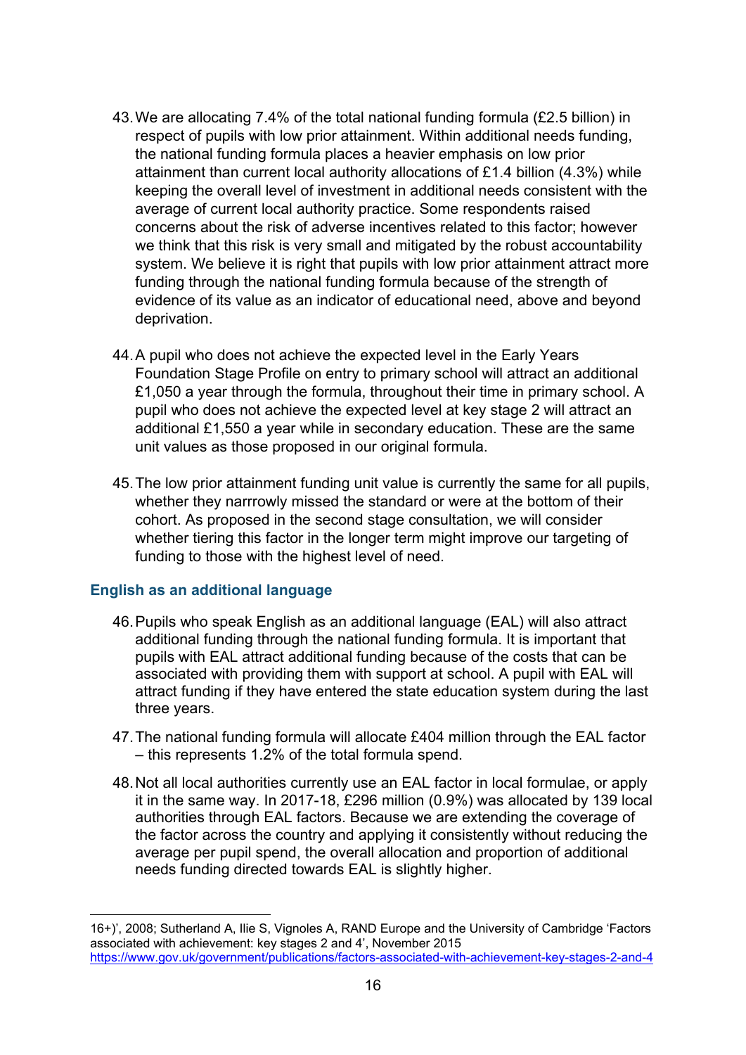43. We are allocating 7.4% of the total national funding formula (£2.5 billion) in respect of pupils with low prior attainment. Within additional needs funding, the national funding formula places a heavier emphasis on low prior attainment than current local authority allocations of £1.4 billion (4.3%) while keeping the overall level of investment in additional needs consistent with the average of current local authority practice. Some respondents raised concerns about the risk of adverse incentives related to this factor; however we think that this risk is very small and mitigated by the robust accountability system. We believe it is right that pupils with low prior attainment attract more funding through the national funding formula because of the strength of evidence of its value as an indicator of educational need, above and beyond deprivation.

44. A pupil who does not achieve the expected level in the Early Years Foundation Stage Profile on entry to primary school will attract an additional £1,050 a year through the formula, throughout their time in primary school. A pupil who does not achieve the expected level at key stage 2 will attract an additional £1,550 a year while in secondary education. These are the same unit values as those proposed in our original formula.

45. The low prior attainment funding unit value is currently the same for all pupils, whether they narrrowly missed the standard or were at the bottom of their cohort. As proposed in the second stage consultation, we will consider whether tiering this factor in the longer term might improve our targeting of funding to those with the highest level of need.

### English as an additional language

46. Pupils who speak English as an additional language (EAL) will also attract additional funding through the national funding formula. It is important that pupils with EAL attract additional funding because of the costs that can be associated with providing them with support at school. A pupil with EAL will attract funding if they have entered the state education system during the last three years.

47. The national funding formula will allocate £404 million through the EAL factor – this represents 1.2% of the total formula spend.

48. Not all local authorities currently use an EAL factor in local formulae, or apply it in the same way. In 2017-18, £296 million (0.9%) was allocated by 139 local authorities through EAL factors. Because we are extending the coverage of the factor across the country and applying it consistently without reducing the average per pupil spend, the overall allocation and proportion of additional needs funding directed towards EAL is slightly higher.

---

16+)', 2008; Sutherland A, Ilie S, Vignoles A, RAND Europe and the University of Cambridge 'Factors associated with achievement: key stages 2 and 4', November 2015 https://www.gov.uk/government/publications/factors-associated-with-achievement-key-stages-2-and-4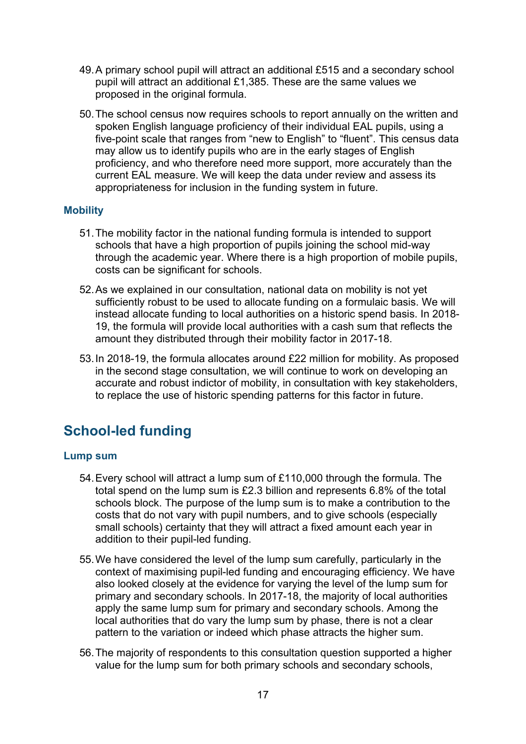49. A primary school pupil will attract an additional £515 and a secondary school pupil will attract an additional £1,385. These are the same values we proposed in the original formula.

50. The school census now requires schools to report annually on the written and spoken English language proficiency of their individual EAL pupils, using a five-point scale that ranges from "new to English" to "fluent". This census data may allow us to identify pupils who are in the early stages of English proficiency, and who therefore need more support, more accurately than the current EAL measure. We will keep the data under review and assess its appropriateness for inclusion in the funding system in future.

### Mobility

51. The mobility factor in the national funding formula is intended to support schools that have a high proportion of pupils joining the school mid-way through the academic year. Where there is a high proportion of mobile pupils, costs can be significant for schools.

52. As we explained in our consultation, national data on mobility is not yet sufficiently robust to be used to allocate funding on a formulaic basis. We will instead allocate funding to local authorities on a historic spend basis. In 2018-19, the formula will provide local authorities with a cash sum that reflects the amount they distributed through their mobility factor in 2017-18.

53. In 2018-19, the formula allocates around £22 million for mobility. As proposed in the second stage consultation, we will continue to work on developing an accurate and robust indictor of mobility, in consultation with key stakeholders, to replace the use of historic spending patterns for this factor in future.

## School-led funding

### Lump sum

54. Every school will attract a lump sum of £110,000 through the formula. The total spend on the lump sum is £2.3 billion and represents 6.8% of the total schools block. The purpose of the lump sum is to make a contribution to the costs that do not vary with pupil numbers, and to give schools (especially small schools) certainty that they will attract a fixed amount each year in addition to their pupil-led funding.

55. We have considered the level of the lump sum carefully, particularly in the context of maximising pupil-led funding and encouraging efficiency. We have also looked closely at the evidence for varying the level of the lump sum for primary and secondary schools. In 2017-18, the majority of local authorities apply the same lump sum for primary and secondary schools. Among the local authorities that do vary the lump sum by phase, there is not a clear pattern to the variation or indeed which phase attracts the higher sum.

56. The majority of respondents to this consultation question supported a higher value for the lump sum for both primary schools and secondary schools,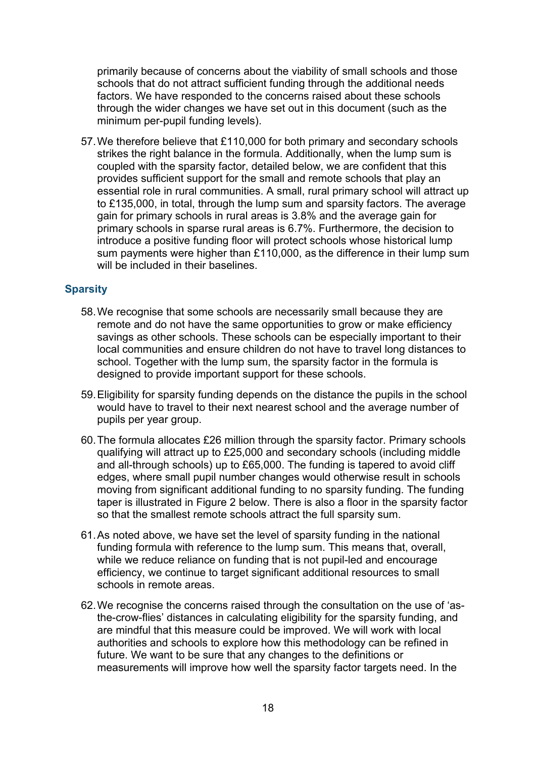primarily because of concerns about the viability of small schools and those schools that do not attract sufficient funding through the additional needs factors. We have responded to the concerns raised about these schools through the wider changes we have set out in this document (such as the minimum per-pupil funding levels).

57. We therefore believe that £110,000 for both primary and secondary schools strikes the right balance in the formula. Additionally, when the lump sum is coupled with the sparsity factor, detailed below, we are confident that this provides sufficient support for the small and remote schools that play an essential role in rural communities. A small, rural primary school will attract up to £135,000, in total, through the lump sum and sparsity factors. The average gain for primary schools in rural areas is 3.8% and the average gain for primary schools in sparse rural areas is 6.7%. Furthermore, the decision to introduce a positive funding floor will protect schools whose historical lump sum payments were higher than £110,000, as the difference in their lump sum will be included in their baselines.

### Sparsity

58. We recognise that some schools are necessarily small because they are remote and do not have the same opportunities to grow or make efficiency savings as other schools. These schools can be especially important to their local communities and ensure children do not have to travel long distances to school. Together with the lump sum, the sparsity factor in the formula is designed to provide important support for these schools.

59. Eligibility for sparsity funding depends on the distance the pupils in the school would have to travel to their next nearest school and the average number of pupils per year group.

60. The formula allocates £26 million through the sparsity factor. Primary schools qualifying will attract up to £25,000 and secondary schools (including middle and all-through schools) up to £65,000. The funding is tapered to avoid cliff edges, where small pupil number changes would otherwise result in schools moving from significant additional funding to no sparsity funding. The funding taper is illustrated in Figure 2 below. There is also a floor in the sparsity factor so that the smallest remote schools attract the full sparsity sum.

61. As noted above, we have set the level of sparsity funding in the national funding formula with reference to the lump sum. This means that, overall, while we reduce reliance on funding that is not pupil-led and encourage efficiency, we continue to target significant additional resources to small schools in remote areas.

62. We recognise the concerns raised through the consultation on the use of 'as-the-crow-flies' distances in calculating eligibility for the sparsity funding, and are mindful that this measure could be improved. We will work with local authorities and schools to explore how this methodology can be refined in future. We want to be sure that any changes to the definitions or measurements will improve how well the sparsity factor targets need. In the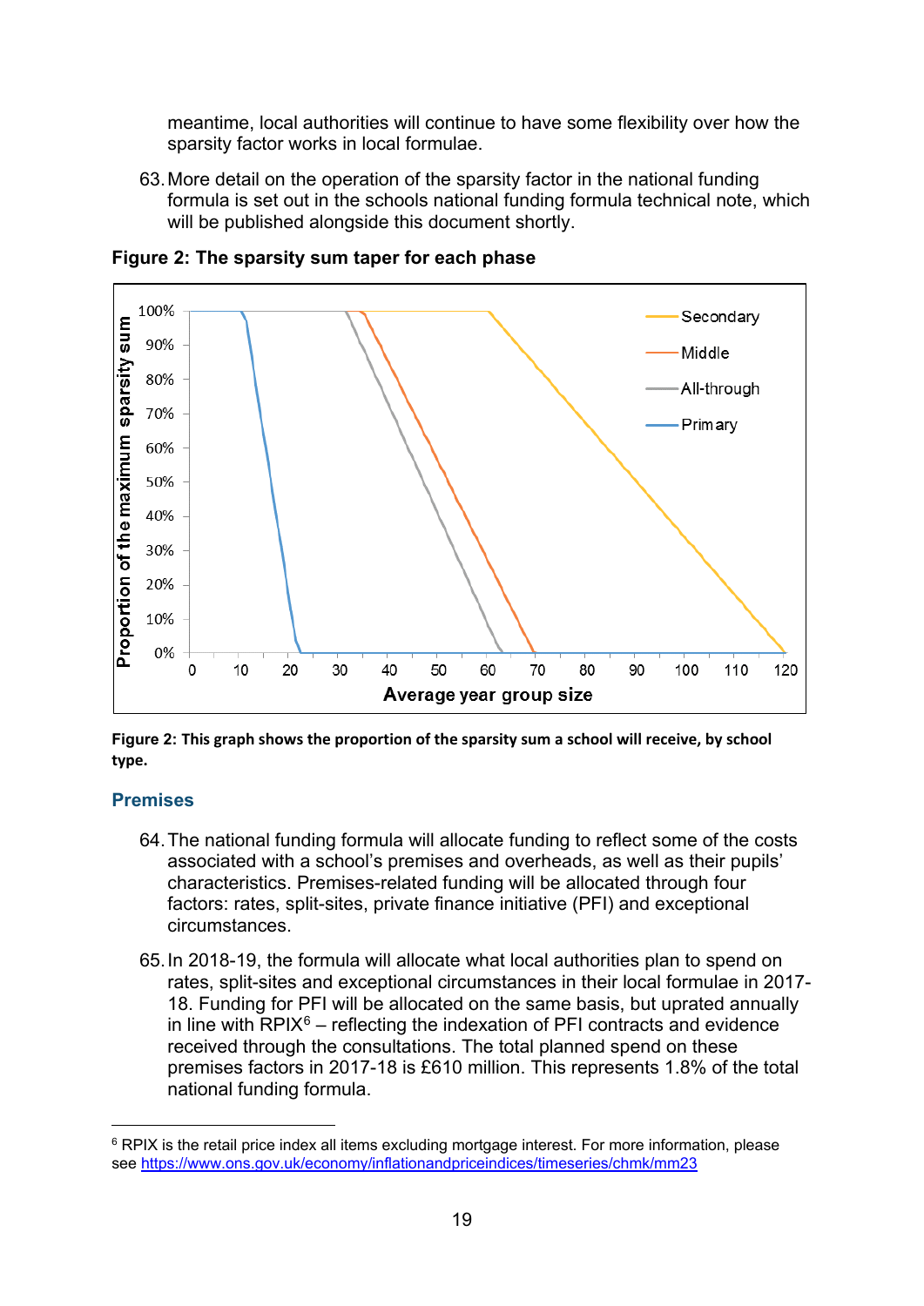meantime, local authorities will continue to have some flexibility over how the sparsity factor works in local formulae.

63. More detail on the operation of the sparsity factor in the national funding formula is set out in the schools national funding formula technical note, which will be published alongside this document shortly.

**Figure 2: The sparsity sum taper for each phase**

**Figure 2: This graph shows the proportion of the sparsity sum a school will receive, by school type.**

## Premises

64. The national funding formula will allocate funding to reflect some of the costs associated with a school's premises and overheads, as well as their pupils' characteristics. Premises-related funding will be allocated through four factors: rates, split-sites, private finance initiative (PFI) and exceptional circumstances.

65. In 2018-19, the formula will allocate what local authorities plan to spend on rates, split-sites and exceptional circumstances in their local formulae in 2017-18. Funding for PFI will be allocated on the same basis, but uprated annually in line with RPIX[6] – reflecting the indexation of PFI contracts and evidence received through the consultations. The total planned spend on these premises factors in 2017-18 is £610 million. This represents 1.8% of the total national funding formula.

---

[6] RPIX is the retail price index all items excluding mortgage interest. For more information, please see https://www.ons.gov.uk/economy/inflationandpriceindices/timeseries/chmk/mm23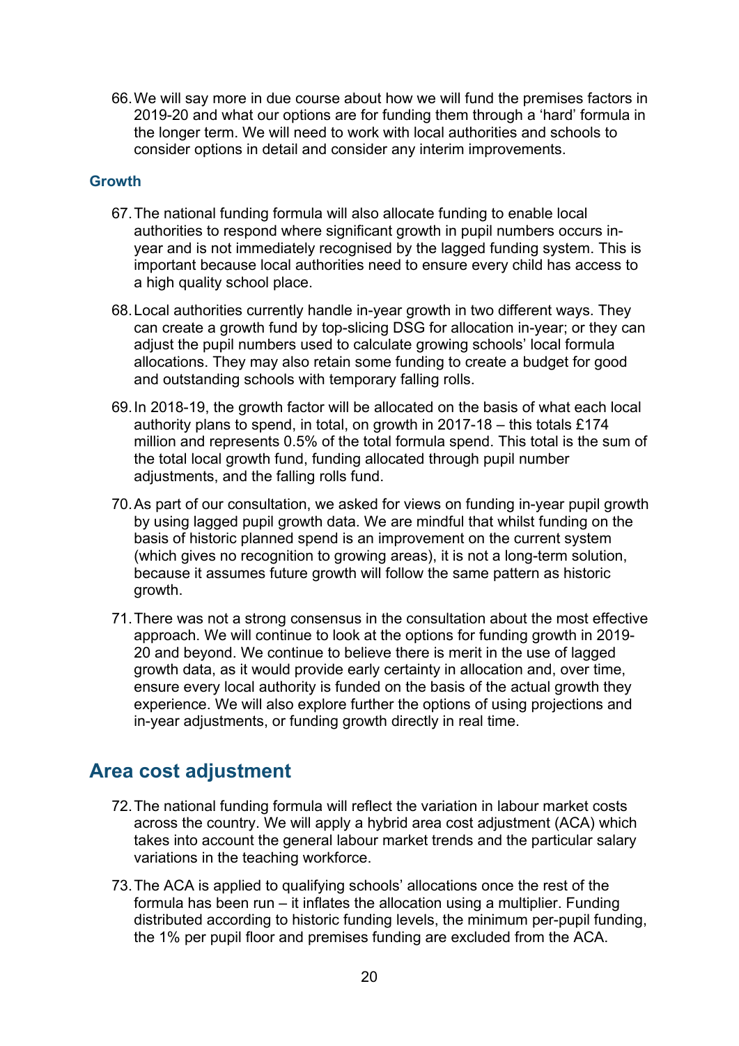66. We will say more in due course about how we will fund the premises factors in 2019-20 and what our options are for funding them through a 'hard' formula in the longer term. We will need to work with local authorities and schools to consider options in detail and consider any interim improvements.

### Growth

67. The national funding formula will also allocate funding to enable local authorities to respond where significant growth in pupil numbers occurs in-year and is not immediately recognised by the lagged funding system. This is important because local authorities need to ensure every child has access to a high quality school place.

68. Local authorities currently handle in-year growth in two different ways. They can create a growth fund by top-slicing DSG for allocation in-year; or they can adjust the pupil numbers used to calculate growing schools' local formula allocations. They may also retain some funding to create a budget for good and outstanding schools with temporary falling rolls.

69. In 2018-19, the growth factor will be allocated on the basis of what each local authority plans to spend, in total, on growth in 2017-18 – this totals £174 million and represents 0.5% of the total formula spend. This total is the sum of the total local growth fund, funding allocated through pupil number adjustments, and the falling rolls fund.

70. As part of our consultation, we asked for views on funding in-year pupil growth by using lagged pupil growth data. We are mindful that whilst funding on the basis of historic planned spend is an improvement on the current system (which gives no recognition to growing areas), it is not a long-term solution, because it assumes future growth will follow the same pattern as historic growth.

71. There was not a strong consensus in the consultation about the most effective approach. We will continue to look at the options for funding growth in 2019-20 and beyond. We continue to believe there is merit in the use of lagged growth data, as it would provide early certainty in allocation and, over time, ensure every local authority is funded on the basis of the actual growth they experience. We will also explore further the options of using projections and in-year adjustments, or funding growth directly in real time.

## Area cost adjustment

72. The national funding formula will reflect the variation in labour market costs across the country. We will apply a hybrid area cost adjustment (ACA) which takes into account the general labour market trends and the particular salary variations in the teaching workforce.

73. The ACA is applied to qualifying schools' allocations once the rest of the formula has been run – it inflates the allocation using a multiplier. Funding distributed according to historic funding levels, the minimum per-pupil funding, the 1% per pupil floor and premises funding are excluded from the ACA.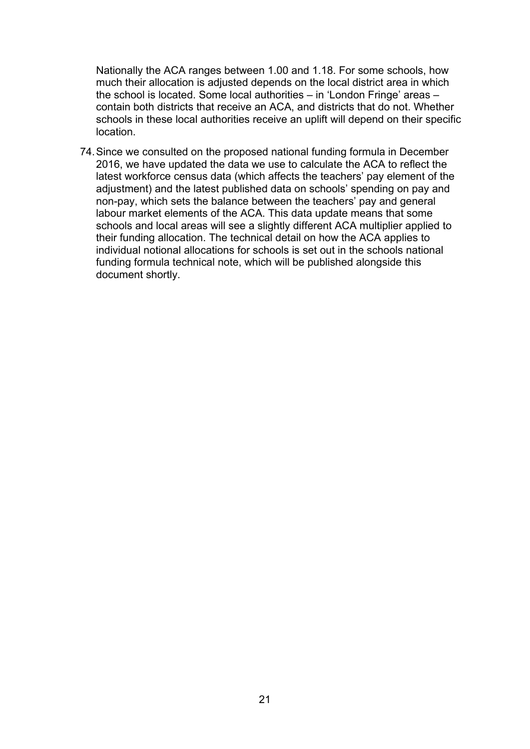Nationally the ACA ranges between 1.00 and 1.18. For some schools, how much their allocation is adjusted depends on the local district area in which the school is located. Some local authorities – in 'London Fringe' areas – contain both districts that receive an ACA, and districts that do not. Whether schools in these local authorities receive an uplift will depend on their specific location.

74. Since we consulted on the proposed national funding formula in December 2016, we have updated the data we use to calculate the ACA to reflect the latest workforce census data (which affects the teachers' pay element of the adjustment) and the latest published data on schools' spending on pay and non-pay, which sets the balance between the teachers' pay and general labour market elements of the ACA. This data update means that some schools and local areas will see a slightly different ACA multiplier applied to their funding allocation. The technical detail on how the ACA applies to individual notional allocations for schools is set out in the schools national funding formula technical note, which will be published alongside this document shortly.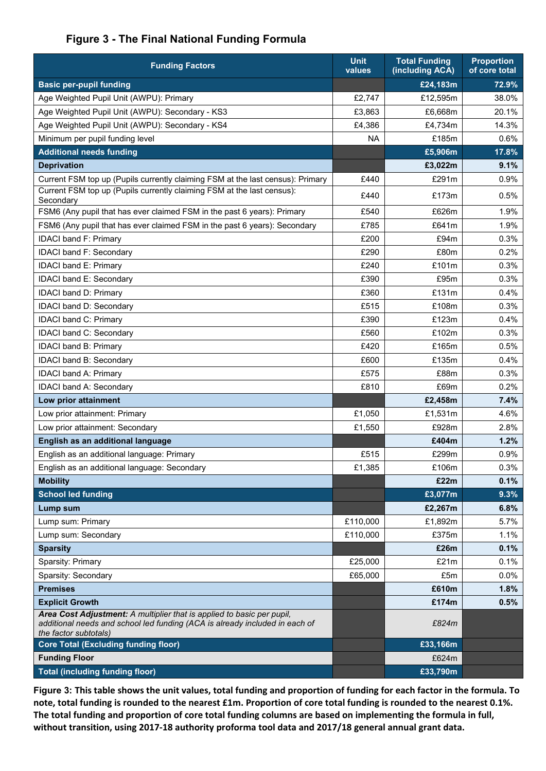## Figure 3 - The Final National Funding Formula

| Funding Factors | Unit values | Total Funding (including ACA) | Proportion of core total |
|---|---|---|---|
| **Basic per-pupil funding** | | **£24,183m** | **72.9%** |
| Age Weighted Pupil Unit (AWPU): Primary | £2,747 | £12,595m | 38.0% |
| Age Weighted Pupil Unit (AWPU): Secondary - KS3 | £3,863 | £6,668m | 20.1% |
| Age Weighted Pupil Unit (AWPU): Secondary - KS4 | £4,386 | £4,734m | 14.3% |
| Minimum per pupil funding level | NA | £185m | 0.6% |
| **Additional needs funding** | | **£5,906m** | **17.8%** |
| **Deprivation** | | **£3,022m** | **9.1%** |
| Current FSM top up (Pupils currently claiming FSM at the last census): Primary | £440 | £291m | 0.9% |
| Current FSM top up (Pupils currently claiming FSM at the last census): Secondary | £440 | £173m | 0.5% |
| FSM6 (Any pupil that has ever claimed FSM in the past 6 years): Primary | £540 | £626m | 1.9% |
| FSM6 (Any pupil that has ever claimed FSM in the past 6 years): Secondary | £785 | £641m | 1.9% |
| IDACI band F: Primary | £200 | £94m | 0.3% |
| IDACI band F: Secondary | £290 | £80m | 0.2% |
| IDACI band E: Primary | £240 | £101m | 0.3% |
| IDACI band E: Secondary | £390 | £95m | 0.3% |
| IDACI band D: Primary | £360 | £131m | 0.4% |
| IDACI band D: Secondary | £515 | £108m | 0.3% |
| IDACI band C: Primary | £390 | £123m | 0.4% |
| IDACI band C: Secondary | £560 | £102m | 0.3% |
| IDACI band B: Primary | £420 | £165m | 0.5% |
| IDACI band B: Secondary | £600 | £135m | 0.4% |
| IDACI band A: Primary | £575 | £88m | 0.3% |
| IDACI band A: Secondary | £810 | £69m | 0.2% |
| **Low prior attainment** | | **£2,458m** | **7.4%** |
| Low prior attainment: Primary | £1,050 | £1,531m | 4.6% |
| Low prior attainment: Secondary | £1,550 | £928m | 2.8% |
| **English as an additional language** | | **£404m** | **1.2%** |
| English as an additional language: Primary | £515 | £299m | 0.9% |
| English as an additional language: Secondary | £1,385 | £106m | 0.3% |
| **Mobility** | | **£22m** | **0.1%** |
| **School led funding** | | **£3,077m** | **9.3%** |
| **Lump sum** | | **£2,267m** | **6.8%** |
| Lump sum: Primary | £110,000 | £1,892m | 5.7% |
| Lump sum: Secondary | £110,000 | £375m | 1.1% |
| **Sparsity** | | **£26m** | **0.1%** |
| Sparsity: Primary | £25,000 | £21m | 0.1% |
| Sparsity: Secondary | £65,000 | £5m | 0.0% |
| **Premises** | | **£610m** | **1.8%** |
| **Explicit Growth** | | **£174m** | **0.5%** |
| ***Area Cost Adjustment:*** *A multiplier that is applied to basic per pupil, additional needs and school led funding (ACA is already included in each of the factor subtotals)* | | *£824m* | |
| **Core Total (Excluding funding floor)** | | **£33,166m** | |
| **Funding Floor** | | £624m | |
| **Total (including funding floor)** | | **£33,790m** | |

**Figure 3: This table shows the unit values, total funding and proportion of funding for each factor in the formula. To note, total funding is rounded to the nearest £1m. Proportion of core total funding is rounded to the nearest 0.1%. The total funding and proportion of core total funding columns are based on implementing the formula in full, without transition, using 2017-18 authority proforma tool data and 2017/18 general annual grant data.**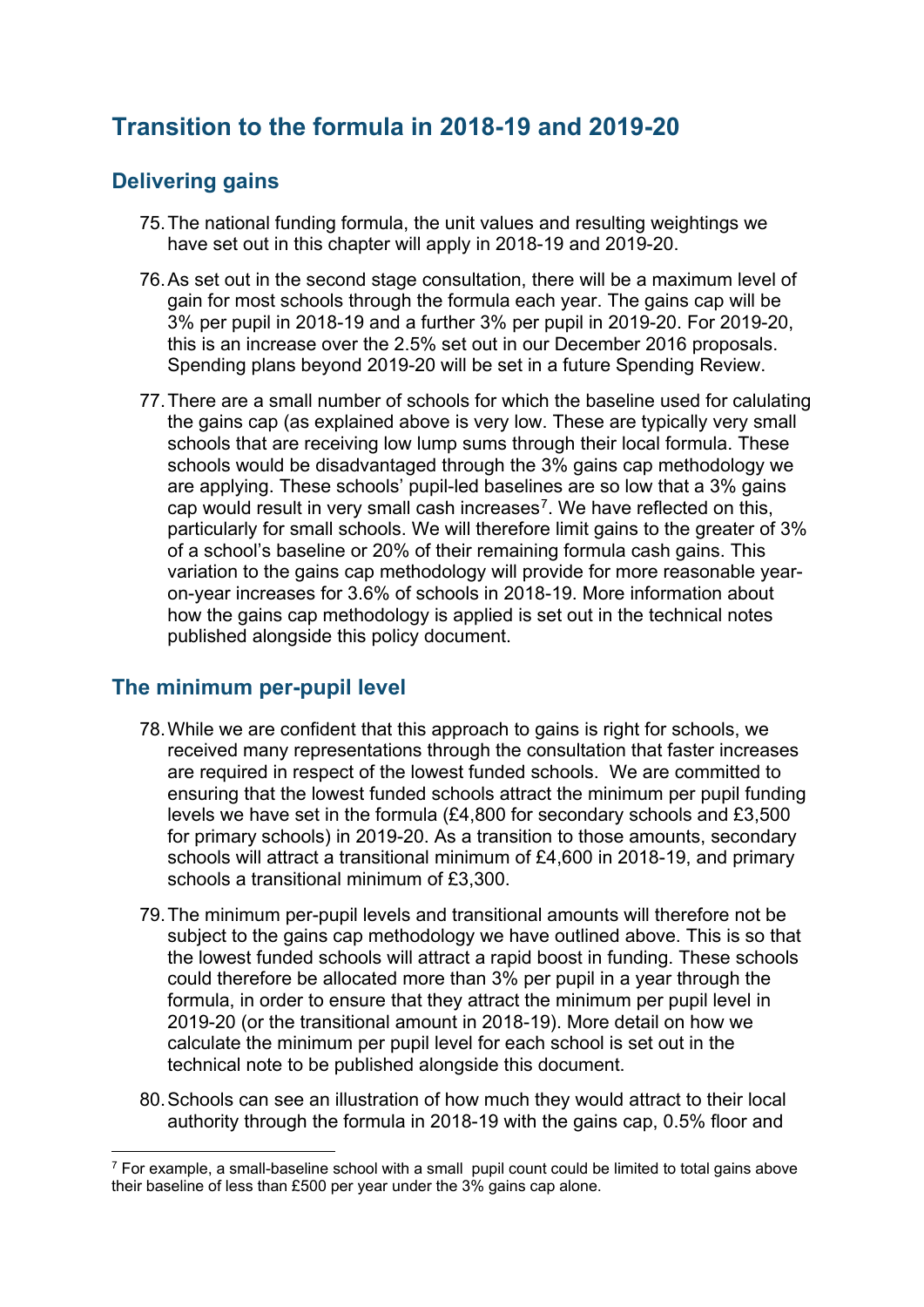# Transition to the formula in 2018-19 and 2019-20

## Delivering gains

75. The national funding formula, the unit values and resulting weightings we have set out in this chapter will apply in 2018-19 and 2019-20.

76. As set out in the second stage consultation, there will be a maximum level of gain for most schools through the formula each year. The gains cap will be 3% per pupil in 2018-19 and a further 3% per pupil in 2019-20. For 2019-20, this is an increase over the 2.5% set out in our December 2016 proposals. Spending plans beyond 2019-20 will be set in a future Spending Review.

77. There are a small number of schools for which the baseline used for calulating the gains cap (as explained above is very low. These are typically very small schools that are receiving low lump sums through their local formula. These schools would be disadvantaged through the 3% gains cap methodology we are applying. These schools' pupil-led baselines are so low that a 3% gains cap would result in very small cash increases[7]. We have reflected on this, particularly for small schools. We will therefore limit gains to the greater of 3% of a school's baseline or 20% of their remaining formula cash gains. This variation to the gains cap methodology will provide for more reasonable year-on-year increases for 3.6% of schools in 2018-19. More information about how the gains cap methodology is applied is set out in the technical notes published alongside this policy document.

## The minimum per-pupil level

78. While we are confident that this approach to gains is right for schools, we received many representations through the consultation that faster increases are required in respect of the lowest funded schools. We are committed to ensuring that the lowest funded schools attract the minimum per pupil funding levels we have set in the formula (£4,800 for secondary schools and £3,500 for primary schools) in 2019-20. As a transition to those amounts, secondary schools will attract a transitional minimum of £4,600 in 2018-19, and primary schools a transitional minimum of £3,300.

79. The minimum per-pupil levels and transitional amounts will therefore not be subject to the gains cap methodology we have outlined above. This is so that the lowest funded schools will attract a rapid boost in funding. These schools could therefore be allocated more than 3% per pupil in a year through the formula, in order to ensure that they attract the minimum per pupil level in 2019-20 (or the transitional amount in 2018-19). More detail on how we calculate the minimum per pupil level for each school is set out in the technical note to be published alongside this document.

80. Schools can see an illustration of how much they would attract to their local authority through the formula in 2018-19 with the gains cap, 0.5% floor and

[7] For example, a small-baseline school with a small pupil count could be limited to total gains above their baseline of less than £500 per year under the 3% gains cap alone.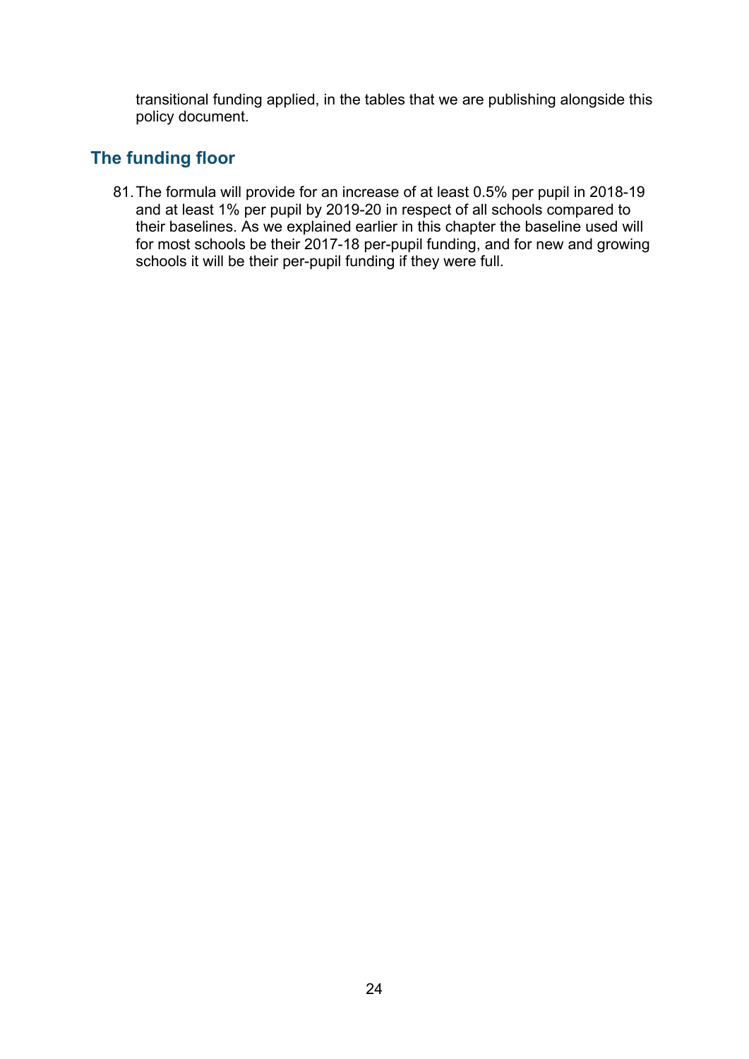transitional funding applied, in the tables that we are publishing alongside this policy document.

## The funding floor

81. The formula will provide for an increase of at least 0.5% per pupil in 2018-19 and at least 1% per pupil by 2019-20 in respect of all schools compared to their baselines. As we explained earlier in this chapter the baseline used will for most schools be their 2017-18 per-pupil funding, and for new and growing schools it will be their per-pupil funding if they were full.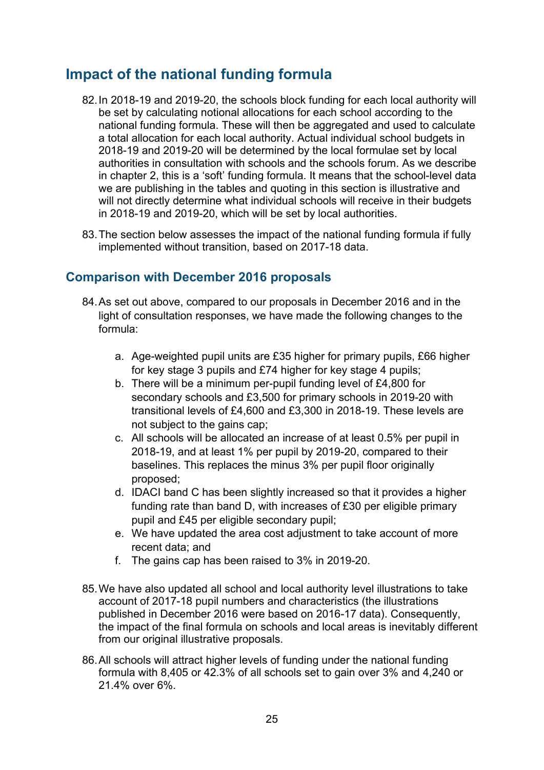## Impact of the national funding formula

82. In 2018-19 and 2019-20, the schools block funding for each local authority will be set by calculating notional allocations for each school according to the national funding formula. These will then be aggregated and used to calculate a total allocation for each local authority. Actual individual school budgets in 2018-19 and 2019-20 will be determined by the local formulae set by local authorities in consultation with schools and the schools forum. As we describe in chapter 2, this is a 'soft' funding formula. It means that the school-level data we are publishing in the tables and quoting in this section is illustrative and will not directly determine what individual schools will receive in their budgets in 2018-19 and 2019-20, which will be set by local authorities.

83. The section below assesses the impact of the national funding formula if fully implemented without transition, based on 2017-18 data.

### Comparison with December 2016 proposals

84. As set out above, compared to our proposals in December 2016 and in the light of consultation responses, we have made the following changes to the formula:

    a. Age-weighted pupil units are £35 higher for primary pupils, £66 higher for key stage 3 pupils and £74 higher for key stage 4 pupils;
    b. There will be a minimum per-pupil funding level of £4,800 for secondary schools and £3,500 for primary schools in 2019-20 with transitional levels of £4,600 and £3,300 in 2018-19. These levels are not subject to the gains cap;
    c. All schools will be allocated an increase of at least 0.5% per pupil in 2018-19, and at least 1% per pupil by 2019-20, compared to their baselines. This replaces the minus 3% per pupil floor originally proposed;
    d. IDACI band C has been slightly increased so that it provides a higher funding rate than band D, with increases of £30 per eligible primary pupil and £45 per eligible secondary pupil;
    e. We have updated the area cost adjustment to take account of more recent data; and
    f. The gains cap has been raised to 3% in 2019-20.

85. We have also updated all school and local authority level illustrations to take account of 2017-18 pupil numbers and characteristics (the illustrations published in December 2016 were based on 2016-17 data). Consequently, the impact of the final formula on schools and local areas is inevitably different from our original illustrative proposals.

86. All schools will attract higher levels of funding under the national funding formula with 8,405 or 42.3% of all schools set to gain over 3% and 4,240 or 21.4% over 6%.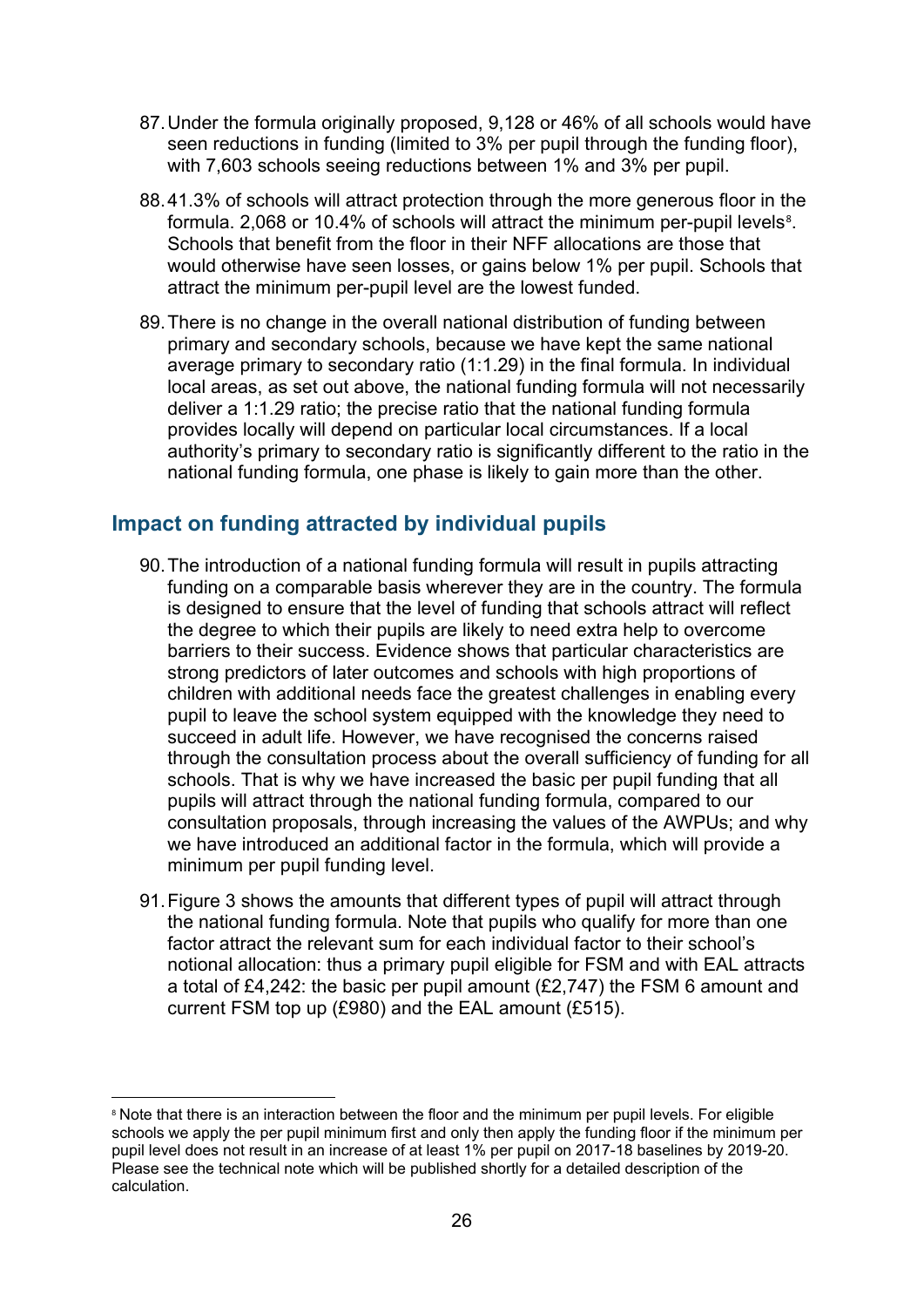87. Under the formula originally proposed, 9,128 or 46% of all schools would have seen reductions in funding (limited to 3% per pupil through the funding floor), with 7,603 schools seeing reductions between 1% and 3% per pupil.

88. 41.3% of schools will attract protection through the more generous floor in the formula. 2,068 or 10.4% of schools will attract the minimum per-pupil levels[8]. Schools that benefit from the floor in their NFF allocations are those that would otherwise have seen losses, or gains below 1% per pupil. Schools that attract the minimum per-pupil level are the lowest funded.

89. There is no change in the overall national distribution of funding between primary and secondary schools, because we have kept the same national average primary to secondary ratio (1:1.29) in the final formula. In individual local areas, as set out above, the national funding formula will not necessarily deliver a 1:1.29 ratio; the precise ratio that the national funding formula provides locally will depend on particular local circumstances. If a local authority's primary to secondary ratio is significantly different to the ratio in the national funding formula, one phase is likely to gain more than the other.

## Impact on funding attracted by individual pupils

90. The introduction of a national funding formula will result in pupils attracting funding on a comparable basis wherever they are in the country. The formula is designed to ensure that the level of funding that schools attract will reflect the degree to which their pupils are likely to need extra help to overcome barriers to their success. Evidence shows that particular characteristics are strong predictors of later outcomes and schools with high proportions of children with additional needs face the greatest challenges in enabling every pupil to leave the school system equipped with the knowledge they need to succeed in adult life. However, we have recognised the concerns raised through the consultation process about the overall sufficiency of funding for all schools. That is why we have increased the basic per pupil funding that all pupils will attract through the national funding formula, compared to our consultation proposals, through increasing the values of the AWPUs; and why we have introduced an additional factor in the formula, which will provide a minimum per pupil funding level.

91. Figure 3 shows the amounts that different types of pupil will attract through the national funding formula. Note that pupils who qualify for more than one factor attract the relevant sum for each individual factor to their school's notional allocation: thus a primary pupil eligible for FSM and with EAL attracts a total of £4,242: the basic per pupil amount (£2,747) the FSM 6 amount and current FSM top up (£980) and the EAL amount (£515).

[8] Note that there is an interaction between the floor and the minimum per pupil levels. For eligible schools we apply the per pupil minimum first and only then apply the funding floor if the minimum per pupil level does not result in an increase of at least 1% per pupil on 2017-18 baselines by 2019-20. Please see the technical note which will be published shortly for a detailed description of the calculation.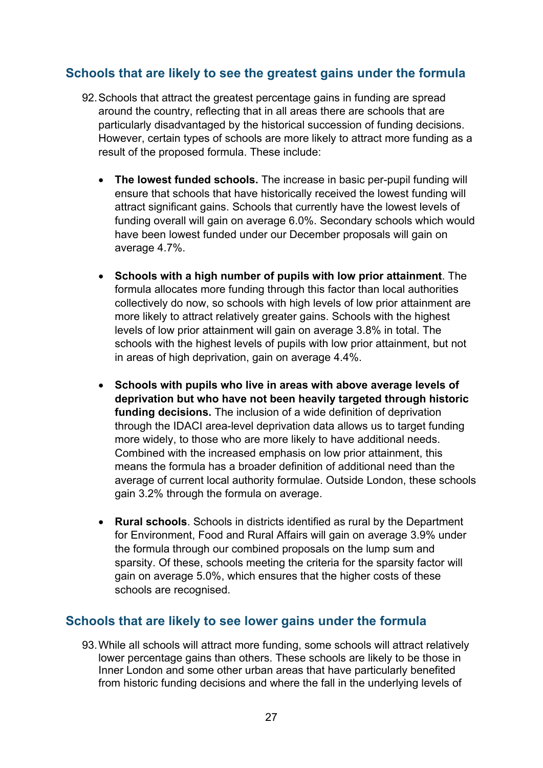## Schools that are likely to see the greatest gains under the formula

92. Schools that attract the greatest percentage gains in funding are spread around the country, reflecting that in all areas there are schools that are particularly disadvantaged by the historical succession of funding decisions. However, certain types of schools are more likely to attract more funding as a result of the proposed formula. These include:

- **The lowest funded schools.** The increase in basic per-pupil funding will ensure that schools that have historically received the lowest funding will attract significant gains. Schools that currently have the lowest levels of funding overall will gain on average 6.0%. Secondary schools which would have been lowest funded under our December proposals will gain on average 4.7%.

- **Schools with a high number of pupils with low prior attainment**. The formula allocates more funding through this factor than local authorities collectively do now, so schools with high levels of low prior attainment are more likely to attract relatively greater gains. Schools with the highest levels of low prior attainment will gain on average 3.8% in total. The schools with the highest levels of pupils with low prior attainment, but not in areas of high deprivation, gain on average 4.4%.

- **Schools with pupils who live in areas with above average levels of deprivation but who have not been heavily targeted through historic funding decisions.** The inclusion of a wide definition of deprivation through the IDACI area-level deprivation data allows us to target funding more widely, to those who are more likely to have additional needs. Combined with the increased emphasis on low prior attainment, this means the formula has a broader definition of additional need than the average of current local authority formulae. Outside London, these schools gain 3.2% through the formula on average.

- **Rural schools**. Schools in districts identified as rural by the Department for Environment, Food and Rural Affairs will gain on average 3.9% under the formula through our combined proposals on the lump sum and sparsity. Of these, schools meeting the criteria for the sparsity factor will gain on average 5.0%, which ensures that the higher costs of these schools are recognised.

## Schools that are likely to see lower gains under the formula

93. While all schools will attract more funding, some schools will attract relatively lower percentage gains than others. These schools are likely to be those in Inner London and some other urban areas that have particularly benefited from historic funding decisions and where the fall in the underlying levels of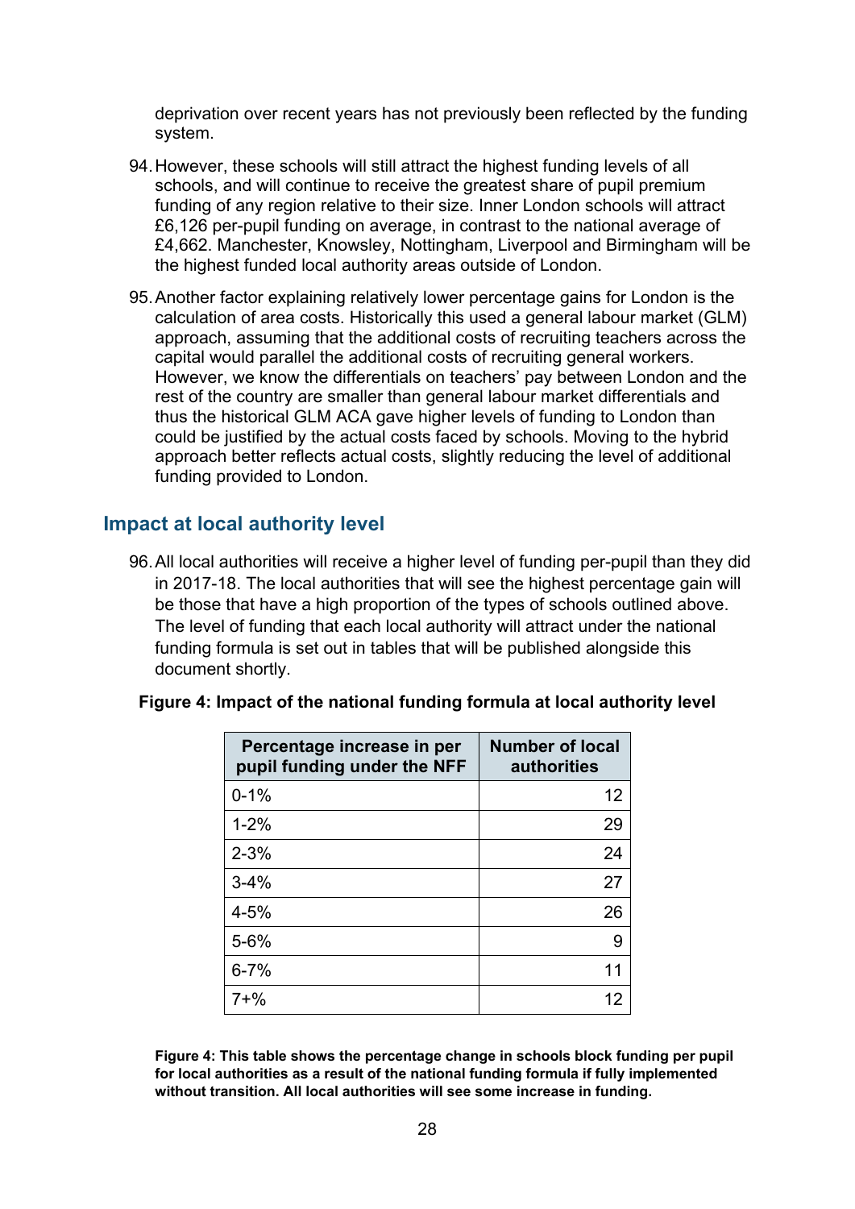deprivation over recent years has not previously been reflected by the funding system.

94. However, these schools will still attract the highest funding levels of all schools, and will continue to receive the greatest share of pupil premium funding of any region relative to their size. Inner London schools will attract £6,126 per-pupil funding on average, in contrast to the national average of £4,662. Manchester, Knowsley, Nottingham, Liverpool and Birmingham will be the highest funded local authority areas outside of London.

95. Another factor explaining relatively lower percentage gains for London is the calculation of area costs. Historically this used a general labour market (GLM) approach, assuming that the additional costs of recruiting teachers across the capital would parallel the additional costs of recruiting general workers. However, we know the differentials on teachers' pay between London and the rest of the country are smaller than general labour market differentials and thus the historical GLM ACA gave higher levels of funding to London than could be justified by the actual costs faced by schools. Moving to the hybrid approach better reflects actual costs, slightly reducing the level of additional funding provided to London.

## Impact at local authority level

96. All local authorities will receive a higher level of funding per-pupil than they did in 2017-18. The local authorities that will see the highest percentage gain will be those that have a high proportion of the types of schools outlined above. The level of funding that each local authority will attract under the national funding formula is set out in tables that will be published alongside this document shortly.

**Figure 4: Impact of the national funding formula at local authority level**

| Percentage increase in per pupil funding under the NFF | Number of local authorities |
|---|---|
| 0-1% | 12 |
| 1-2% | 29 |
| 2-3% | 24 |
| 3-4% | 27 |
| 4-5% | 26 |
| 5-6% | 9 |
| 6-7% | 11 |
| 7+% | 12 |

**Figure 4: This table shows the percentage change in schools block funding per pupil for local authorities as a result of the national funding formula if fully implemented without transition. All local authorities will see some increase in funding.**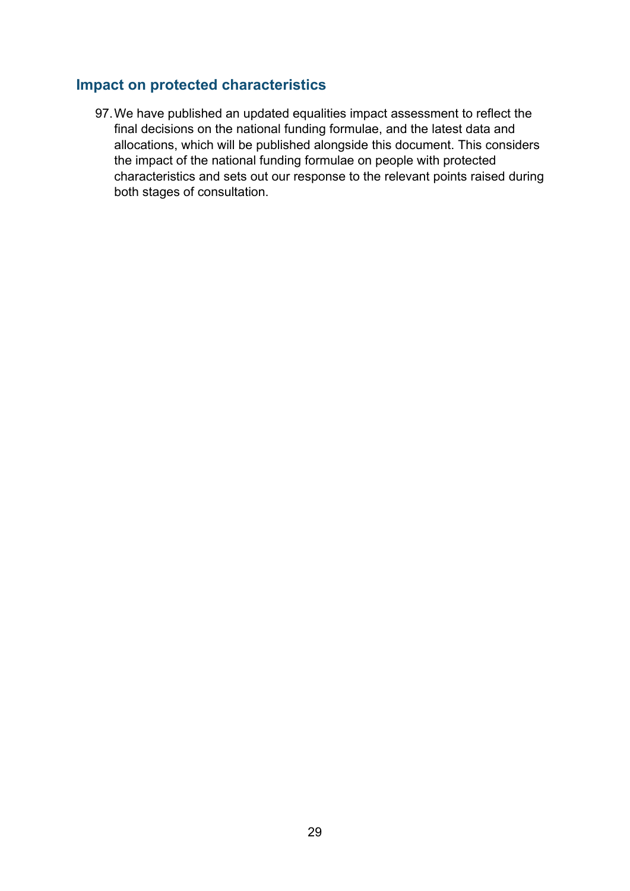## Impact on protected characteristics

97. We have published an updated equalities impact assessment to reflect the final decisions on the national funding formulae, and the latest data and allocations, which will be published alongside this document. This considers the impact of the national funding formulae on people with protected characteristics and sets out our response to the relevant points raised during both stages of consultation.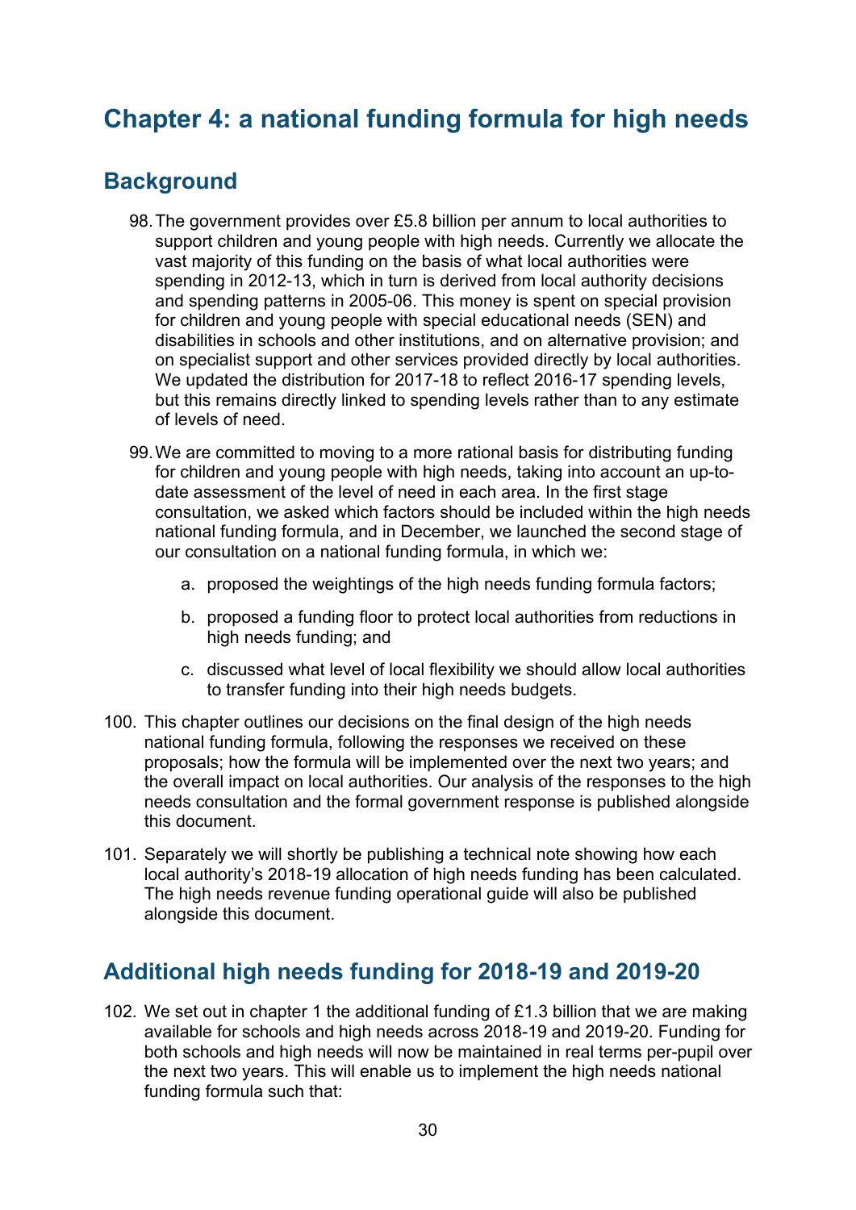# Chapter 4: a national funding formula for high needs

## Background

98. The government provides over £5.8 billion per annum to local authorities to support children and young people with high needs. Currently we allocate the vast majority of this funding on the basis of what local authorities were spending in 2012-13, which in turn is derived from local authority decisions and spending patterns in 2005-06. This money is spent on special provision for children and young people with special educational needs (SEN) and disabilities in schools and other institutions, and on alternative provision; and on specialist support and other services provided directly by local authorities. We updated the distribution for 2017-18 to reflect 2016-17 spending levels, but this remains directly linked to spending levels rather than to any estimate of levels of need.

99. We are committed to moving to a more rational basis for distributing funding for children and young people with high needs, taking into account an up-to-date assessment of the level of need in each area. In the first stage consultation, we asked which factors should be included within the high needs national funding formula, and in December, we launched the second stage of our consultation on a national funding formula, in which we:

    a. proposed the weightings of the high needs funding formula factors;

    b. proposed a funding floor to protect local authorities from reductions in high needs funding; and

    c. discussed what level of local flexibility we should allow local authorities to transfer funding into their high needs budgets.

100. This chapter outlines our decisions on the final design of the high needs national funding formula, following the responses we received on these proposals; how the formula will be implemented over the next two years; and the overall impact on local authorities. Our analysis of the responses to the high needs consultation and the formal government response is published alongside this document.

101. Separately we will shortly be publishing a technical note showing how each local authority's 2018-19 allocation of high needs funding has been calculated. The high needs revenue funding operational guide will also be published alongside this document.

## Additional high needs funding for 2018-19 and 2019-20

102. We set out in chapter 1 the additional funding of £1.3 billion that we are making available for schools and high needs across 2018-19 and 2019-20. Funding for both schools and high needs will now be maintained in real terms per-pupil over the next two years. This will enable us to implement the high needs national funding formula such that: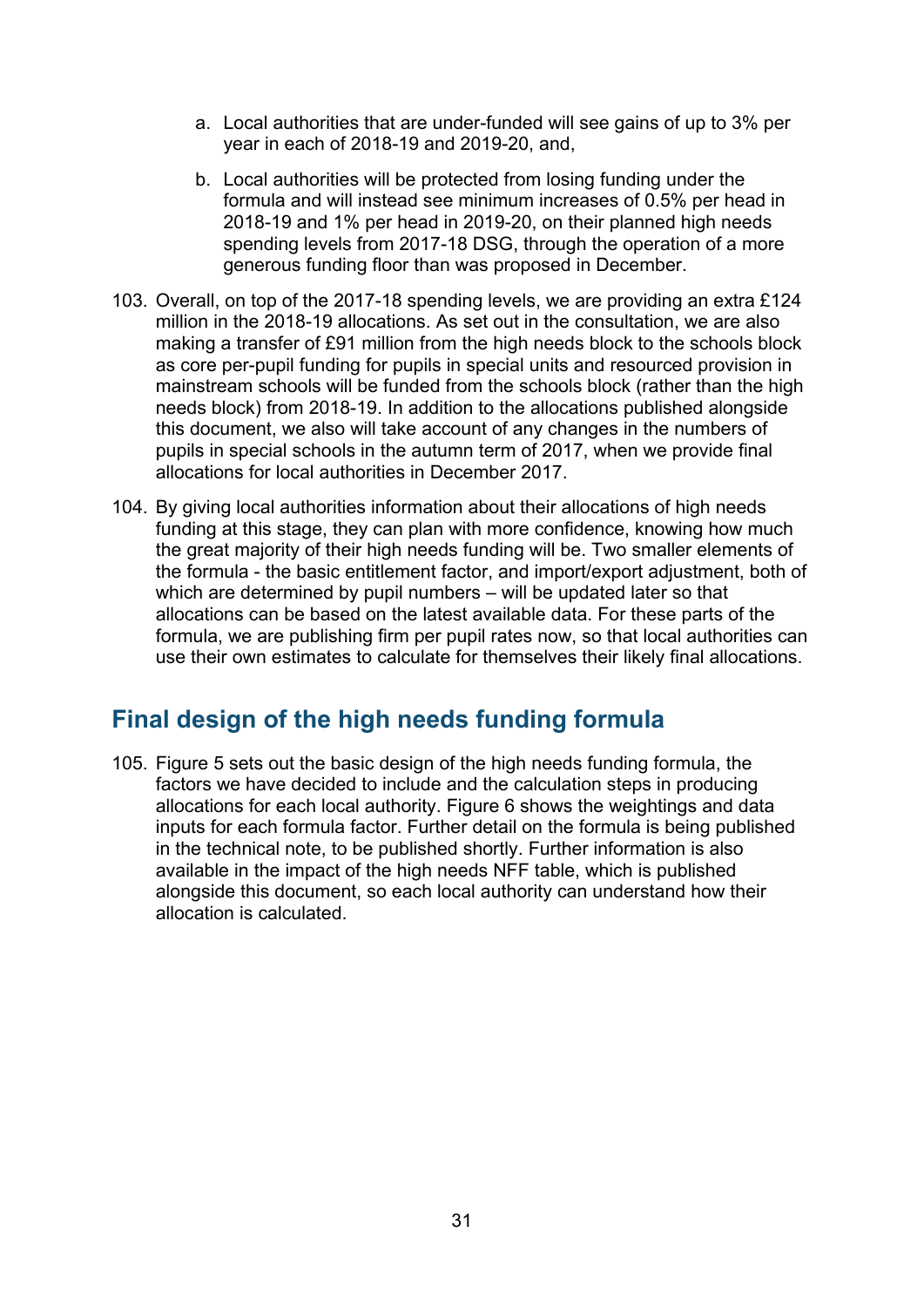a. Local authorities that are under-funded will see gains of up to 3% per year in each of 2018-19 and 2019-20, and,

b. Local authorities will be protected from losing funding under the formula and will instead see minimum increases of 0.5% per head in 2018-19 and 1% per head in 2019-20, on their planned high needs spending levels from 2017-18 DSG, through the operation of a more generous funding floor than was proposed in December.

103. Overall, on top of the 2017-18 spending levels, we are providing an extra £124 million in the 2018-19 allocations. As set out in the consultation, we are also making a transfer of £91 million from the high needs block to the schools block as core per-pupil funding for pupils in special units and resourced provision in mainstream schools will be funded from the schools block (rather than the high needs block) from 2018-19. In addition to the allocations published alongside this document, we also will take account of any changes in the numbers of pupils in special schools in the autumn term of 2017, when we provide final allocations for local authorities in December 2017.

104. By giving local authorities information about their allocations of high needs funding at this stage, they can plan with more confidence, knowing how much the great majority of their high needs funding will be. Two smaller elements of the formula - the basic entitlement factor, and import/export adjustment, both of which are determined by pupil numbers – will be updated later so that allocations can be based on the latest available data. For these parts of the formula, we are publishing firm per pupil rates now, so that local authorities can use their own estimates to calculate for themselves their likely final allocations.

## Final design of the high needs funding formula

105. Figure 5 sets out the basic design of the high needs funding formula, the factors we have decided to include and the calculation steps in producing allocations for each local authority. Figure 6 shows the weightings and data inputs for each formula factor. Further detail on the formula is being published in the technical note, to be published shortly. Further information is also available in the impact of the high needs NFF table, which is published alongside this document, so each local authority can understand how their allocation is calculated.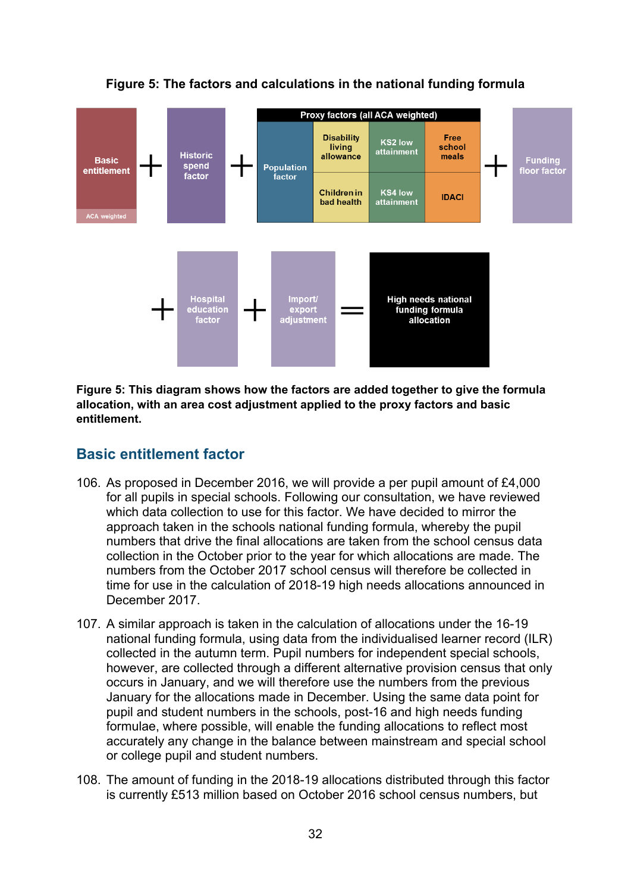**Figure 5: The factors and calculations in the national funding formula**

Basic entitlement (ACA weighted) + Historic spend factor + Proxy factors (all ACA weighted): Population factor, Disability living allowance, Children in bad health, KS2 low attainment, KS4 low attainment, Free school meals, IDACI + Funding floor factor + Hospital education factor + Import/export adjustment = High needs national funding formula allocation

**Figure 5: This diagram shows how the factors are added together to give the formula allocation, with an area cost adjustment applied to the proxy factors and basic entitlement.**

## Basic entitlement factor

106. As proposed in December 2016, we will provide a per pupil amount of £4,000 for all pupils in special schools. Following our consultation, we have reviewed which data collection to use for this factor. We have decided to mirror the approach taken in the schools national funding formula, whereby the pupil numbers that drive the final allocations are taken from the school census data collection in the October prior to the year for which allocations are made. The numbers from the October 2017 school census will therefore be collected in time for use in the calculation of 2018-19 high needs allocations announced in December 2017.

107. A similar approach is taken in the calculation of allocations under the 16-19 national funding formula, using data from the individualised learner record (ILR) collected in the autumn term. Pupil numbers for independent special schools, however, are collected through a different alternative provision census that only occurs in January, and we will therefore use the numbers from the previous January for the allocations made in December. Using the same data point for pupil and student numbers in the schools, post-16 and high needs funding formulae, where possible, will enable the funding allocations to reflect most accurately any change in the balance between mainstream and special school or college pupil and student numbers.

108. The amount of funding in the 2018-19 allocations distributed through this factor is currently £513 million based on October 2016 school census numbers, but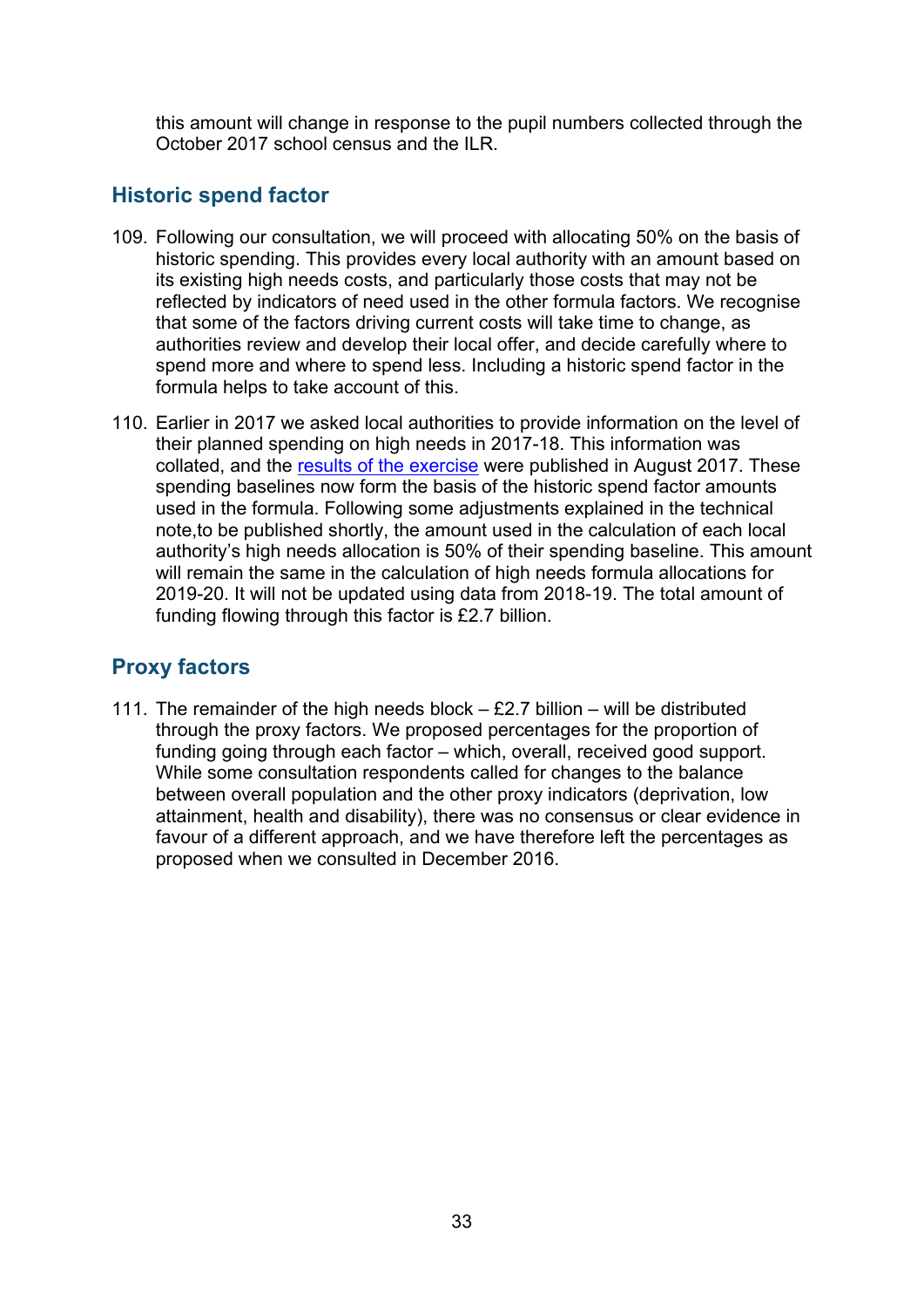this amount will change in response to the pupil numbers collected through the October 2017 school census and the ILR.

## Historic spend factor

109. Following our consultation, we will proceed with allocating 50% on the basis of historic spending. This provides every local authority with an amount based on its existing high needs costs, and particularly those costs that may not be reflected by indicators of need used in the other formula factors. We recognise that some of the factors driving current costs will take time to change, as authorities review and develop their local offer, and decide carefully where to spend more and where to spend less. Including a historic spend factor in the formula helps to take account of this.

110. Earlier in 2017 we asked local authorities to provide information on the level of their planned spending on high needs in 2017-18. This information was collated, and the [results of the exercise]() were published in August 2017. These spending baselines now form the basis of the historic spend factor amounts used in the formula. Following some adjustments explained in the technical note,to be published shortly, the amount used in the calculation of each local authority's high needs allocation is 50% of their spending baseline. This amount will remain the same in the calculation of high needs formula allocations for 2019-20. It will not be updated using data from 2018-19. The total amount of funding flowing through this factor is £2.7 billion.

## Proxy factors

111. The remainder of the high needs block – £2.7 billion – will be distributed through the proxy factors. We proposed percentages for the proportion of funding going through each factor – which, overall, received good support. While some consultation respondents called for changes to the balance between overall population and the other proxy indicators (deprivation, low attainment, health and disability), there was no consensus or clear evidence in favour of a different approach, and we have therefore left the percentages as proposed when we consulted in December 2016.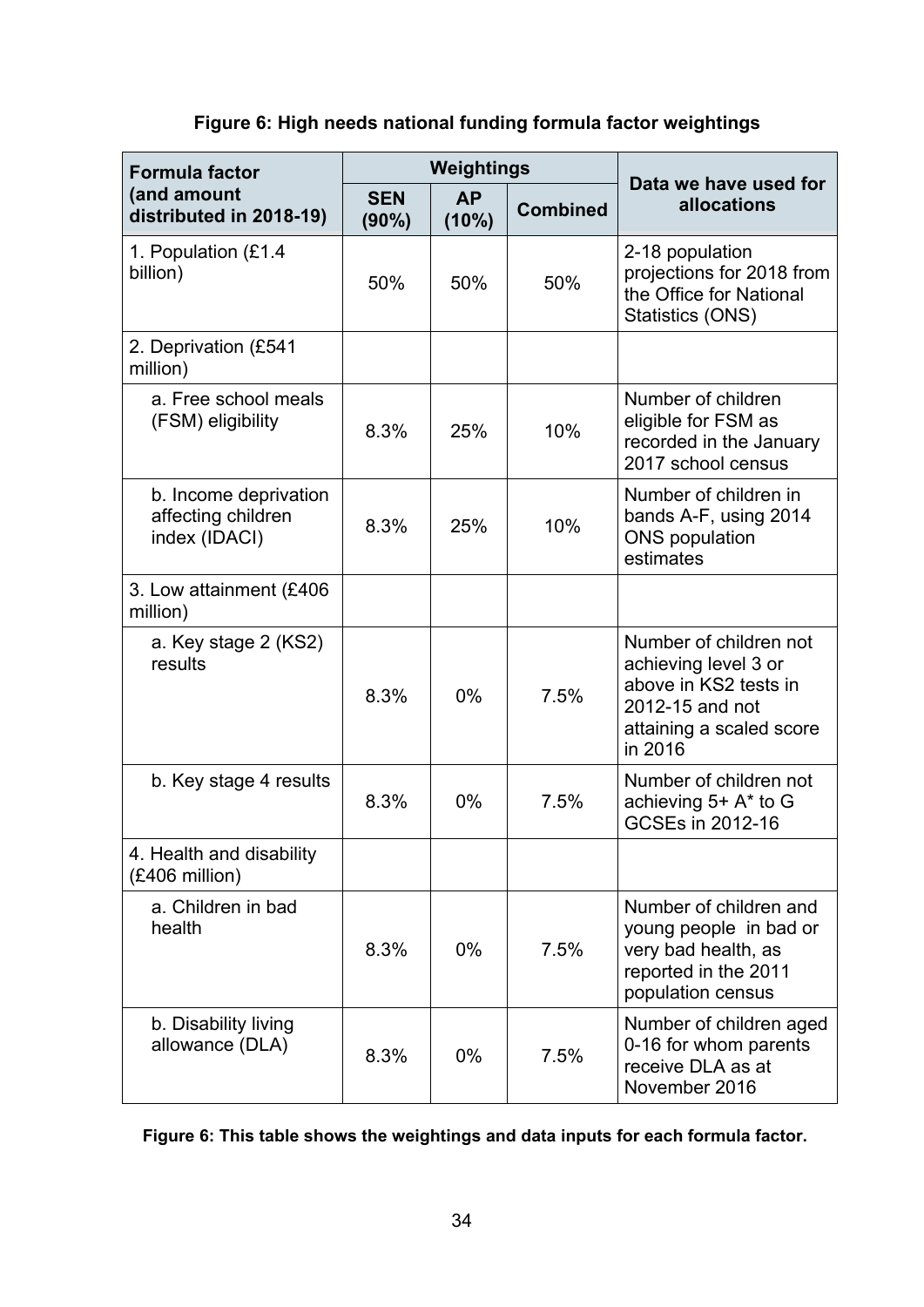**Figure 6: High needs national funding formula factor weightings**

| Formula factor (and amount distributed in 2018-19) | Weightings | | | Data we have used for allocations |
|---|---|---|---|---|
| | SEN (90%) | AP (10%) | Combined | |
| 1. Population (£1.4 billion) | 50% | 50% | 50% | 2-18 population projections for 2018 from the Office for National Statistics (ONS) |
| 2. Deprivation (£541 million) | | | | |
| a. Free school meals (FSM) eligibility | 8.3% | 25% | 10% | Number of children eligible for FSM as recorded in the January 2017 school census |
| b. Income deprivation affecting children index (IDACI) | 8.3% | 25% | 10% | Number of children in bands A-F, using 2014 ONS population estimates |
| 3. Low attainment (£406 million) | | | | |
| a. Key stage 2 (KS2) results | 8.3% | 0% | 7.5% | Number of children not achieving level 3 or above in KS2 tests in 2012-15 and not attaining a scaled score in 2016 |
| b. Key stage 4 results | 8.3% | 0% | 7.5% | Number of children not achieving 5+ A* to G GCSEs in 2012-16 |
| 4. Health and disability (£406 million) | | | | |
| a. Children in bad health | 8.3% | 0% | 7.5% | Number of children and young people in bad or very bad health, as reported in the 2011 population census |
| b. Disability living allowance (DLA) | 8.3% | 0% | 7.5% | Number of children aged 0-16 for whom parents receive DLA as at November 2016 |

**Figure 6: This table shows the weightings and data inputs for each formula factor.**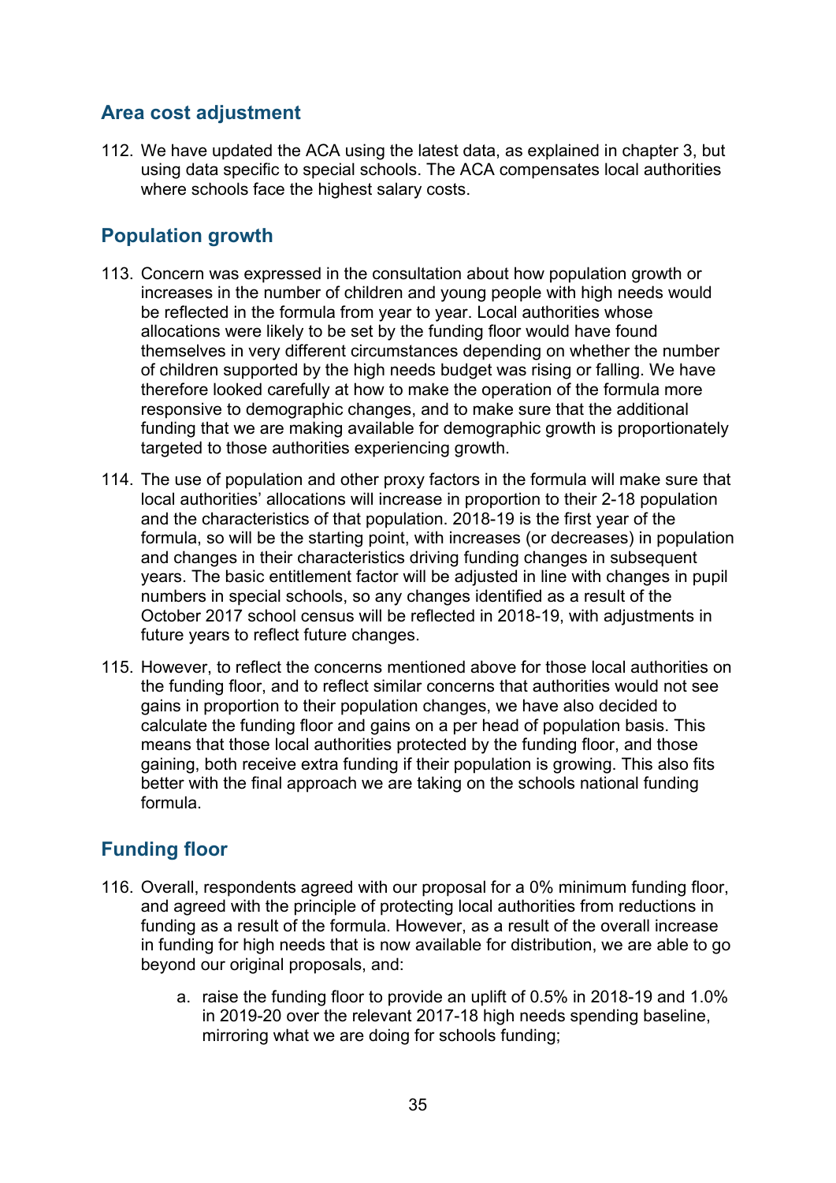## Area cost adjustment

112. We have updated the ACA using the latest data, as explained in chapter 3, but using data specific to special schools. The ACA compensates local authorities where schools face the highest salary costs.

## Population growth

113. Concern was expressed in the consultation about how population growth or increases in the number of children and young people with high needs would be reflected in the formula from year to year. Local authorities whose allocations were likely to be set by the funding floor would have found themselves in very different circumstances depending on whether the number of children supported by the high needs budget was rising or falling. We have therefore looked carefully at how to make the operation of the formula more responsive to demographic changes, and to make sure that the additional funding that we are making available for demographic growth is proportionately targeted to those authorities experiencing growth.

114. The use of population and other proxy factors in the formula will make sure that local authorities' allocations will increase in proportion to their 2-18 population and the characteristics of that population. 2018-19 is the first year of the formula, so will be the starting point, with increases (or decreases) in population and changes in their characteristics driving funding changes in subsequent years. The basic entitlement factor will be adjusted in line with changes in pupil numbers in special schools, so any changes identified as a result of the October 2017 school census will be reflected in 2018-19, with adjustments in future years to reflect future changes.

115. However, to reflect the concerns mentioned above for those local authorities on the funding floor, and to reflect similar concerns that authorities would not see gains in proportion to their population changes, we have also decided to calculate the funding floor and gains on a per head of population basis. This means that those local authorities protected by the funding floor, and those gaining, both receive extra funding if their population is growing. This also fits better with the final approach we are taking on the schools national funding formula.

## Funding floor

116. Overall, respondents agreed with our proposal for a 0% minimum funding floor, and agreed with the principle of protecting local authorities from reductions in funding as a result of the formula. However, as a result of the overall increase in funding for high needs that is now available for distribution, we are able to go beyond our original proposals, and:

    a. raise the funding floor to provide an uplift of 0.5% in 2018-19 and 1.0% in 2019-20 over the relevant 2017-18 high needs spending baseline, mirroring what we are doing for schools funding;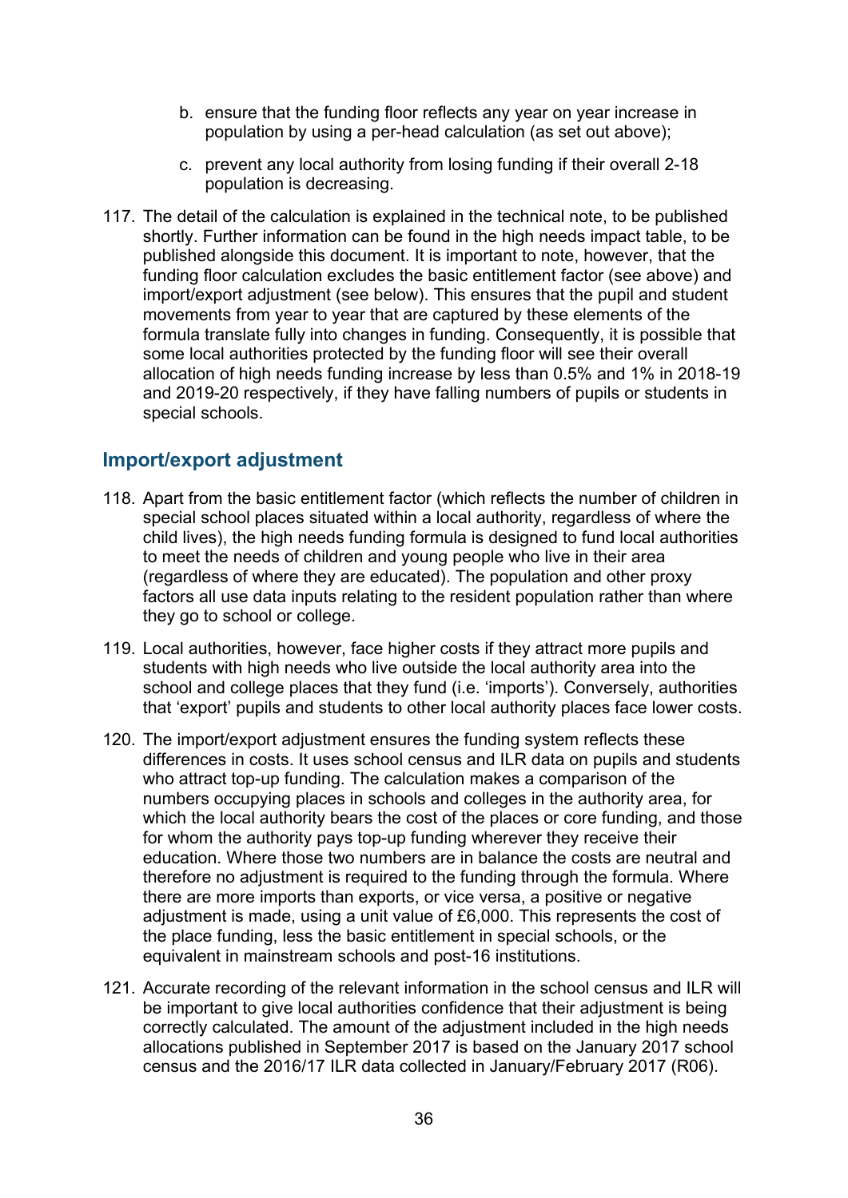b. ensure that the funding floor reflects any year on year increase in population by using a per-head calculation (as set out above);

c. prevent any local authority from losing funding if their overall 2-18 population is decreasing.

117. The detail of the calculation is explained in the technical note, to be published shortly. Further information can be found in the high needs impact table, to be published alongside this document. It is important to note, however, that the funding floor calculation excludes the basic entitlement factor (see above) and import/export adjustment (see below). This ensures that the pupil and student movements from year to year that are captured by these elements of the formula translate fully into changes in funding. Consequently, it is possible that some local authorities protected by the funding floor will see their overall allocation of high needs funding increase by less than 0.5% and 1% in 2018-19 and 2019-20 respectively, if they have falling numbers of pupils or students in special schools.

## Import/export adjustment

118. Apart from the basic entitlement factor (which reflects the number of children in special school places situated within a local authority, regardless of where the child lives), the high needs funding formula is designed to fund local authorities to meet the needs of children and young people who live in their area (regardless of where they are educated). The population and other proxy factors all use data inputs relating to the resident population rather than where they go to school or college.

119. Local authorities, however, face higher costs if they attract more pupils and students with high needs who live outside the local authority area into the school and college places that they fund (i.e. 'imports'). Conversely, authorities that 'export' pupils and students to other local authority places face lower costs.

120. The import/export adjustment ensures the funding system reflects these differences in costs. It uses school census and ILR data on pupils and students who attract top-up funding. The calculation makes a comparison of the numbers occupying places in schools and colleges in the authority area, for which the local authority bears the cost of the places or core funding, and those for whom the authority pays top-up funding wherever they receive their education. Where those two numbers are in balance the costs are neutral and therefore no adjustment is required to the funding through the formula. Where there are more imports than exports, or vice versa, a positive or negative adjustment is made, using a unit value of £6,000. This represents the cost of the place funding, less the basic entitlement in special schools, or the equivalent in mainstream schools and post-16 institutions.

121. Accurate recording of the relevant information in the school census and ILR will be important to give local authorities confidence that their adjustment is being correctly calculated. The amount of the adjustment included in the high needs allocations published in September 2017 is based on the January 2017 school census and the 2016/17 ILR data collected in January/February 2017 (R06).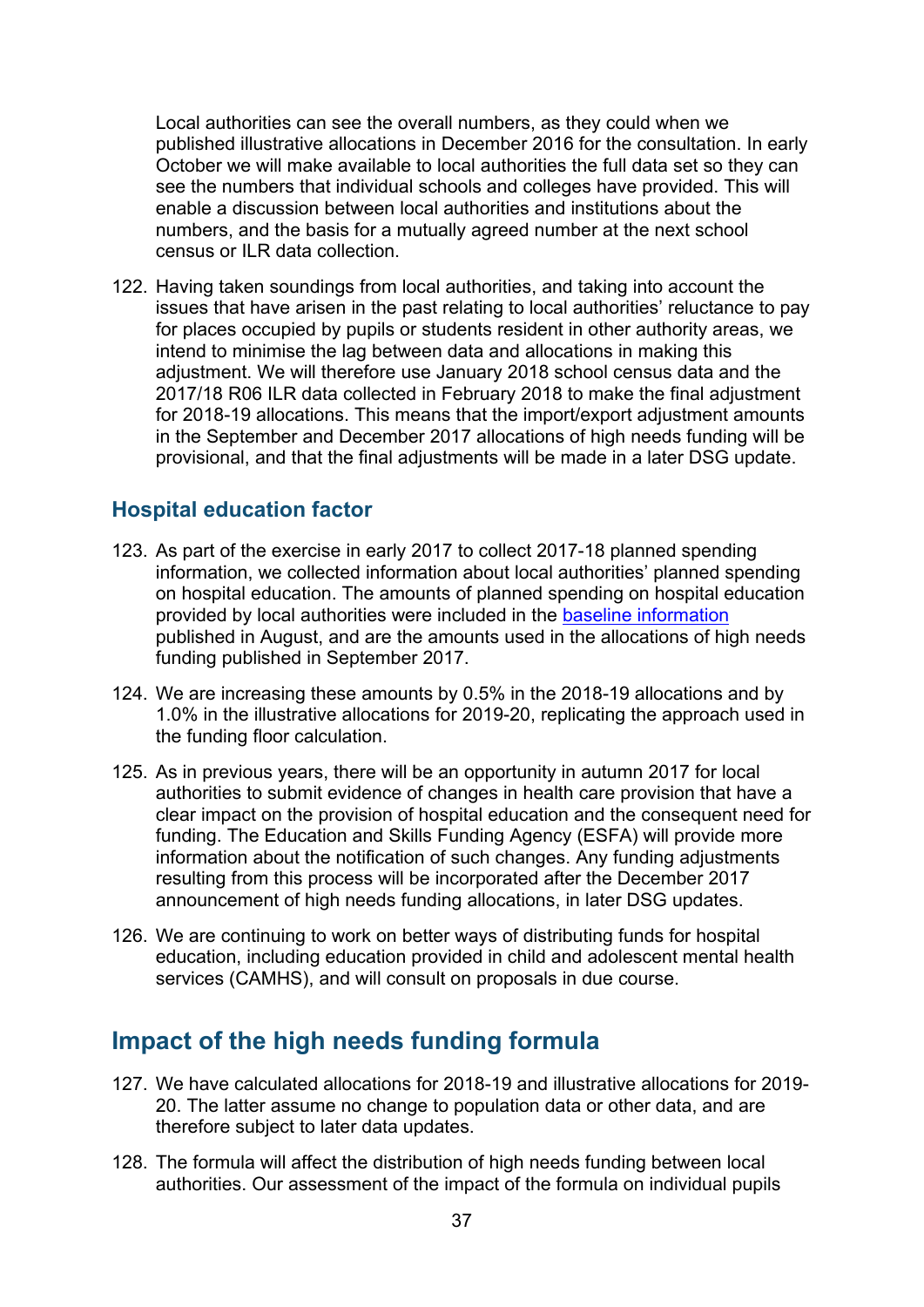Local authorities can see the overall numbers, as they could when we published illustrative allocations in December 2016 for the consultation. In early October we will make available to local authorities the full data set so they can see the numbers that individual schools and colleges have provided. This will enable a discussion between local authorities and institutions about the numbers, and the basis for a mutually agreed number at the next school census or ILR data collection.

122. Having taken soundings from local authorities, and taking into account the issues that have arisen in the past relating to local authorities' reluctance to pay for places occupied by pupils or students resident in other authority areas, we intend to minimise the lag between data and allocations in making this adjustment. We will therefore use January 2018 school census data and the 2017/18 R06 ILR data collected in February 2018 to make the final adjustment for 2018-19 allocations. This means that the import/export adjustment amounts in the September and December 2017 allocations of high needs funding will be provisional, and that the final adjustments will be made in a later DSG update.

### Hospital education factor

123. As part of the exercise in early 2017 to collect 2017-18 planned spending information, we collected information about local authorities' planned spending on hospital education. The amounts of planned spending on hospital education provided by local authorities were included in the baseline information published in August, and are the amounts used in the allocations of high needs funding published in September 2017.

124. We are increasing these amounts by 0.5% in the 2018-19 allocations and by 1.0% in the illustrative allocations for 2019-20, replicating the approach used in the funding floor calculation.

125. As in previous years, there will be an opportunity in autumn 2017 for local authorities to submit evidence of changes in health care provision that have a clear impact on the provision of hospital education and the consequent need for funding. The Education and Skills Funding Agency (ESFA) will provide more information about the notification of such changes. Any funding adjustments resulting from this process will be incorporated after the December 2017 announcement of high needs funding allocations, in later DSG updates.

126. We are continuing to work on better ways of distributing funds for hospital education, including education provided in child and adolescent mental health services (CAMHS), and will consult on proposals in due course.

## Impact of the high needs funding formula

127. We have calculated allocations for 2018-19 and illustrative allocations for 2019-20. The latter assume no change to population data or other data, and are therefore subject to later data updates.

128. The formula will affect the distribution of high needs funding between local authorities. Our assessment of the impact of the formula on individual pupils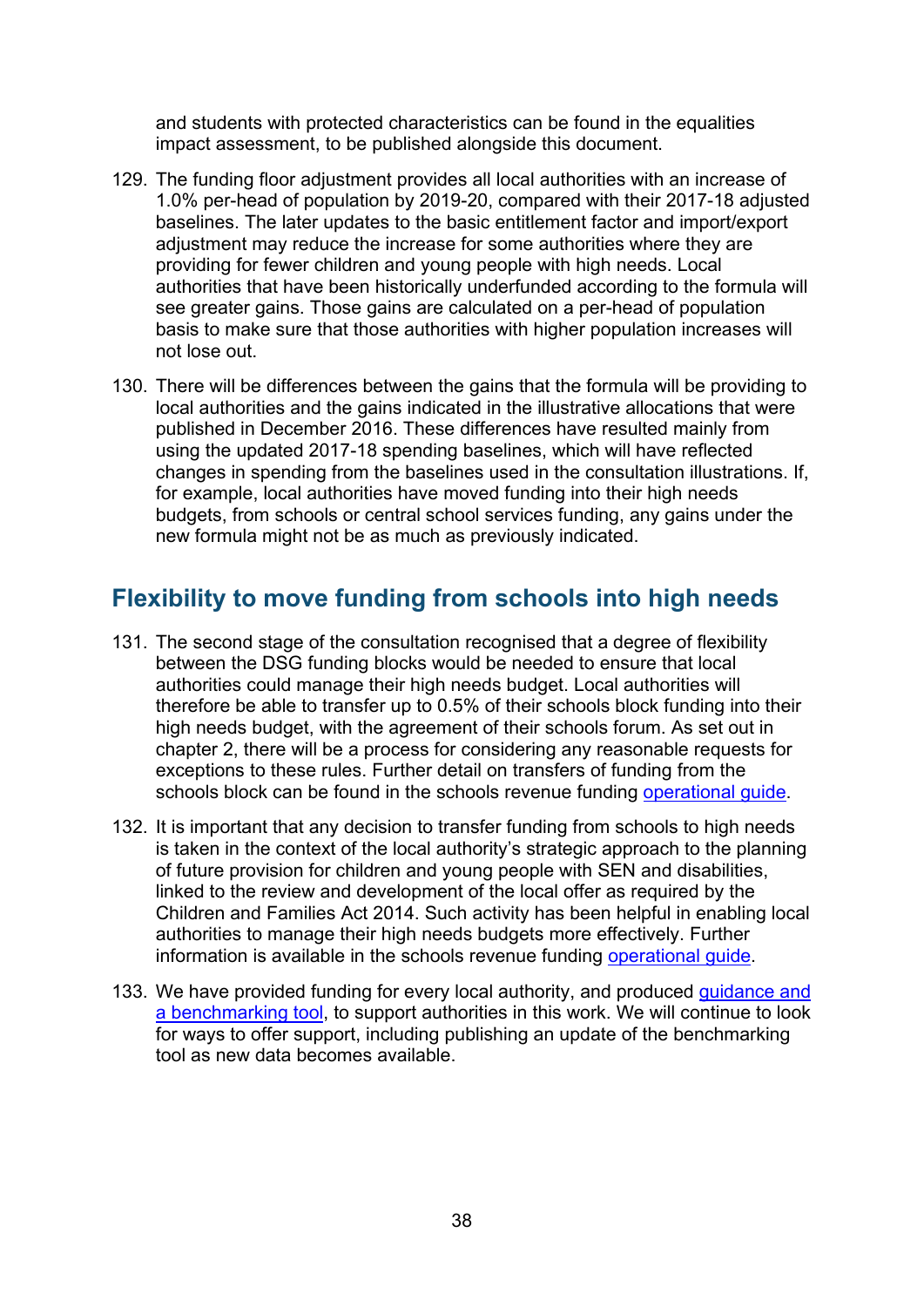and students with protected characteristics can be found in the equalities impact assessment, to be published alongside this document.

129. The funding floor adjustment provides all local authorities with an increase of 1.0% per-head of population by 2019-20, compared with their 2017-18 adjusted baselines. The later updates to the basic entitlement factor and import/export adjustment may reduce the increase for some authorities where they are providing for fewer children and young people with high needs. Local authorities that have been historically underfunded according to the formula will see greater gains. Those gains are calculated on a per-head of population basis to make sure that those authorities with higher population increases will not lose out.

130. There will be differences between the gains that the formula will be providing to local authorities and the gains indicated in the illustrative allocations that were published in December 2016. These differences have resulted mainly from using the updated 2017-18 spending baselines, which will have reflected changes in spending from the baselines used in the consultation illustrations. If, for example, local authorities have moved funding into their high needs budgets, from schools or central school services funding, any gains under the new formula might not be as much as previously indicated.

## Flexibility to move funding from schools into high needs

131. The second stage of the consultation recognised that a degree of flexibility between the DSG funding blocks would be needed to ensure that local authorities could manage their high needs budget. Local authorities will therefore be able to transfer up to 0.5% of their schools block funding into their high needs budget, with the agreement of their schools forum. As set out in chapter 2, there will be a process for considering any reasonable requests for exceptions to these rules. Further detail on transfers of funding from the schools block can be found in the schools revenue funding operational guide.

132. It is important that any decision to transfer funding from schools to high needs is taken in the context of the local authority's strategic approach to the planning of future provision for children and young people with SEN and disabilities, linked to the review and development of the local offer as required by the Children and Families Act 2014. Such activity has been helpful in enabling local authorities to manage their high needs budgets more effectively. Further information is available in the schools revenue funding operational guide.

133. We have provided funding for every local authority, and produced guidance and a benchmarking tool, to support authorities in this work. We will continue to look for ways to offer support, including publishing an update of the benchmarking tool as new data becomes available.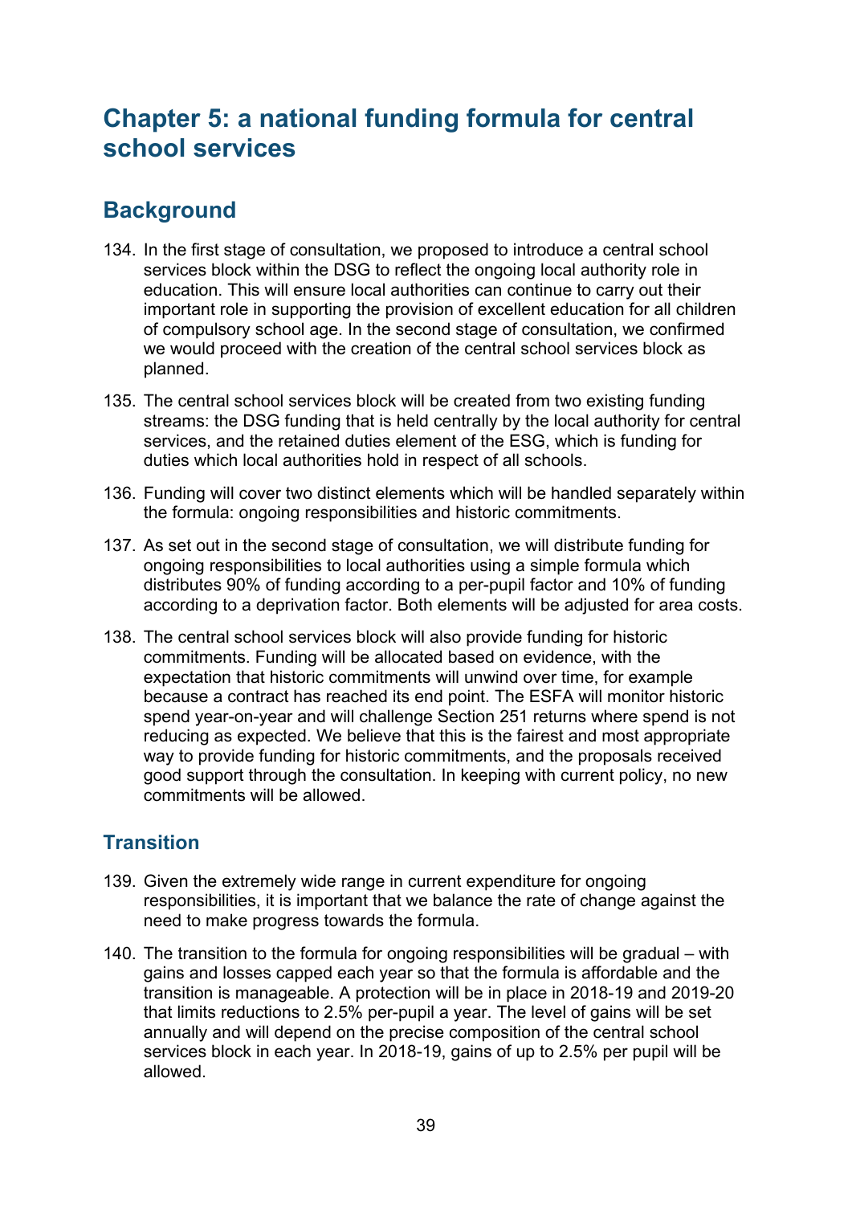# Chapter 5: a national funding formula for central school services

## Background

134. In the first stage of consultation, we proposed to introduce a central school services block within the DSG to reflect the ongoing local authority role in education. This will ensure local authorities can continue to carry out their important role in supporting the provision of excellent education for all children of compulsory school age. In the second stage of consultation, we confirmed we would proceed with the creation of the central school services block as planned.

135. The central school services block will be created from two existing funding streams: the DSG funding that is held centrally by the local authority for central services, and the retained duties element of the ESG, which is funding for duties which local authorities hold in respect of all schools.

136. Funding will cover two distinct elements which will be handled separately within the formula: ongoing responsibilities and historic commitments.

137. As set out in the second stage of consultation, we will distribute funding for ongoing responsibilities to local authorities using a simple formula which distributes 90% of funding according to a per-pupil factor and 10% of funding according to a deprivation factor. Both elements will be adjusted for area costs.

138. The central school services block will also provide funding for historic commitments. Funding will be allocated based on evidence, with the expectation that historic commitments will unwind over time, for example because a contract has reached its end point. The ESFA will monitor historic spend year-on-year and will challenge Section 251 returns where spend is not reducing as expected. We believe that this is the fairest and most appropriate way to provide funding for historic commitments, and the proposals received good support through the consultation. In keeping with current policy, no new commitments will be allowed.

## Transition

139. Given the extremely wide range in current expenditure for ongoing responsibilities, it is important that we balance the rate of change against the need to make progress towards the formula.

140. The transition to the formula for ongoing responsibilities will be gradual – with gains and losses capped each year so that the formula is affordable and the transition is manageable. A protection will be in place in 2018-19 and 2019-20 that limits reductions to 2.5% per-pupil a year. The level of gains will be set annually and will depend on the precise composition of the central school services block in each year. In 2018-19, gains of up to 2.5% per pupil will be allowed.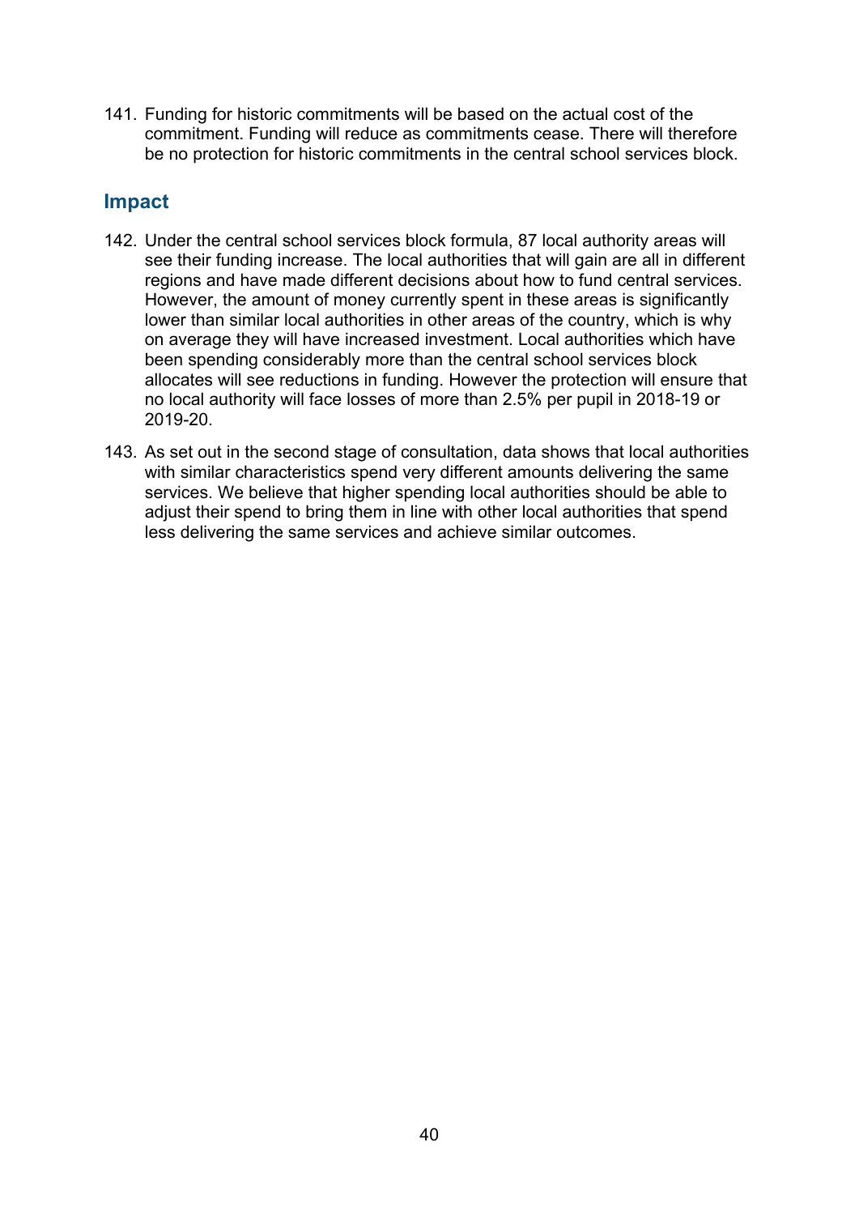141. Funding for historic commitments will be based on the actual cost of the commitment. Funding will reduce as commitments cease. There will therefore be no protection for historic commitments in the central school services block.

## Impact

142. Under the central school services block formula, 87 local authority areas will see their funding increase. The local authorities that will gain are all in different regions and have made different decisions about how to fund central services. However, the amount of money currently spent in these areas is significantly lower than similar local authorities in other areas of the country, which is why on average they will have increased investment. Local authorities which have been spending considerably more than the central school services block allocates will see reductions in funding. However the protection will ensure that no local authority will face losses of more than 2.5% per pupil in 2018-19 or 2019-20.

143. As set out in the second stage of consultation, data shows that local authorities with similar characteristics spend very different amounts delivering the same services. We believe that higher spending local authorities should be able to adjust their spend to bring them in line with other local authorities that spend less delivering the same services and achieve similar outcomes.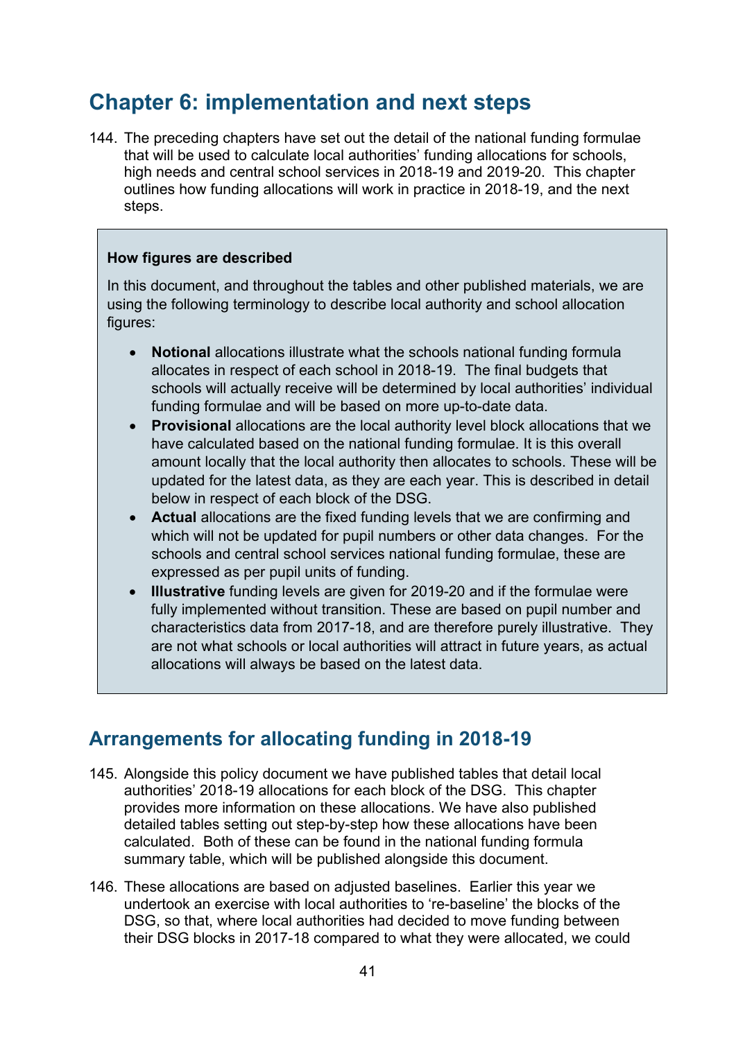# Chapter 6: implementation and next steps

144. The preceding chapters have set out the detail of the national funding formulae that will be used to calculate local authorities' funding allocations for schools, high needs and central school services in 2018-19 and 2019-20. This chapter outlines how funding allocations will work in practice in 2018-19, and the next steps.

> **How figures are described**
>
> In this document, and throughout the tables and other published materials, we are using the following terminology to describe local authority and school allocation figures:
>
> - **Notional** allocations illustrate what the schools national funding formula allocates in respect of each school in 2018-19. The final budgets that schools will actually receive will be determined by local authorities' individual funding formulae and will be based on more up-to-date data.
> - **Provisional** allocations are the local authority level block allocations that we have calculated based on the national funding formulae. It is this overall amount locally that the local authority then allocates to schools. These will be updated for the latest data, as they are each year. This is described in detail below in respect of each block of the DSG.
> - **Actual** allocations are the fixed funding levels that we are confirming and which will not be updated for pupil numbers or other data changes. For the schools and central school services national funding formulae, these are expressed as per pupil units of funding.
> - **Illustrative** funding levels are given for 2019-20 and if the formulae were fully implemented without transition. These are based on pupil number and characteristics data from 2017-18, and are therefore purely illustrative. They are not what schools or local authorities will attract in future years, as actual allocations will always be based on the latest data.

## Arrangements for allocating funding in 2018-19

145. Alongside this policy document we have published tables that detail local authorities' 2018-19 allocations for each block of the DSG. This chapter provides more information on these allocations. We have also published detailed tables setting out step-by-step how these allocations have been calculated. Both of these can be found in the national funding formula summary table, which will be published alongside this document.

146. These allocations are based on adjusted baselines. Earlier this year we undertook an exercise with local authorities to 're-baseline' the blocks of the DSG, so that, where local authorities had decided to move funding between their DSG blocks in 2017-18 compared to what they were allocated, we could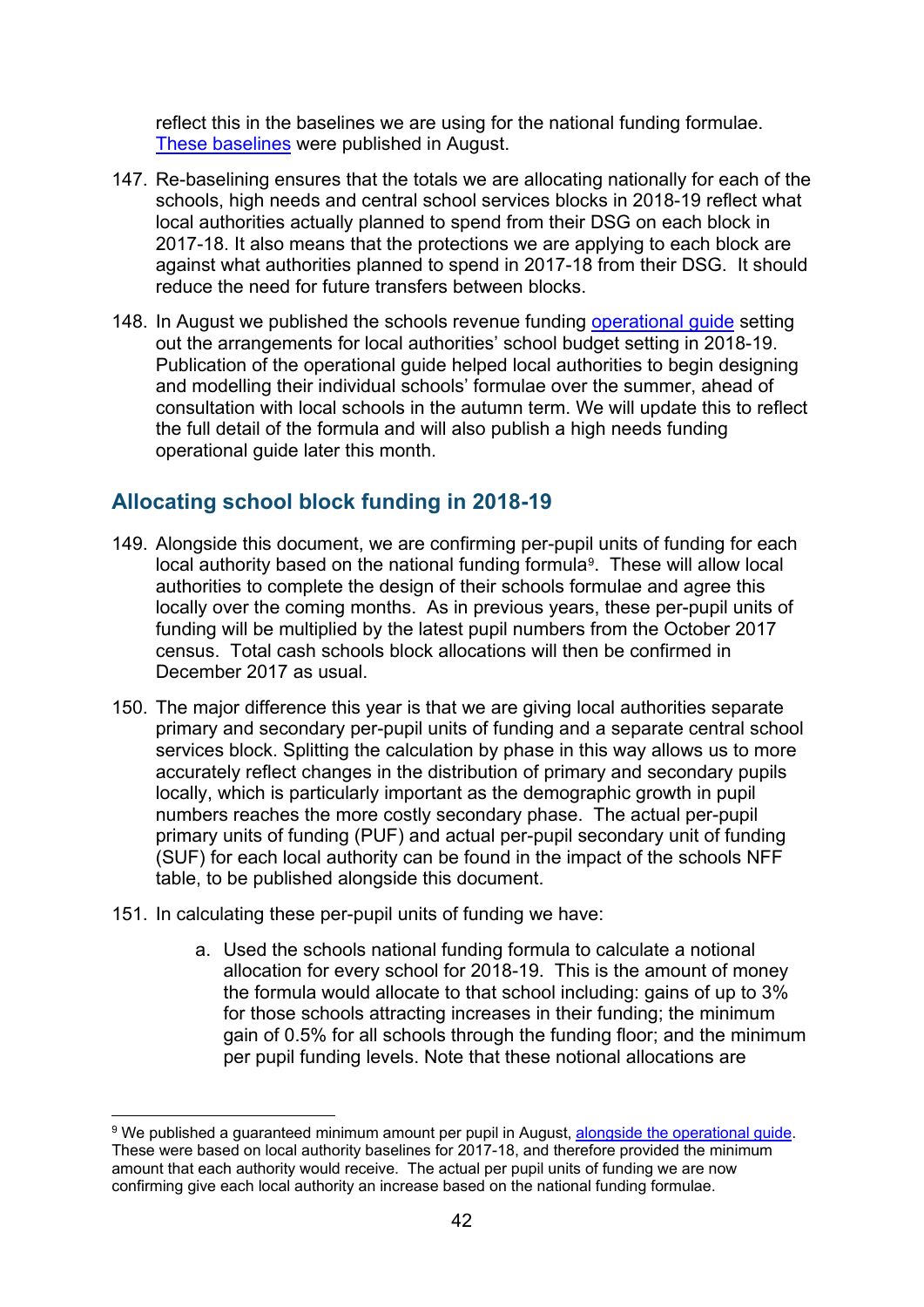reflect this in the baselines we are using for the national funding formulae. These baselines were published in August.

147. Re-baselining ensures that the totals we are allocating nationally for each of the schools, high needs and central school services blocks in 2018-19 reflect what local authorities actually planned to spend from their DSG on each block in 2017-18. It also means that the protections we are applying to each block are against what authorities planned to spend in 2017-18 from their DSG. It should reduce the need for future transfers between blocks.

148. In August we published the schools revenue funding operational guide setting out the arrangements for local authorities' school budget setting in 2018-19. Publication of the operational guide helped local authorities to begin designing and modelling their individual schools' formulae over the summer, ahead of consultation with local schools in the autumn term. We will update this to reflect the full detail of the formula and will also publish a high needs funding operational guide later this month.

## Allocating school block funding in 2018-19

149. Alongside this document, we are confirming per-pupil units of funding for each local authority based on the national funding formula[9]. These will allow local authorities to complete the design of their schools formulae and agree this locally over the coming months. As in previous years, these per-pupil units of funding will be multiplied by the latest pupil numbers from the October 2017 census. Total cash schools block allocations will then be confirmed in December 2017 as usual.

150. The major difference this year is that we are giving local authorities separate primary and secondary per-pupil units of funding and a separate central school services block. Splitting the calculation by phase in this way allows us to more accurately reflect changes in the distribution of primary and secondary pupils locally, which is particularly important as the demographic growth in pupil numbers reaches the more costly secondary phase. The actual per-pupil primary units of funding (PUF) and actual per-pupil secondary unit of funding (SUF) for each local authority can be found in the impact of the schools NFF table, to be published alongside this document.

151. In calculating these per-pupil units of funding we have:

    a. Used the schools national funding formula to calculate a notional allocation for every school for 2018-19. This is the amount of money the formula would allocate to that school including: gains of up to 3% for those schools attracting increases in their funding; the minimum gain of 0.5% for all schools through the funding floor; and the minimum per pupil funding levels. Note that these notional allocations are

---

[9] We published a guaranteed minimum amount per pupil in August, alongside the operational guide. These were based on local authority baselines for 2017-18, and therefore provided the minimum amount that each authority would receive. The actual per pupil units of funding we are now confirming give each local authority an increase based on the national funding formulae.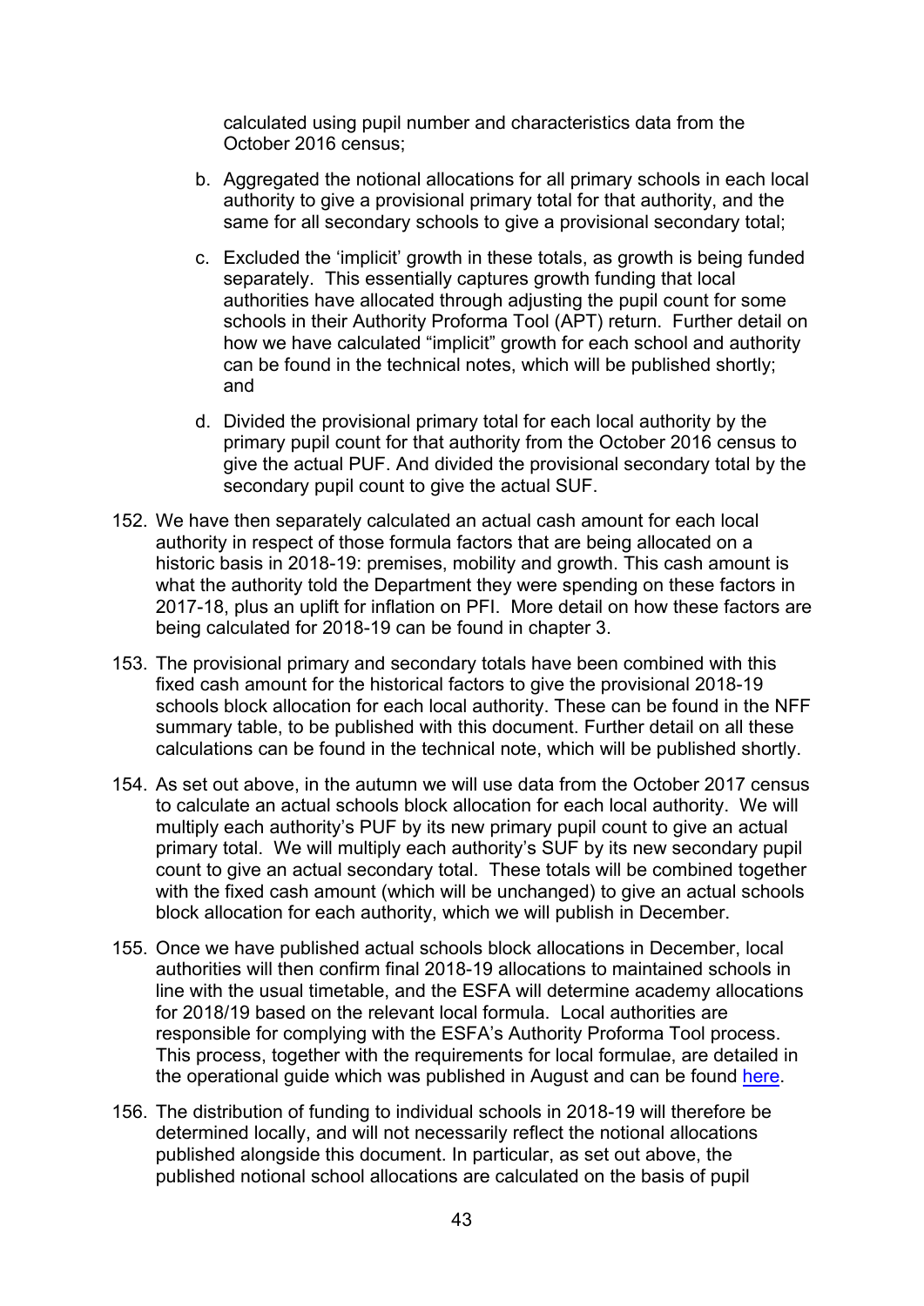calculated using pupil number and characteristics data from the October 2016 census;

b. Aggregated the notional allocations for all primary schools in each local authority to give a provisional primary total for that authority, and the same for all secondary schools to give a provisional secondary total;

c. Excluded the 'implicit' growth in these totals, as growth is being funded separately. This essentially captures growth funding that local authorities have allocated through adjusting the pupil count for some schools in their Authority Proforma Tool (APT) return. Further detail on how we have calculated "implicit" growth for each school and authority can be found in the technical notes, which will be published shortly; and

d. Divided the provisional primary total for each local authority by the primary pupil count for that authority from the October 2016 census to give the actual PUF. And divided the provisional secondary total by the secondary pupil count to give the actual SUF.

152. We have then separately calculated an actual cash amount for each local authority in respect of those formula factors that are being allocated on a historic basis in 2018-19: premises, mobility and growth. This cash amount is what the authority told the Department they were spending on these factors in 2017-18, plus an uplift for inflation on PFI. More detail on how these factors are being calculated for 2018-19 can be found in chapter 3.

153. The provisional primary and secondary totals have been combined with this fixed cash amount for the historical factors to give the provisional 2018-19 schools block allocation for each local authority. These can be found in the NFF summary table, to be published with this document. Further detail on all these calculations can be found in the technical note, which will be published shortly.

154. As set out above, in the autumn we will use data from the October 2017 census to calculate an actual schools block allocation for each local authority. We will multiply each authority's PUF by its new primary pupil count to give an actual primary total. We will multiply each authority's SUF by its new secondary pupil count to give an actual secondary total. These totals will be combined together with the fixed cash amount (which will be unchanged) to give an actual schools block allocation for each authority, which we will publish in December.

155. Once we have published actual schools block allocations in December, local authorities will then confirm final 2018-19 allocations to maintained schools in line with the usual timetable, and the ESFA will determine academy allocations for 2018/19 based on the relevant local formula. Local authorities are responsible for complying with the ESFA's Authority Proforma Tool process. This process, together with the requirements for local formulae, are detailed in the operational guide which was published in August and can be found here.

156. The distribution of funding to individual schools in 2018-19 will therefore be determined locally, and will not necessarily reflect the notional allocations published alongside this document. In particular, as set out above, the published notional school allocations are calculated on the basis of pupil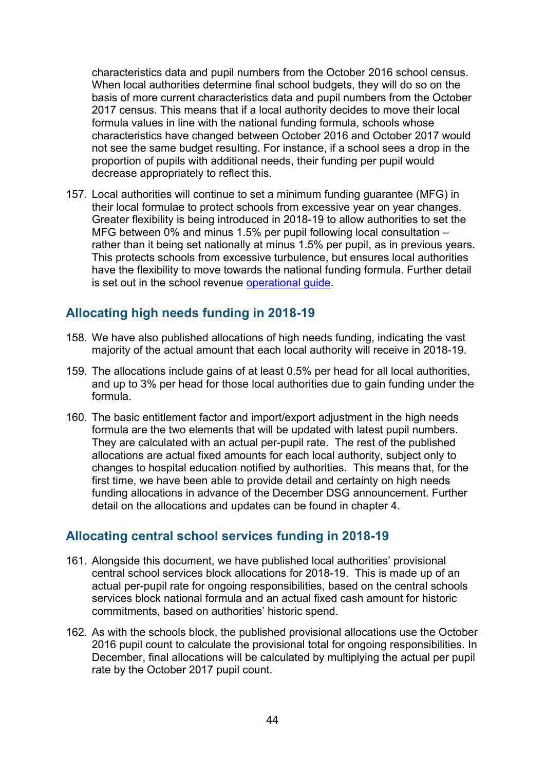characteristics data and pupil numbers from the October 2016 school census. When local authorities determine final school budgets, they will do so on the basis of more current characteristics data and pupil numbers from the October 2017 census. This means that if a local authority decides to move their local formula values in line with the national funding formula, schools whose characteristics have changed between October 2016 and October 2017 would not see the same budget resulting. For instance, if a school sees a drop in the proportion of pupils with additional needs, their funding per pupil would decrease appropriately to reflect this.

157. Local authorities will continue to set a minimum funding guarantee (MFG) in their local formulae to protect schools from excessive year on year changes. Greater flexibility is being introduced in 2018-19 to allow authorities to set the MFG between 0% and minus 1.5% per pupil following local consultation – rather than it being set nationally at minus 1.5% per pupil, as in previous years. This protects schools from excessive turbulence, but ensures local authorities have the flexibility to move towards the national funding formula. Further detail is set out in the school revenue [operational guide](operational guide).

## Allocating high needs funding in 2018-19

158. We have also published allocations of high needs funding, indicating the vast majority of the actual amount that each local authority will receive in 2018-19.

159. The allocations include gains of at least 0.5% per head for all local authorities, and up to 3% per head for those local authorities due to gain funding under the formula.

160. The basic entitlement factor and import/export adjustment in the high needs formula are the two elements that will be updated with latest pupil numbers. They are calculated with an actual per-pupil rate. The rest of the published allocations are actual fixed amounts for each local authority, subject only to changes to hospital education notified by authorities. This means that, for the first time, we have been able to provide detail and certainty on high needs funding allocations in advance of the December DSG announcement. Further detail on the allocations and updates can be found in chapter 4.

## Allocating central school services funding in 2018-19

161. Alongside this document, we have published local authorities' provisional central school services block allocations for 2018-19. This is made up of an actual per-pupil rate for ongoing responsibilities, based on the central schools services block national formula and an actual fixed cash amount for historic commitments, based on authorities' historic spend.

162. As with the schools block, the published provisional allocations use the October 2016 pupil count to calculate the provisional total for ongoing responsibilities. In December, final allocations will be calculated by multiplying the actual per pupil rate by the October 2017 pupil count.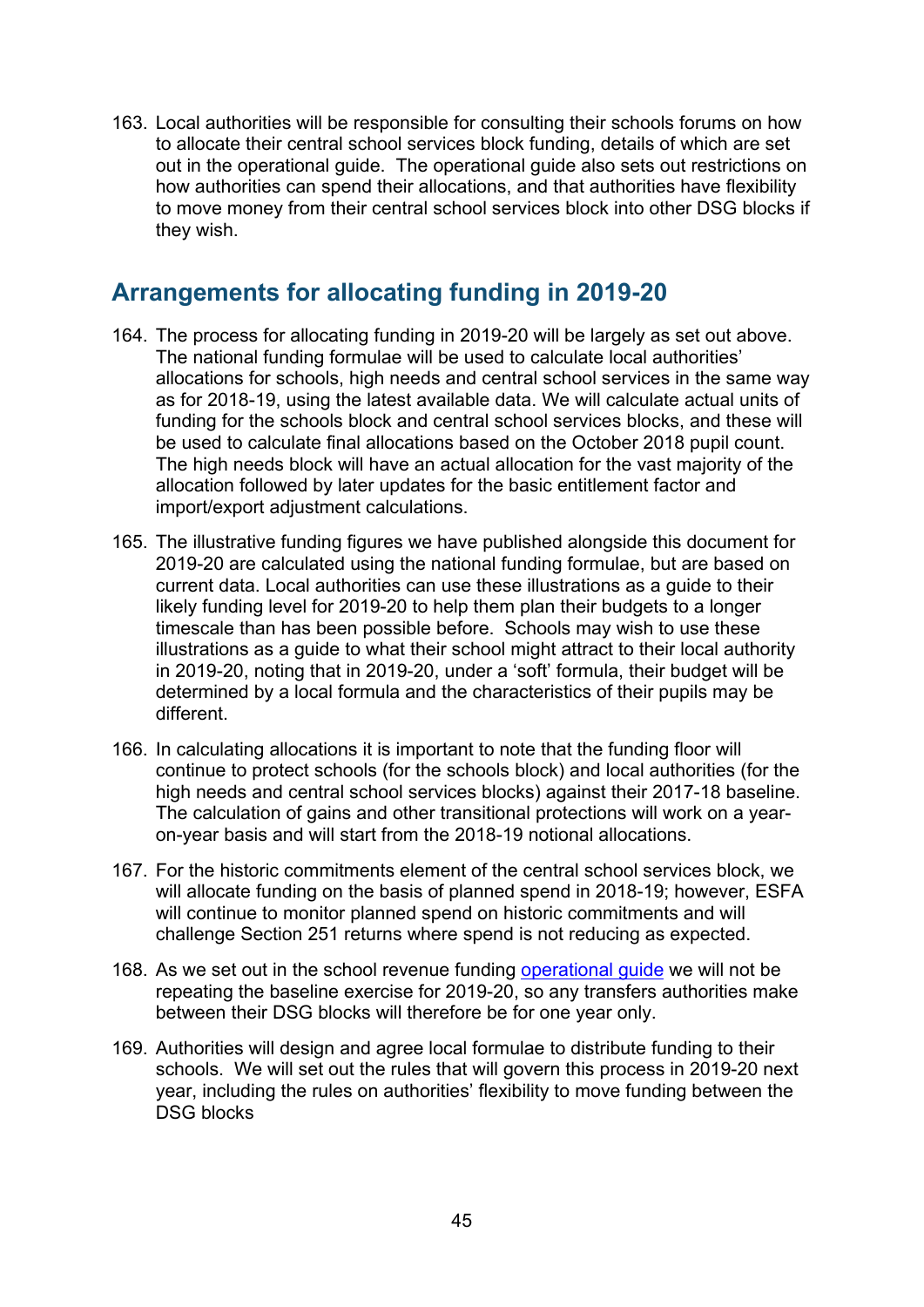163. Local authorities will be responsible for consulting their schools forums on how to allocate their central school services block funding, details of which are set out in the operational guide. The operational guide also sets out restrictions on how authorities can spend their allocations, and that authorities have flexibility to move money from their central school services block into other DSG blocks if they wish.

## Arrangements for allocating funding in 2019-20

164. The process for allocating funding in 2019-20 will be largely as set out above. The national funding formulae will be used to calculate local authorities' allocations for schools, high needs and central school services in the same way as for 2018-19, using the latest available data. We will calculate actual units of funding for the schools block and central school services blocks, and these will be used to calculate final allocations based on the October 2018 pupil count. The high needs block will have an actual allocation for the vast majority of the allocation followed by later updates for the basic entitlement factor and import/export adjustment calculations.

165. The illustrative funding figures we have published alongside this document for 2019-20 are calculated using the national funding formulae, but are based on current data. Local authorities can use these illustrations as a guide to their likely funding level for 2019-20 to help them plan their budgets to a longer timescale than has been possible before. Schools may wish to use these illustrations as a guide to what their school might attract to their local authority in 2019-20, noting that in 2019-20, under a 'soft' formula, their budget will be determined by a local formula and the characteristics of their pupils may be different.

166. In calculating allocations it is important to note that the funding floor will continue to protect schools (for the schools block) and local authorities (for the high needs and central school services blocks) against their 2017-18 baseline. The calculation of gains and other transitional protections will work on a year-on-year basis and will start from the 2018-19 notional allocations.

167. For the historic commitments element of the central school services block, we will allocate funding on the basis of planned spend in 2018-19; however, ESFA will continue to monitor planned spend on historic commitments and will challenge Section 251 returns where spend is not reducing as expected.

168. As we set out in the school revenue funding [operational guide](operational guide) we will not be repeating the baseline exercise for 2019-20, so any transfers authorities make between their DSG blocks will therefore be for one year only.

169. Authorities will design and agree local formulae to distribute funding to their schools. We will set out the rules that will govern this process in 2019-20 next year, including the rules on authorities' flexibility to move funding between the DSG blocks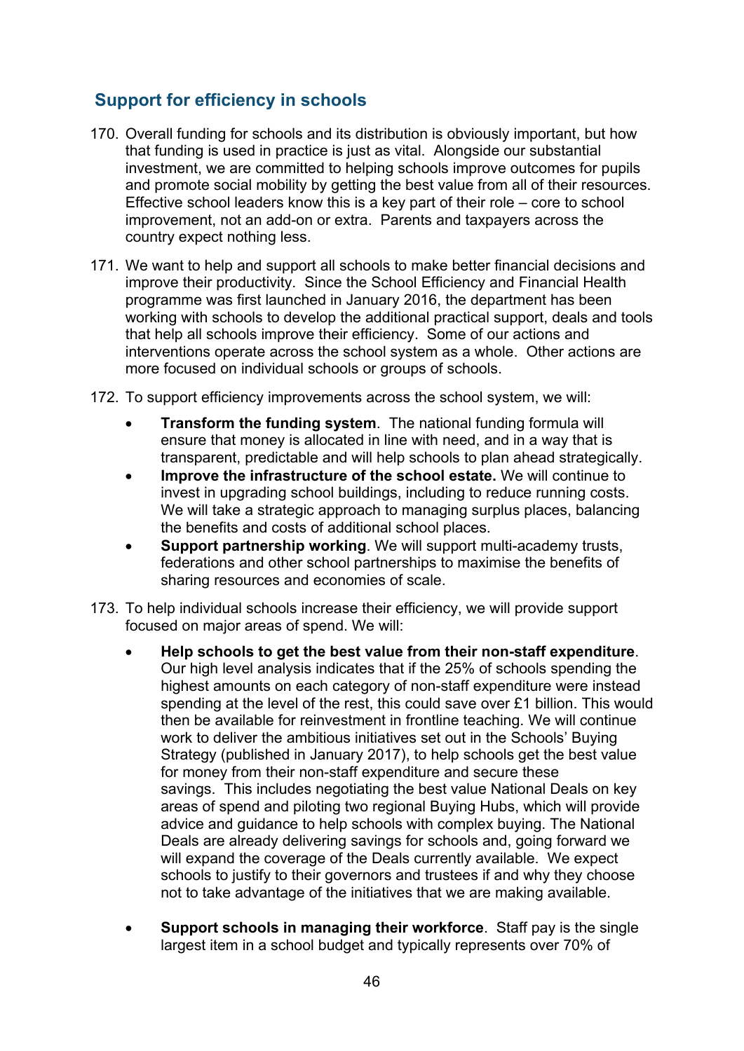## Support for efficiency in schools

170. Overall funding for schools and its distribution is obviously important, but how that funding is used in practice is just as vital. Alongside our substantial investment, we are committed to helping schools improve outcomes for pupils and promote social mobility by getting the best value from all of their resources. Effective school leaders know this is a key part of their role – core to school improvement, not an add-on or extra. Parents and taxpayers across the country expect nothing less.

171. We want to help and support all schools to make better financial decisions and improve their productivity. Since the School Efficiency and Financial Health programme was first launched in January 2016, the department has been working with schools to develop the additional practical support, deals and tools that help all schools improve their efficiency. Some of our actions and interventions operate across the school system as a whole. Other actions are more focused on individual schools or groups of schools.

172. To support efficiency improvements across the school system, we will:

    - **Transform the funding system**. The national funding formula will ensure that money is allocated in line with need, and in a way that is transparent, predictable and will help schools to plan ahead strategically.
    - **Improve the infrastructure of the school estate.** We will continue to invest in upgrading school buildings, including to reduce running costs. We will take a strategic approach to managing surplus places, balancing the benefits and costs of additional school places.
    - **Support partnership working**. We will support multi-academy trusts, federations and other school partnerships to maximise the benefits of sharing resources and economies of scale.

173. To help individual schools increase their efficiency, we will provide support focused on major areas of spend. We will:

    - **Help schools to get the best value from their non-staff expenditure**. Our high level analysis indicates that if the 25% of schools spending the highest amounts on each category of non-staff expenditure were instead spending at the level of the rest, this could save over £1 billion. This would then be available for reinvestment in frontline teaching. We will continue work to deliver the ambitious initiatives set out in the Schools' Buying Strategy (published in January 2017), to help schools get the best value for money from their non-staff expenditure and secure these savings. This includes negotiating the best value National Deals on key areas of spend and piloting two regional Buying Hubs, which will provide advice and guidance to help schools with complex buying. The National Deals are already delivering savings for schools and, going forward we will expand the coverage of the Deals currently available. We expect schools to justify to their governors and trustees if and why they choose not to take advantage of the initiatives that we are making available.

    - **Support schools in managing their workforce**. Staff pay is the single largest item in a school budget and typically represents over 70% of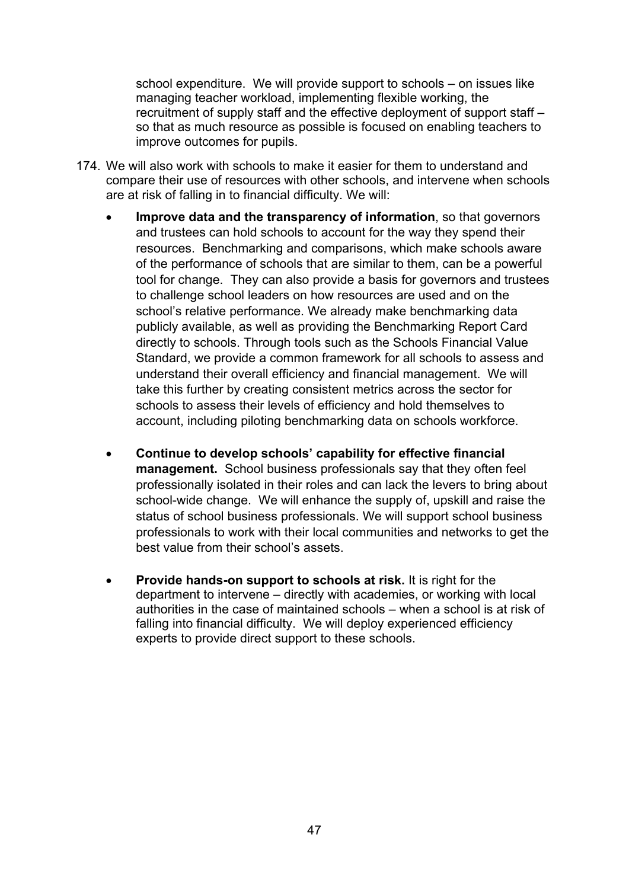school expenditure. We will provide support to schools – on issues like managing teacher workload, implementing flexible working, the recruitment of supply staff and the effective deployment of support staff – so that as much resource as possible is focused on enabling teachers to improve outcomes for pupils.

174. We will also work with schools to make it easier for them to understand and compare their use of resources with other schools, and intervene when schools are at risk of falling in to financial difficulty. We will:

- **Improve data and the transparency of information**, so that governors and trustees can hold schools to account for the way they spend their resources. Benchmarking and comparisons, which make schools aware of the performance of schools that are similar to them, can be a powerful tool for change. They can also provide a basis for governors and trustees to challenge school leaders on how resources are used and on the school's relative performance. We already make benchmarking data publicly available, as well as providing the Benchmarking Report Card directly to schools. Through tools such as the Schools Financial Value Standard, we provide a common framework for all schools to assess and understand their overall efficiency and financial management. We will take this further by creating consistent metrics across the sector for schools to assess their levels of efficiency and hold themselves to account, including piloting benchmarking data on schools workforce.

- **Continue to develop schools' capability for effective financial management.** School business professionals say that they often feel professionally isolated in their roles and can lack the levers to bring about school-wide change. We will enhance the supply of, upskill and raise the status of school business professionals. We will support school business professionals to work with their local communities and networks to get the best value from their school's assets.

- **Provide hands-on support to schools at risk.** It is right for the department to intervene – directly with academies, or working with local authorities in the case of maintained schools – when a school is at risk of falling into financial difficulty. We will deploy experienced efficiency experts to provide direct support to these schools.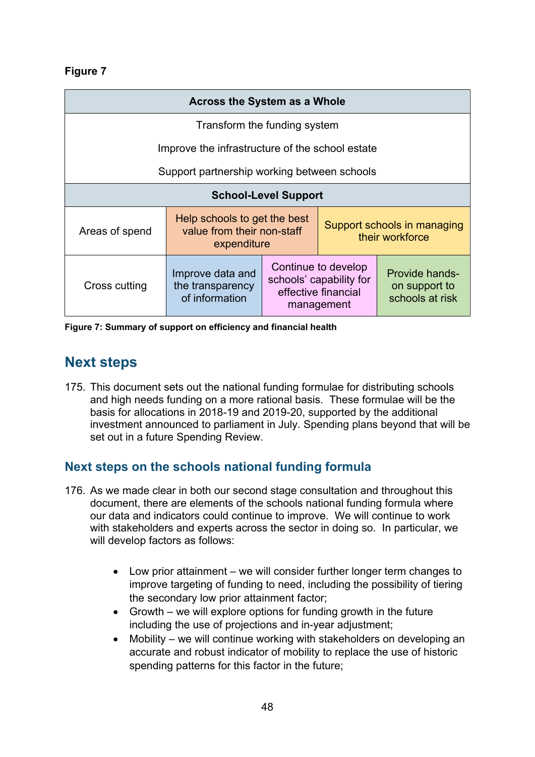**Figure 7**

| Across the System as a Whole | | | |
|---|---|---|---|
| Transform the funding system | | | |
| Improve the infrastructure of the school estate | | | |
| Support partnership working between schools | | | |
| **School-Level Support** | | | |
| Areas of spend | Help schools to get the best value from their non-staff expenditure | | Support schools in managing their workforce |
| Cross cutting | Improve data and the transparency of information | Continue to develop schools' capability for effective financial management | Provide hands-on support to schools at risk |

**Figure 7: Summary of support on efficiency and financial health**

## Next steps

175. This document sets out the national funding formulae for distributing schools and high needs funding on a more rational basis. These formulae will be the basis for allocations in 2018-19 and 2019-20, supported by the additional investment announced to parliament in July. Spending plans beyond that will be set out in a future Spending Review.

### Next steps on the schools national funding formula

176. As we made clear in both our second stage consultation and throughout this document, there are elements of the schools national funding formula where our data and indicators could continue to improve. We will continue to work with stakeholders and experts across the sector in doing so. In particular, we will develop factors as follows:

- Low prior attainment – we will consider further longer term changes to improve targeting of funding to need, including the possibility of tiering the secondary low prior attainment factor;
- Growth – we will explore options for funding growth in the future including the use of projections and in-year adjustment;
- Mobility – we will continue working with stakeholders on developing an accurate and robust indicator of mobility to replace the use of historic spending patterns for this factor in the future;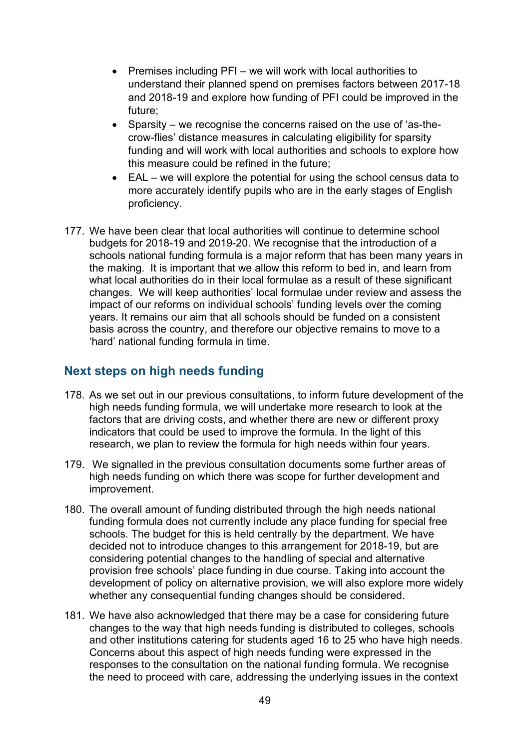- Premises including PFI – we will work with local authorities to understand their planned spend on premises factors between 2017-18 and 2018-19 and explore how funding of PFI could be improved in the future;
- Sparsity – we recognise the concerns raised on the use of 'as-the-crow-flies' distance measures in calculating eligibility for sparsity funding and will work with local authorities and schools to explore how this measure could be refined in the future;
- EAL – we will explore the potential for using the school census data to more accurately identify pupils who are in the early stages of English proficiency.

177. We have been clear that local authorities will continue to determine school budgets for 2018-19 and 2019-20. We recognise that the introduction of a schools national funding formula is a major reform that has been many years in the making. It is important that we allow this reform to bed in, and learn from what local authorities do in their local formulae as a result of these significant changes. We will keep authorities' local formulae under review and assess the impact of our reforms on individual schools' funding levels over the coming years. It remains our aim that all schools should be funded on a consistent basis across the country, and therefore our objective remains to move to a 'hard' national funding formula in time.

## Next steps on high needs funding

178. As we set out in our previous consultations, to inform future development of the high needs funding formula, we will undertake more research to look at the factors that are driving costs, and whether there are new or different proxy indicators that could be used to improve the formula. In the light of this research, we plan to review the formula for high needs within four years.

179. We signalled in the previous consultation documents some further areas of high needs funding on which there was scope for further development and improvement.

180. The overall amount of funding distributed through the high needs national funding formula does not currently include any place funding for special free schools. The budget for this is held centrally by the department. We have decided not to introduce changes to this arrangement for 2018-19, but are considering potential changes to the handling of special and alternative provision free schools' place funding in due course. Taking into account the development of policy on alternative provision, we will also explore more widely whether any consequential funding changes should be considered.

181. We have also acknowledged that there may be a case for considering future changes to the way that high needs funding is distributed to colleges, schools and other institutions catering for students aged 16 to 25 who have high needs. Concerns about this aspect of high needs funding were expressed in the responses to the consultation on the national funding formula. We recognise the need to proceed with care, addressing the underlying issues in the context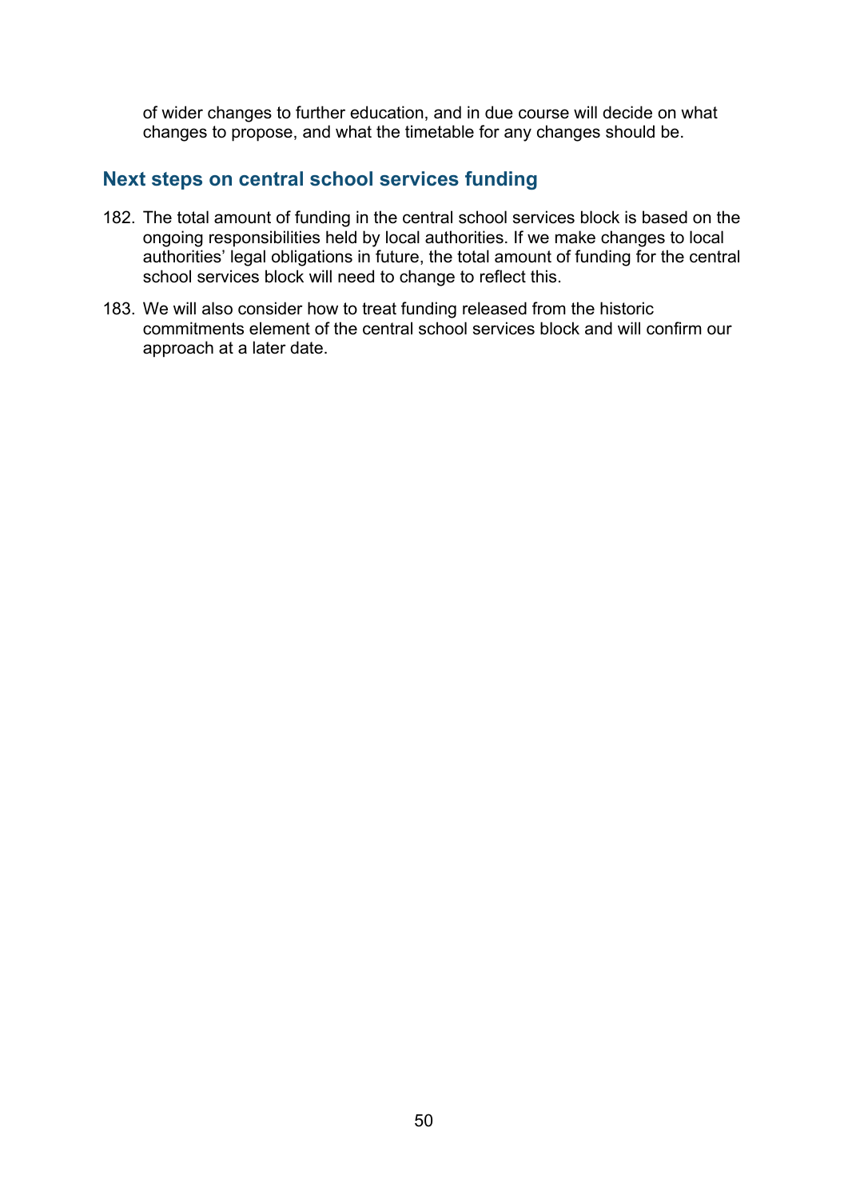of wider changes to further education, and in due course will decide on what changes to propose, and what the timetable for any changes should be.

## Next steps on central school services funding

182. The total amount of funding in the central school services block is based on the ongoing responsibilities held by local authorities. If we make changes to local authorities' legal obligations in future, the total amount of funding for the central school services block will need to change to reflect this.

183. We will also consider how to treat funding released from the historic commitments element of the central school services block and will confirm our approach at a later date.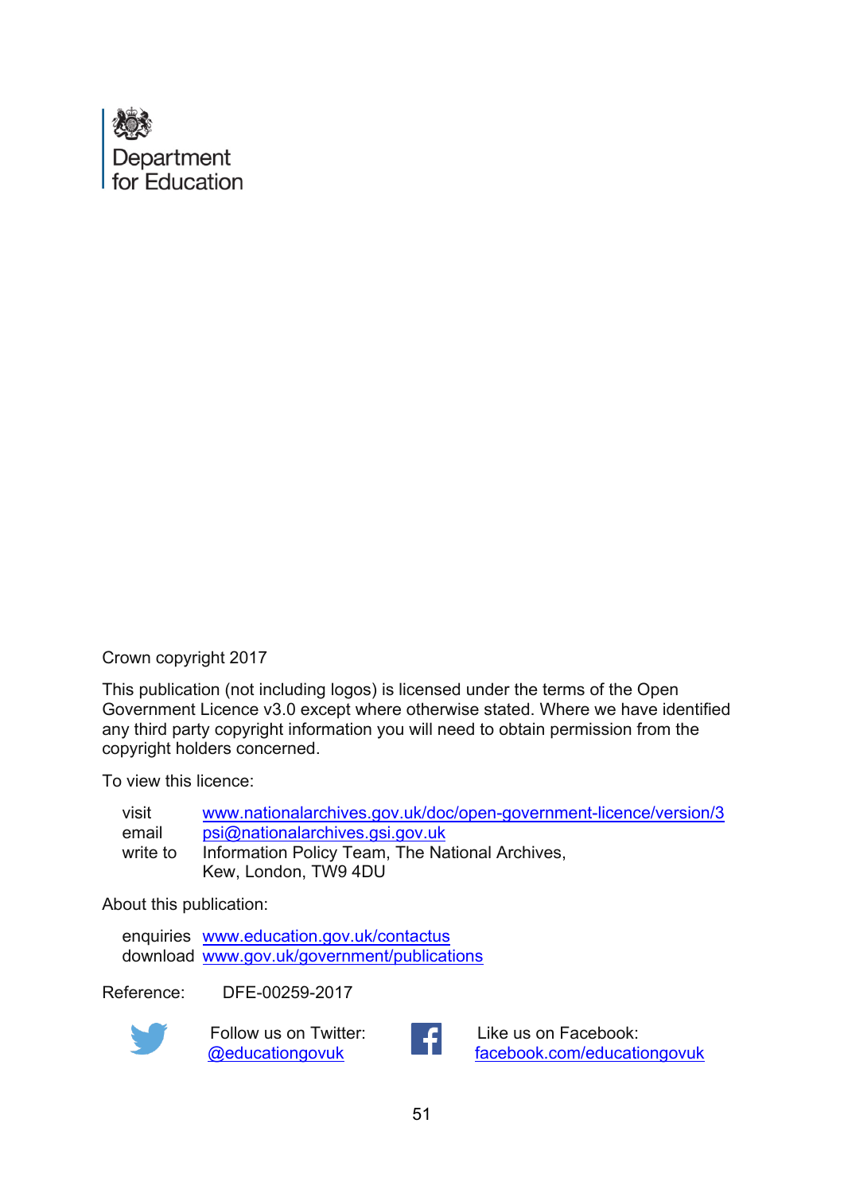Department for Education

Crown copyright 2017

This publication (not including logos) is licensed under the terms of the Open Government Licence v3.0 except where otherwise stated. Where we have identified any third party copyright information you will need to obtain permission from the copyright holders concerned.

To view this licence:

| | |
|---|---|
| visit | www.nationalarchives.gov.uk/doc/open-government-licence/version/3 |
| email | psi@nationalarchives.gsi.gov.uk |
| write to | Information Policy Team, The National Archives, Kew, London, TW9 4DU |

About this publication:

| | |
|---|---|
| enquiries | www.education.gov.uk/contactus |
| download | www.gov.uk/government/publications |

Reference: DFE-00259-2017

Follow us on Twitter: @educationgovuk

Like us on Facebook: facebook.com/educationgovuk